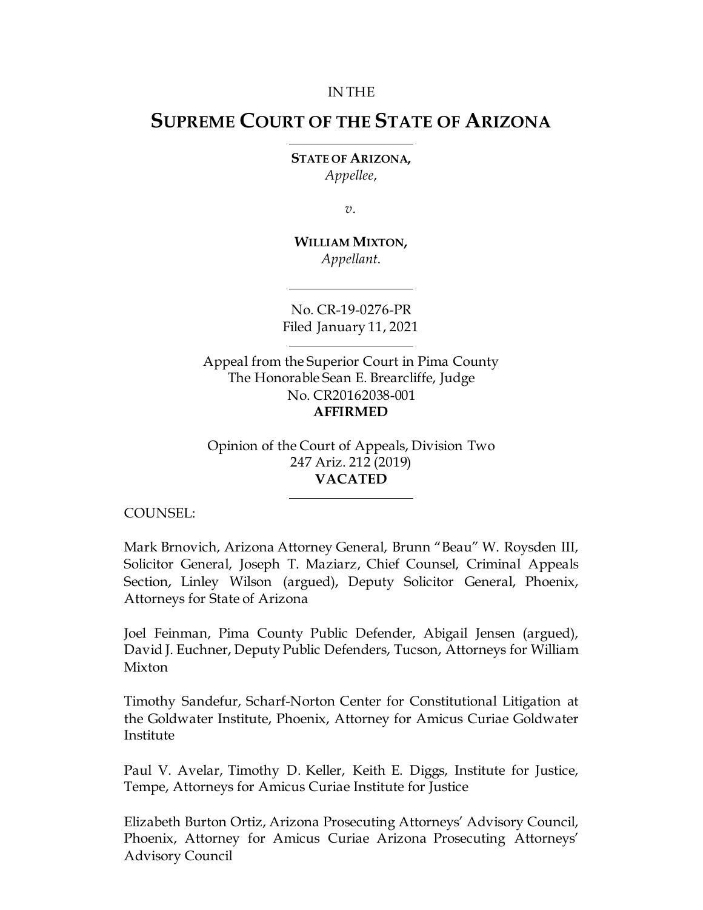IN THE

# SUPREME COURT OF THE STATE OF ARIZONA

---

**STATE OF ARIZONA,**
*Appellee*,

*v.*

**WILLIAM MIXTON,**
*Appellant*.

---

No. CR-19-0276-PR
Filed January 11, 2021

---

Appeal from the Superior Court in Pima County
The Honorable Sean E. Brearcliffe, Judge
No. CR20162038-001
**AFFIRMED**

Opinion of the Court of Appeals, Division Two
247 Ariz. 212 (2019)
**VACATED**

---

COUNSEL:

Mark Brnovich, Arizona Attorney General, Brunn "Beau" W. Roysden III, Solicitor General, Joseph T. Maziarz, Chief Counsel, Criminal Appeals Section, Linley Wilson (argued), Deputy Solicitor General, Phoenix, Attorneys for State of Arizona

Joel Feinman, Pima County Public Defender, Abigail Jensen (argued), David J. Euchner, Deputy Public Defenders, Tucson, Attorneys for William Mixton

Timothy Sandefur, Scharf-Norton Center for Constitutional Litigation at the Goldwater Institute, Phoenix, Attorney for Amicus Curiae Goldwater Institute

Paul V. Avelar, Timothy D. Keller, Keith E. Diggs, Institute for Justice, Tempe, Attorneys for Amicus Curiae Institute for Justice

Elizabeth Burton Ortiz, Arizona Prosecuting Attorneys' Advisory Council, Phoenix, Attorney for Amicus Curiae Arizona Prosecuting Attorneys' Advisory Council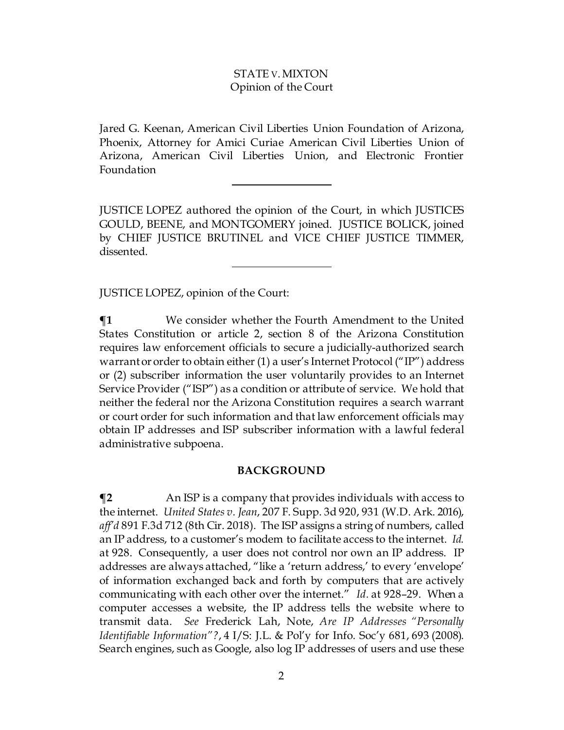Jared G. Keenan, American Civil Liberties Union Foundation of Arizona, Phoenix, Attorney for Amici Curiae American Civil Liberties Union of Arizona, American Civil Liberties Union, and Electronic Frontier Foundation

---

JUSTICE LOPEZ authored the opinion of the Court, in which JUSTICES GOULD, BEENE, and MONTGOMERY joined. JUSTICE BOLICK, joined by CHIEF JUSTICE BRUTINEL and VICE CHIEF JUSTICE TIMMER, dissented.

---

JUSTICE LOPEZ, opinion of the Court:

**¶1** We consider whether the Fourth Amendment to the United States Constitution or article 2, section 8 of the Arizona Constitution requires law enforcement officials to secure a judicially-authorized search warrant or order to obtain either (1) a user's Internet Protocol ("IP") address or (2) subscriber information the user voluntarily provides to an Internet Service Provider ("ISP") as a condition or attribute of service. We hold that neither the federal nor the Arizona Constitution requires a search warrant or court order for such information and that law enforcement officials may obtain IP addresses and ISP subscriber information with a lawful federal administrative subpoena.

## BACKGROUND

**¶2** An ISP is a company that provides individuals with access to the internet. *United States v. Jean*, 207 F. Supp. 3d 920, 931 (W.D. Ark. 2016), *aff'd* 891 F.3d 712 (8th Cir. 2018). The ISP assigns a string of numbers, called an IP address, to a customer's modem to facilitate access to the internet. *Id.* at 928. Consequently, a user does not control nor own an IP address. IP addresses are always attached, "like a 'return address,' to every 'envelope' of information exchanged back and forth by computers that are actively communicating with each other over the internet." *Id.* at 928–29. When a computer accesses a website, the IP address tells the website where to transmit data. *See* Frederick Lah, Note, *Are IP Addresses "Personally Identifiable Information"?*, 4 I/S: J.L. & Pol'y for Info. Soc'y 681, 693 (2008). Search engines, such as Google, also log IP addresses of users and use these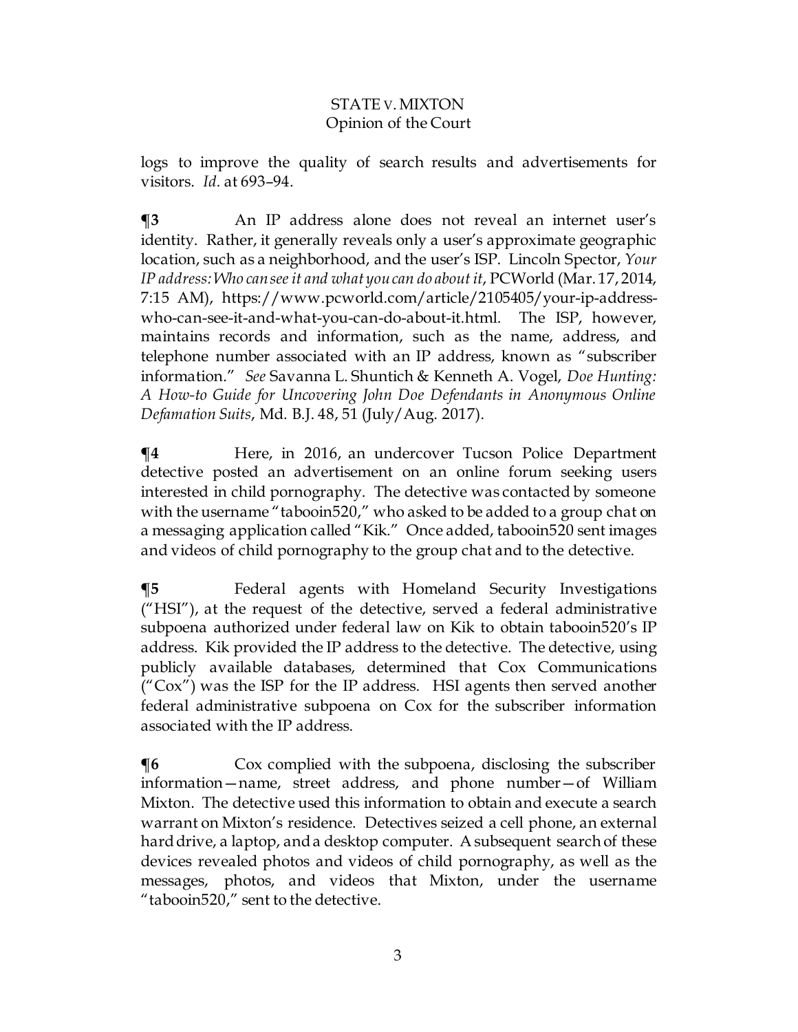logs to improve the quality of search results and advertisements for visitors. *Id.* at 693–94.

**¶3** An IP address alone does not reveal an internet user's identity. Rather, it generally reveals only a user's approximate geographic location, such as a neighborhood, and the user's ISP. Lincoln Spector, *Your IP address: Who can see it and what you can do about it*, PCWorld (Mar. 17, 2014, 7:15 AM), https://www.pcworld.com/article/2105405/your-ip-address-who-can-see-it-and-what-you-can-do-about-it.html. The ISP, however, maintains records and information, such as the name, address, and telephone number associated with an IP address, known as "subscriber information." *See* Savanna L. Shuntich & Kenneth A. Vogel, *Doe Hunting: A How-to Guide for Uncovering John Doe Defendants in Anonymous Online Defamation Suits*, Md. B.J. 48, 51 (July/Aug. 2017).

**¶4** Here, in 2016, an undercover Tucson Police Department detective posted an advertisement on an online forum seeking users interested in child pornography. The detective was contacted by someone with the username "tabooin520," who asked to be added to a group chat on a messaging application called "Kik." Once added, tabooin520 sent images and videos of child pornography to the group chat and to the detective.

**¶5** Federal agents with Homeland Security Investigations ("HSI"), at the request of the detective, served a federal administrative subpoena authorized under federal law on Kik to obtain tabooin520's IP address. Kik provided the IP address to the detective. The detective, using publicly available databases, determined that Cox Communications ("Cox") was the ISP for the IP address. HSI agents then served another federal administrative subpoena on Cox for the subscriber information associated with the IP address.

**¶6** Cox complied with the subpoena, disclosing the subscriber information—name, street address, and phone number—of William Mixton. The detective used this information to obtain and execute a search warrant on Mixton's residence. Detectives seized a cell phone, an external hard drive, a laptop, and a desktop computer. A subsequent search of these devices revealed photos and videos of child pornography, as well as the messages, photos, and videos that Mixton, under the username "tabooin520," sent to the detective.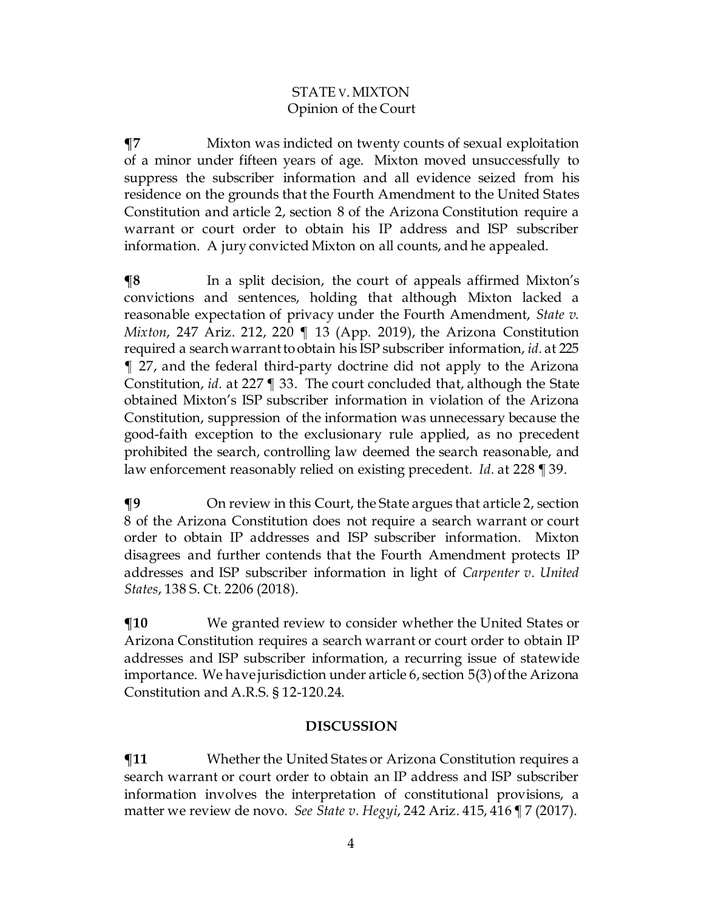**¶7** Mixton was indicted on twenty counts of sexual exploitation of a minor under fifteen years of age. Mixton moved unsuccessfully to suppress the subscriber information and all evidence seized from his residence on the grounds that the Fourth Amendment to the United States Constitution and article 2, section 8 of the Arizona Constitution require a warrant or court order to obtain his IP address and ISP subscriber information. A jury convicted Mixton on all counts, and he appealed.

**¶8** In a split decision, the court of appeals affirmed Mixton's convictions and sentences, holding that although Mixton lacked a reasonable expectation of privacy under the Fourth Amendment, *State v. Mixton*, 247 Ariz. 212, 220 ¶ 13 (App. 2019), the Arizona Constitution required a search warrant to obtain his ISP subscriber information, *id.* at 225 ¶ 27, and the federal third-party doctrine did not apply to the Arizona Constitution, *id.* at 227 ¶ 33. The court concluded that, although the State obtained Mixton's ISP subscriber information in violation of the Arizona Constitution, suppression of the information was unnecessary because the good-faith exception to the exclusionary rule applied, as no precedent prohibited the search, controlling law deemed the search reasonable, and law enforcement reasonably relied on existing precedent. *Id.* at 228 ¶ 39.

**¶9** On review in this Court, the State argues that article 2, section 8 of the Arizona Constitution does not require a search warrant or court order to obtain IP addresses and ISP subscriber information. Mixton disagrees and further contends that the Fourth Amendment protects IP addresses and ISP subscriber information in light of *Carpenter v. United States*, 138 S. Ct. 2206 (2018).

**¶10** We granted review to consider whether the United States or Arizona Constitution requires a search warrant or court order to obtain IP addresses and ISP subscriber information, a recurring issue of statewide importance. We have jurisdiction under article 6, section 5(3) of the Arizona Constitution and A.R.S. § 12-120.24.

## DISCUSSION

**¶11** Whether the United States or Arizona Constitution requires a search warrant or court order to obtain an IP address and ISP subscriber information involves the interpretation of constitutional provisions, a matter we review de novo. *See State v. Hegyi*, 242 Ariz. 415, 416 ¶ 7 (2017).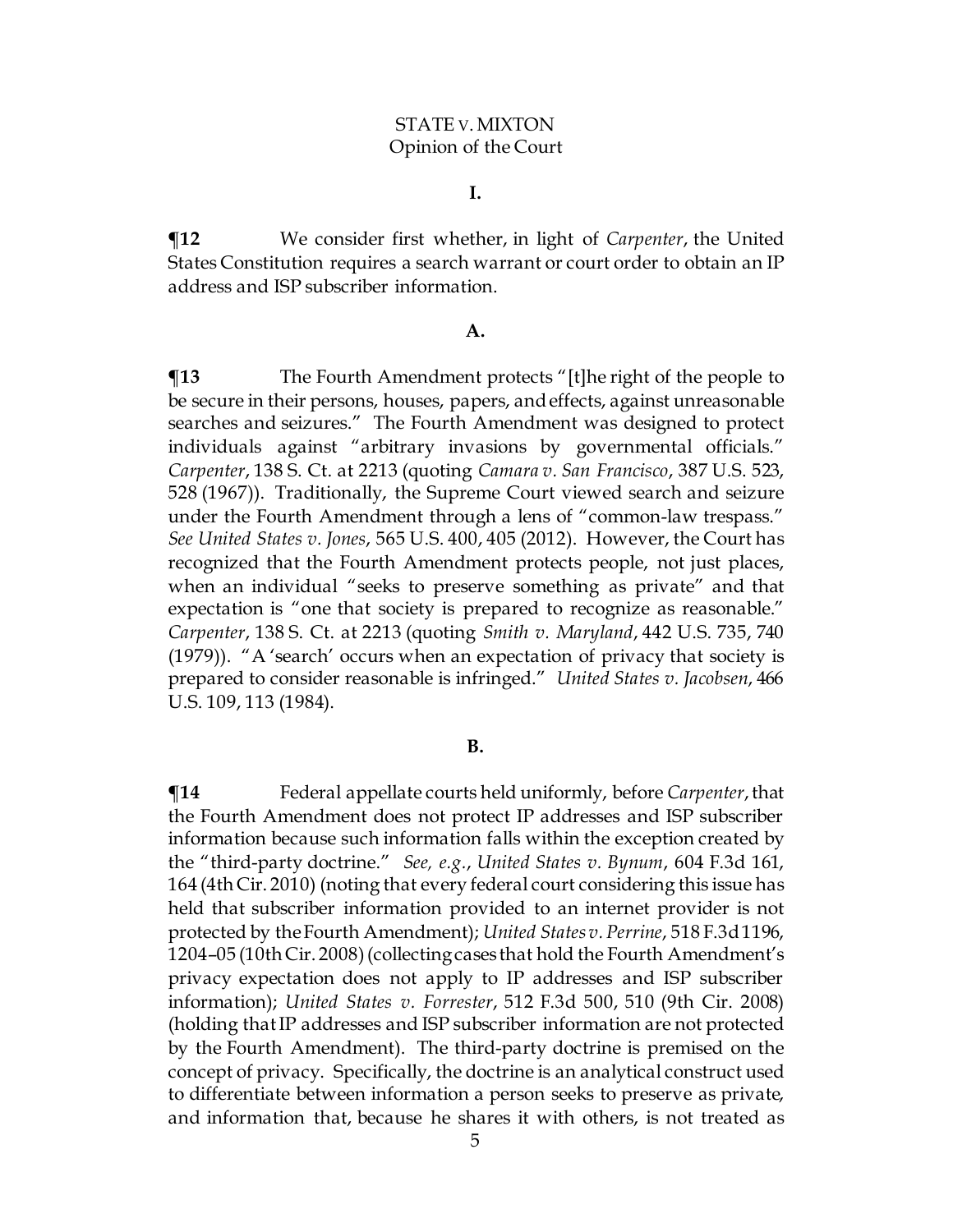## I.

**¶12** We consider first whether, in light of *Carpenter*, the United States Constitution requires a search warrant or court order to obtain an IP address and ISP subscriber information.

### A.

**¶13** The Fourth Amendment protects "[t]he right of the people to be secure in their persons, houses, papers, and effects, against unreasonable searches and seizures." The Fourth Amendment was designed to protect individuals against "arbitrary invasions by governmental officials." *Carpenter*, 138 S. Ct. at 2213 (quoting *Camara v. San Francisco*, 387 U.S. 523, 528 (1967)). Traditionally, the Supreme Court viewed search and seizure under the Fourth Amendment through a lens of "common-law trespass." *See United States v. Jones*, 565 U.S. 400, 405 (2012). However, the Court has recognized that the Fourth Amendment protects people, not just places, when an individual "seeks to preserve something as private" and that expectation is "one that society is prepared to recognize as reasonable." *Carpenter*, 138 S. Ct. at 2213 (quoting *Smith v. Maryland*, 442 U.S. 735, 740 (1979)). "A 'search' occurs when an expectation of privacy that society is prepared to consider reasonable is infringed." *United States v. Jacobsen*, 466 U.S. 109, 113 (1984).

### B.

**¶14** Federal appellate courts held uniformly, before *Carpenter*, that the Fourth Amendment does not protect IP addresses and ISP subscriber information because such information falls within the exception created by the "third-party doctrine." *See, e.g.*, *United States v. Bynum*, 604 F.3d 161, 164 (4th Cir. 2010) (noting that every federal court considering this issue has held that subscriber information provided to an internet provider is not protected by the Fourth Amendment); *United States v. Perrine*, 518 F.3d 1196, 1204–05 (10th Cir. 2008) (collecting cases that hold the Fourth Amendment's privacy expectation does not apply to IP addresses and ISP subscriber information); *United States v. Forrester*, 512 F.3d 500, 510 (9th Cir. 2008) (holding that IP addresses and ISP subscriber information are not protected by the Fourth Amendment). The third-party doctrine is premised on the concept of privacy. Specifically, the doctrine is an analytical construct used to differentiate between information a person seeks to preserve as private, and information that, because he shares it with others, is not treated as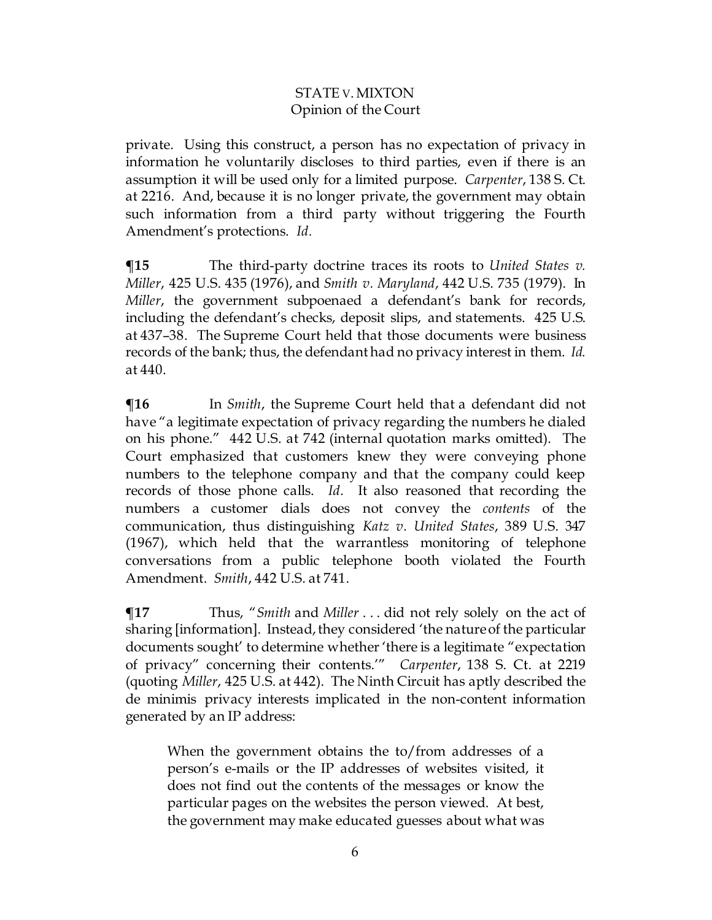private. Using this construct, a person has no expectation of privacy in information he voluntarily discloses to third parties, even if there is an assumption it will be used only for a limited purpose. *Carpenter*, 138 S. Ct. at 2216. And, because it is no longer private, the government may obtain such information from a third party without triggering the Fourth Amendment's protections. *Id.*

**¶15** The third-party doctrine traces its roots to *United States v. Miller*, 425 U.S. 435 (1976), and *Smith v. Maryland*, 442 U.S. 735 (1979). In *Miller*, the government subpoenaed a defendant's bank for records, including the defendant's checks, deposit slips, and statements. 425 U.S. at 437–38. The Supreme Court held that those documents were business records of the bank; thus, the defendant had no privacy interest in them. *Id.* at 440.

**¶16** In *Smith*, the Supreme Court held that a defendant did not have "a legitimate expectation of privacy regarding the numbers he dialed on his phone." 442 U.S. at 742 (internal quotation marks omitted). The Court emphasized that customers knew they were conveying phone numbers to the telephone company and that the company could keep records of those phone calls. *Id.* It also reasoned that recording the numbers a customer dials does not convey the *contents* of the communication, thus distinguishing *Katz v. United States*, 389 U.S. 347 (1967), which held that the warrantless monitoring of telephone conversations from a public telephone booth violated the Fourth Amendment. *Smith*, 442 U.S. at 741.

**¶17** Thus, "*Smith* and *Miller* . . . did not rely solely on the act of sharing [information]. Instead, they considered 'the nature of the particular documents sought' to determine whether 'there is a legitimate "expectation of privacy" concerning their contents.'" *Carpenter*, 138 S. Ct. at 2219 (quoting *Miller*, 425 U.S. at 442). The Ninth Circuit has aptly described the de minimis privacy interests implicated in the non-content information generated by an IP address:

> When the government obtains the to/from addresses of a person's e-mails or the IP addresses of websites visited, it does not find out the contents of the messages or know the particular pages on the websites the person viewed. At best, the government may make educated guesses about what was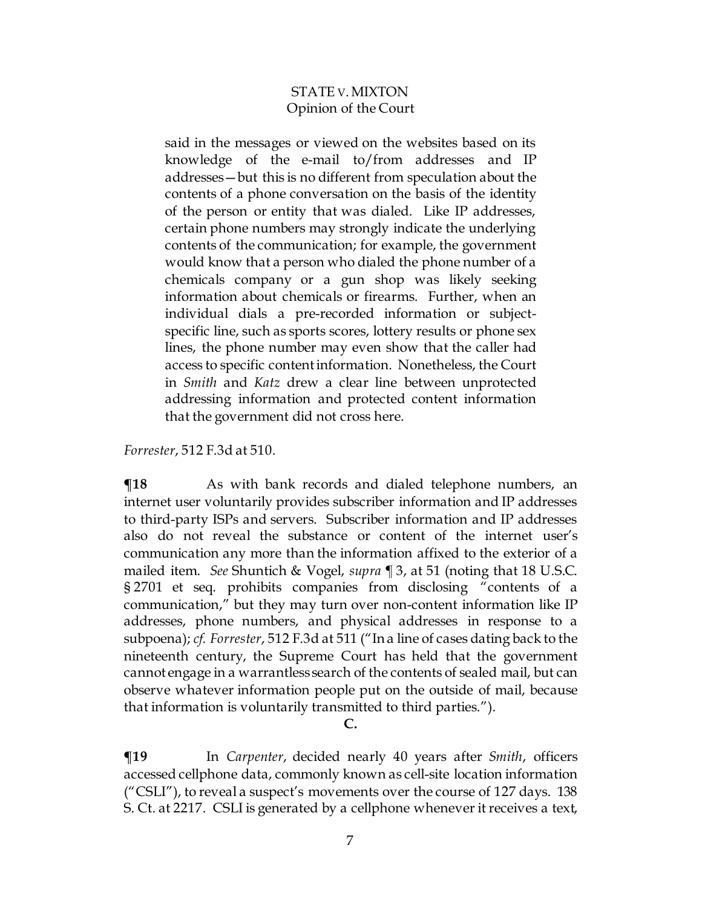> said in the messages or viewed on the websites based on its knowledge of the e-mail to/from addresses and IP addresses—but this is no different from speculation about the contents of a phone conversation on the basis of the identity of the person or entity that was dialed. Like IP addresses, certain phone numbers may strongly indicate the underlying contents of the communication; for example, the government would know that a person who dialed the phone number of a chemicals company or a gun shop was likely seeking information about chemicals or firearms. Further, when an individual dials a pre-recorded information or subject-specific line, such as sports scores, lottery results or phone sex lines, the phone number may even show that the caller had access to specific content information. Nonetheless, the Court in *Smith* and *Katz* drew a clear line between unprotected addressing information and protected content information that the government did not cross here.

*Forrester*, 512 F.3d at 510.

**¶18** As with bank records and dialed telephone numbers, an internet user voluntarily provides subscriber information and IP addresses to third-party ISPs and servers. Subscriber information and IP addresses also do not reveal the substance or content of the internet user's communication any more than the information affixed to the exterior of a mailed item. *See* Shuntich & Vogel, *supra* ¶ 3, at 51 (noting that 18 U.S.C. § 2701 et seq. prohibits companies from disclosing "contents of a communication," but they may turn over non-content information like IP addresses, phone numbers, and physical addresses in response to a subpoena); *cf. Forrester*, 512 F.3d at 511 ("In a line of cases dating back to the nineteenth century, the Supreme Court has held that the government cannot engage in a warrantless search of the contents of sealed mail, but can observe whatever information people put on the outside of mail, because that information is voluntarily transmitted to third parties.").

**C.**

**¶19** In *Carpenter*, decided nearly 40 years after *Smith*, officers accessed cellphone data, commonly known as cell-site location information ("CSLI"), to reveal a suspect's movements over the course of 127 days. 138 S. Ct. at 2217. CSLI is generated by a cellphone whenever it receives a text,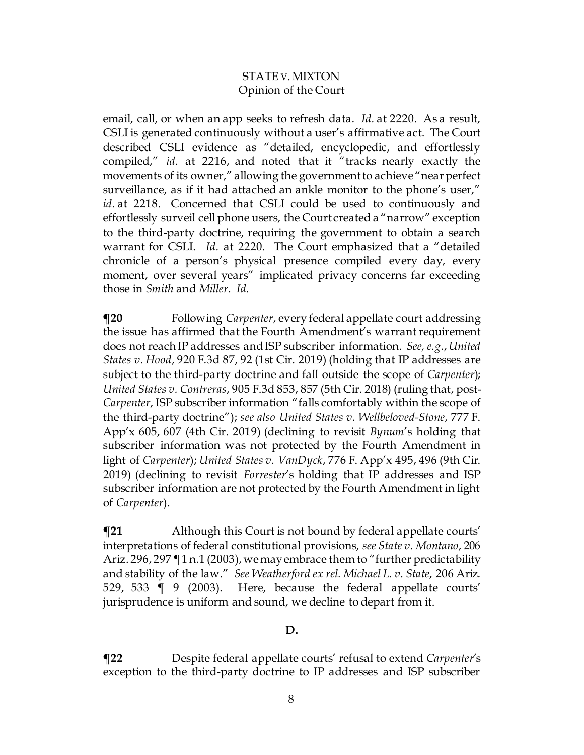email, call, or when an app seeks to refresh data. *Id.* at 2220. As a result, CSLI is generated continuously without a user's affirmative act. The Court described CSLI evidence as "detailed, encyclopedic, and effortlessly compiled," *id.* at 2216, and noted that it "tracks nearly exactly the movements of its owner," allowing the government to achieve "near perfect surveillance, as if it had attached an ankle monitor to the phone's user," *id.* at 2218. Concerned that CSLI could be used to continuously and effortlessly surveil cell phone users, the Court created a "narrow" exception to the third-party doctrine, requiring the government to obtain a search warrant for CSLI. *Id.* at 2220. The Court emphasized that a "detailed chronicle of a person's physical presence compiled every day, every moment, over several years" implicated privacy concerns far exceeding those in *Smith* and *Miller*. *Id.*

**¶20** Following *Carpenter*, every federal appellate court addressing the issue has affirmed that the Fourth Amendment's warrant requirement does not reach IP addresses and ISP subscriber information. *See, e.g.*, *United States v. Hood*, 920 F.3d 87, 92 (1st Cir. 2019) (holding that IP addresses are subject to the third-party doctrine and fall outside the scope of *Carpenter*); *United States v. Contreras*, 905 F.3d 853, 857 (5th Cir. 2018) (ruling that, post-*Carpenter*, ISP subscriber information "falls comfortably within the scope of the third-party doctrine"); *see also United States v. Wellbeloved-Stone*, 777 F. App'x 605, 607 (4th Cir. 2019) (declining to revisit *Bynum*'s holding that subscriber information was not protected by the Fourth Amendment in light of *Carpenter*); *United States v. VanDyck*, 776 F. App'x 495, 496 (9th Cir. 2019) (declining to revisit *Forrester*'s holding that IP addresses and ISP subscriber information are not protected by the Fourth Amendment in light of *Carpenter*).

**¶21** Although this Court is not bound by federal appellate courts' interpretations of federal constitutional provisions, *see State v. Montano*, 206 Ariz. 296, 297 ¶ 1 n.1 (2003), we may embrace them to "further predictability and stability of the law." *See Weatherford ex rel. Michael L. v. State*, 206 Ariz. 529, 533 ¶ 9 (2003). Here, because the federal appellate courts' jurisprudence is uniform and sound, we decline to depart from it.

### D.

**¶22** Despite federal appellate courts' refusal to extend *Carpenter*'s exception to the third-party doctrine to IP addresses and ISP subscriber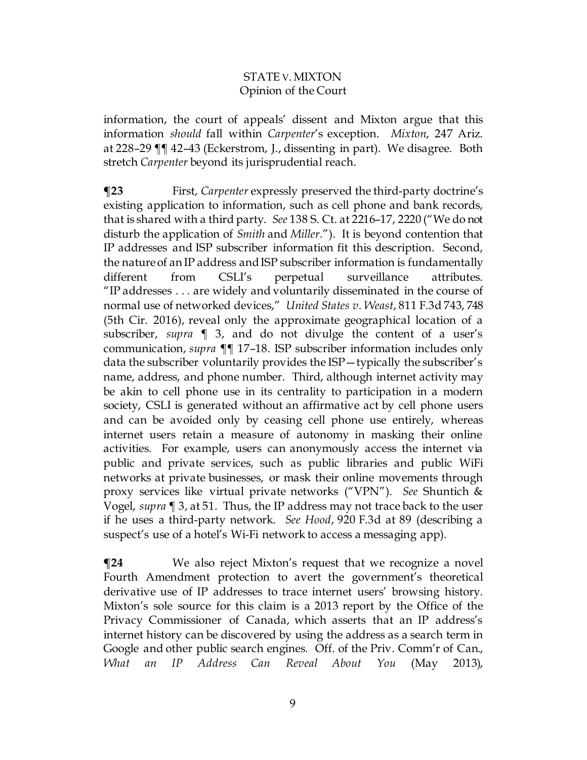information, the court of appeals' dissent and Mixton argue that this information *should* fall within *Carpenter*'s exception. *Mixton*, 247 Ariz. at 228–29 ¶¶ 42–43 (Eckerstrom, J., dissenting in part). We disagree. Both stretch *Carpenter* beyond its jurisprudential reach.

**¶23** First, *Carpenter* expressly preserved the third-party doctrine's existing application to information, such as cell phone and bank records, that is shared with a third party. *See* 138 S. Ct. at 2216–17, 2220 ("We do not disturb the application of *Smith* and *Miller*."). It is beyond contention that IP addresses and ISP subscriber information fit this description. Second, the nature of an IP address and ISP subscriber information is fundamentally different from CSLI's perpetual surveillance attributes. "IP addresses . . . are widely and voluntarily disseminated in the course of normal use of networked devices," *United States v. Weast*, 811 F.3d 743, 748 (5th Cir. 2016), reveal only the approximate geographical location of a subscriber, *supra* ¶ 3, and do not divulge the content of a user's communication, *supra* ¶¶ 17–18. ISP subscriber information includes only data the subscriber voluntarily provides the ISP—typically the subscriber's name, address, and phone number. Third, although internet activity may be akin to cell phone use in its centrality to participation in a modern society, CSLI is generated without an affirmative act by cell phone users and can be avoided only by ceasing cell phone use entirely, whereas internet users retain a measure of autonomy in masking their online activities. For example, users can anonymously access the internet via public and private services, such as public libraries and public WiFi networks at private businesses, or mask their online movements through proxy services like virtual private networks ("VPN"). *See* Shuntich & Vogel, *supra* ¶ 3, at 51. Thus, the IP address may not trace back to the user if he uses a third-party network. *See Hood*, 920 F.3d at 89 (describing a suspect's use of a hotel's Wi-Fi network to access a messaging app).

**¶24** We also reject Mixton's request that we recognize a novel Fourth Amendment protection to avert the government's theoretical derivative use of IP addresses to trace internet users' browsing history. Mixton's sole source for this claim is a 2013 report by the Office of the Privacy Commissioner of Canada, which asserts that an IP address's internet history can be discovered by using the address as a search term in Google and other public search engines. Off. of the Priv. Comm'r of Can., *What an IP Address Can Reveal About You* (May 2013),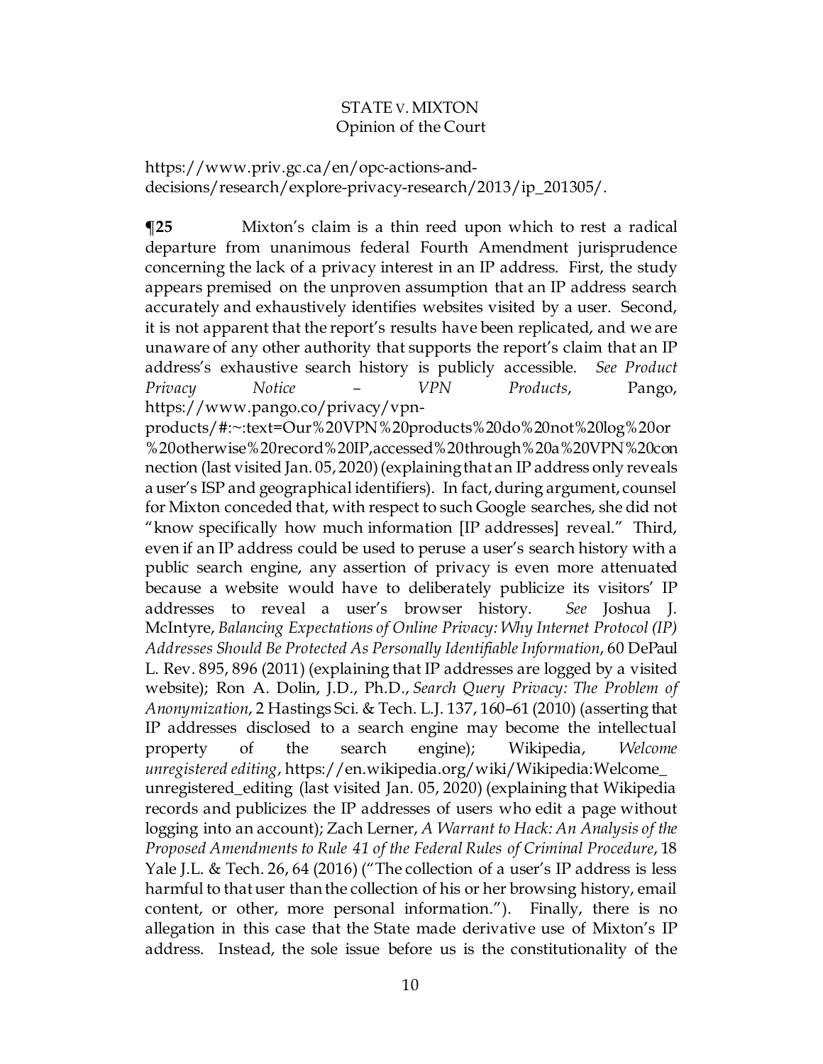https://www.priv.gc.ca/en/opc-actions-and-decisions/research/explore-privacy-research/2013/ip_201305/.

**¶25** Mixton's claim is a thin reed upon which to rest a radical departure from unanimous federal Fourth Amendment jurisprudence concerning the lack of a privacy interest in an IP address. First, the study appears premised on the unproven assumption that an IP address search accurately and exhaustively identifies websites visited by a user. Second, it is not apparent that the report's results have been replicated, and we are unaware of any other authority that supports the report's claim that an IP address's exhaustive search history is publicly accessible. *See Product Privacy Notice – VPN Products*, Pango, https://www.pango.co/privacy/vpn-products/#:~:text=Our%20VPN%20products%20do%20not%20log%20or%20otherwise%20record%20IP,accessed%20through%20a%20VPN%20connection (last visited Jan. 05, 2020) (explaining that an IP address only reveals a user's ISP and geographical identifiers). In fact, during argument, counsel for Mixton conceded that, with respect to such Google searches, she did not "know specifically how much information [IP addresses] reveal." Third, even if an IP address could be used to peruse a user's search history with a public search engine, any assertion of privacy is even more attenuated because a website would have to deliberately publicize its visitors' IP addresses to reveal a user's browser history. *See* Joshua J. McIntyre, *Balancing Expectations of Online Privacy: Why Internet Protocol (IP) Addresses Should Be Protected As Personally Identifiable Information*, 60 DePaul L. Rev. 895, 896 (2011) (explaining that IP addresses are logged by a visited website); Ron A. Dolin, J.D., Ph.D., *Search Query Privacy: The Problem of Anonymization*, 2 Hastings Sci. & Tech. L.J. 137, 160–61 (2010) (asserting that IP addresses disclosed to a search engine may become the intellectual property of the search engine); Wikipedia, *Welcome unregistered editing*, https://en.wikipedia.org/wiki/Wikipedia:Welcome_unregistered_editing (last visited Jan. 05, 2020) (explaining that Wikipedia records and publicizes the IP addresses of users who edit a page without logging into an account); Zach Lerner, *A Warrant to Hack: An Analysis of the Proposed Amendments to Rule 41 of the Federal Rules of Criminal Procedure*, 18 Yale J.L. & Tech. 26, 64 (2016) ("The collection of a user's IP address is less harmful to that user than the collection of his or her browsing history, email content, or other, more personal information."). Finally, there is no allegation in this case that the State made derivative use of Mixton's IP address. Instead, the sole issue before us is the constitutionality of the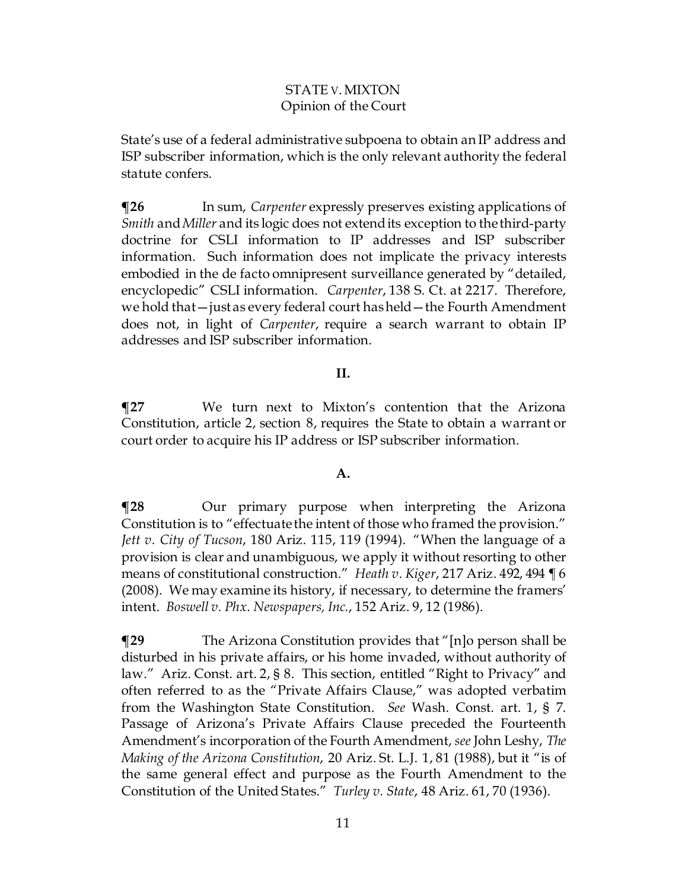State's use of a federal administrative subpoena to obtain an IP address and ISP subscriber information, which is the only relevant authority the federal statute confers.

**¶26** In sum, *Carpenter* expressly preserves existing applications of *Smith* and *Miller* and its logic does not extend its exception to the third-party doctrine for CSLI information to IP addresses and ISP subscriber information. Such information does not implicate the privacy interests embodied in the de facto omnipresent surveillance generated by "detailed, encyclopedic" CSLI information. *Carpenter*, 138 S. Ct. at 2217. Therefore, we hold that—just as every federal court has held—the Fourth Amendment does not, in light of *Carpenter*, require a search warrant to obtain IP addresses and ISP subscriber information.

## II.

**¶27** We turn next to Mixton's contention that the Arizona Constitution, article 2, section 8, requires the State to obtain a warrant or court order to acquire his IP address or ISP subscriber information.

### A.

**¶28** Our primary purpose when interpreting the Arizona Constitution is to "effectuate the intent of those who framed the provision." *Jett v. City of Tucson*, 180 Ariz. 115, 119 (1994). "When the language of a provision is clear and unambiguous, we apply it without resorting to other means of constitutional construction." *Heath v. Kiger*, 217 Ariz. 492, 494 ¶ 6 (2008). We may examine its history, if necessary, to determine the framers' intent. *Boswell v. Phx. Newspapers, Inc.*, 152 Ariz. 9, 12 (1986).

**¶29** The Arizona Constitution provides that "[n]o person shall be disturbed in his private affairs, or his home invaded, without authority of law." Ariz. Const. art. 2, § 8. This section, entitled "Right to Privacy" and often referred to as the "Private Affairs Clause," was adopted verbatim from the Washington State Constitution. *See* Wash. Const. art. 1, § 7. Passage of Arizona's Private Affairs Clause preceded the Fourteenth Amendment's incorporation of the Fourth Amendment, *see* John Leshy, *The Making of the Arizona Constitution*, 20 Ariz. St. L.J. 1, 81 (1988), but it "is of the same general effect and purpose as the Fourth Amendment to the Constitution of the United States." *Turley v. State*, 48 Ariz. 61, 70 (1936).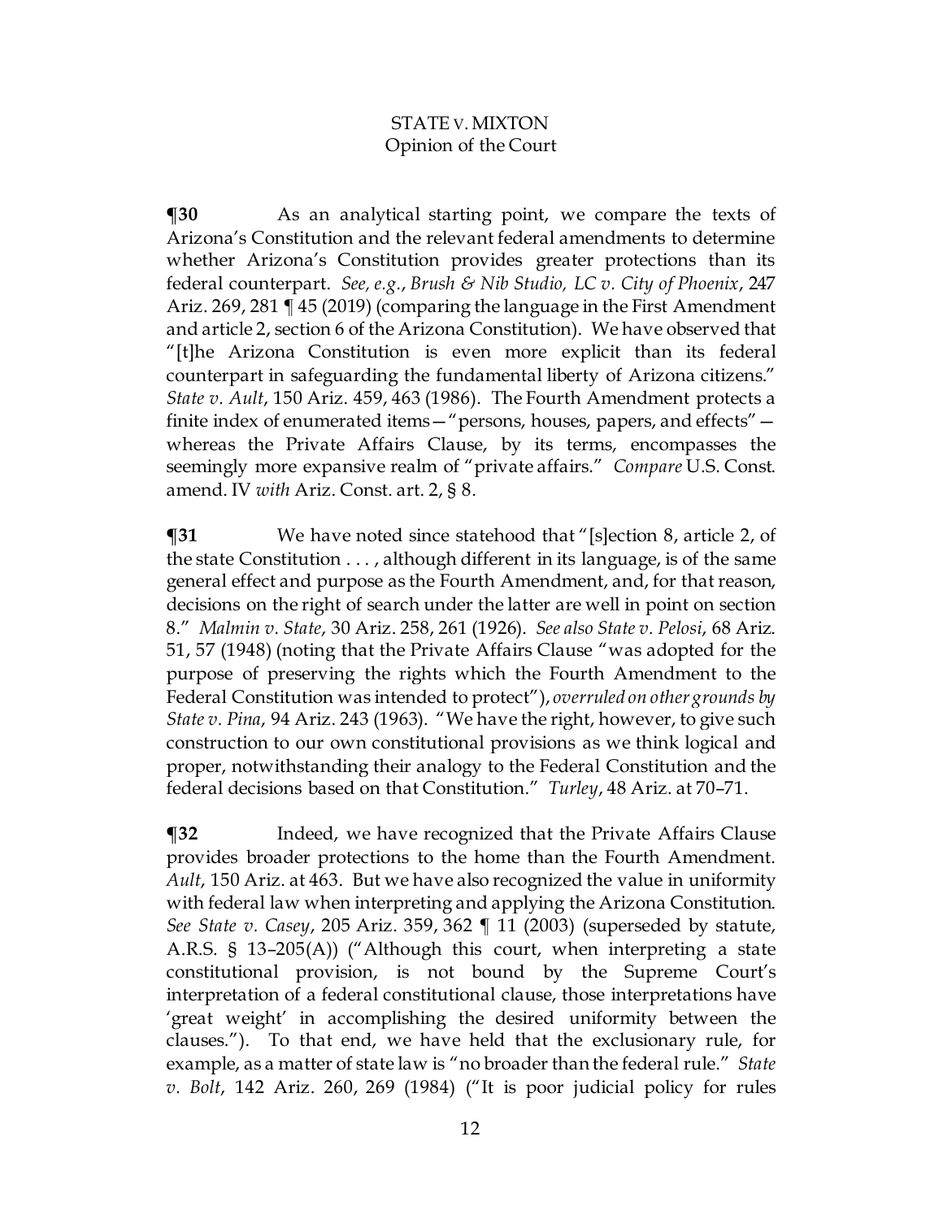**¶30** As an analytical starting point, we compare the texts of Arizona's Constitution and the relevant federal amendments to determine whether Arizona's Constitution provides greater protections than its federal counterpart. *See, e.g.*, *Brush & Nib Studio, LC v. City of Phoenix*, 247 Ariz. 269, 281 ¶ 45 (2019) (comparing the language in the First Amendment and article 2, section 6 of the Arizona Constitution). We have observed that "[t]he Arizona Constitution is even more explicit than its federal counterpart in safeguarding the fundamental liberty of Arizona citizens." *State v. Ault*, 150 Ariz. 459, 463 (1986). The Fourth Amendment protects a finite index of enumerated items—"persons, houses, papers, and effects"—whereas the Private Affairs Clause, by its terms, encompasses the seemingly more expansive realm of "private affairs." *Compare* U.S. Const. amend. IV *with* Ariz. Const. art. 2, § 8.

**¶31** We have noted since statehood that "[s]ection 8, article 2, of the state Constitution . . . , although different in its language, is of the same general effect and purpose as the Fourth Amendment, and, for that reason, decisions on the right of search under the latter are well in point on section 8." *Malmin v. State*, 30 Ariz. 258, 261 (1926). *See also State v. Pelosi*, 68 Ariz. 51, 57 (1948) (noting that the Private Affairs Clause "was adopted for the purpose of preserving the rights which the Fourth Amendment to the Federal Constitution was intended to protect"), *overruled on other grounds by State v. Pina*, 94 Ariz. 243 (1963). "We have the right, however, to give such construction to our own constitutional provisions as we think logical and proper, notwithstanding their analogy to the Federal Constitution and the federal decisions based on that Constitution." *Turley*, 48 Ariz. at 70–71.

**¶32** Indeed, we have recognized that the Private Affairs Clause provides broader protections to the home than the Fourth Amendment. *Ault*, 150 Ariz. at 463. But we have also recognized the value in uniformity with federal law when interpreting and applying the Arizona Constitution. *See State v. Casey*, 205 Ariz. 359, 362 ¶ 11 (2003) (superseded by statute, A.R.S. § 13–205(A)) ("Although this court, when interpreting a state constitutional provision, is not bound by the Supreme Court's interpretation of a federal constitutional clause, those interpretations have 'great weight' in accomplishing the desired uniformity between the clauses."). To that end, we have held that the exclusionary rule, for example, as a matter of state law is "no broader than the federal rule." *State v. Bolt*, 142 Ariz. 260, 269 (1984) ("It is poor judicial policy for rules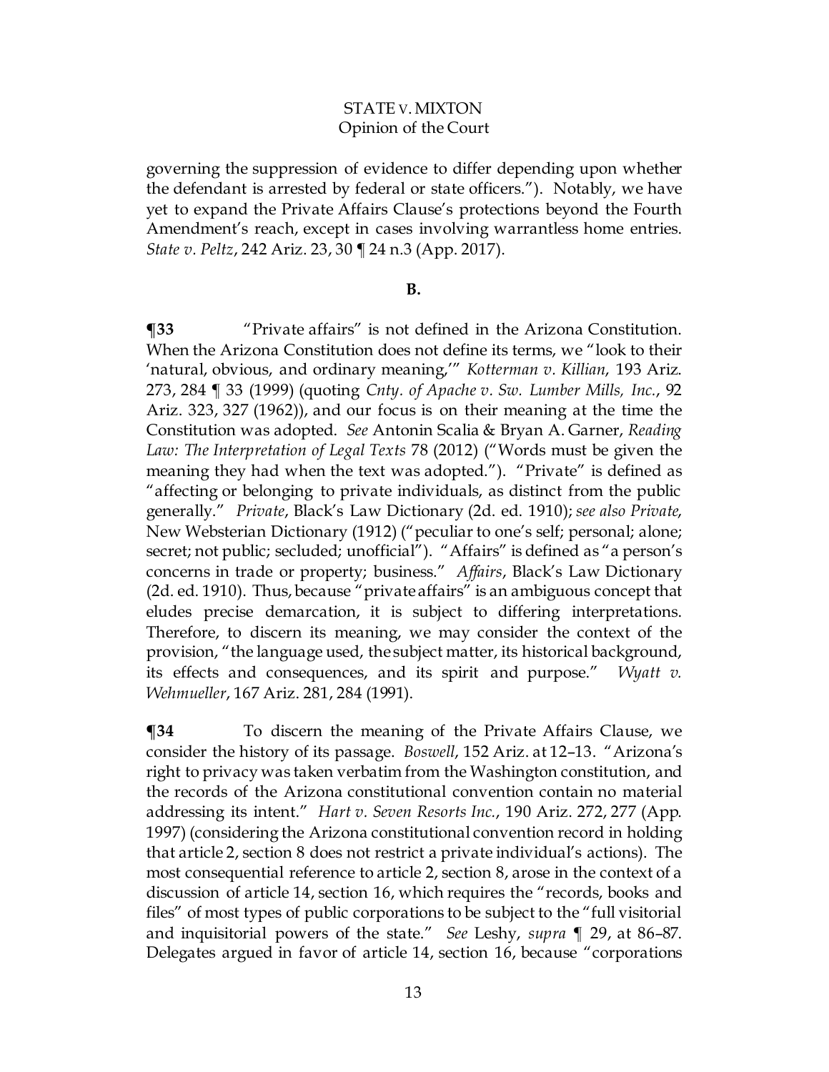governing the suppression of evidence to differ depending upon whether the defendant is arrested by federal or state officers."). Notably, we have yet to expand the Private Affairs Clause's protections beyond the Fourth Amendment's reach, except in cases involving warrantless home entries. *State v. Peltz*, 242 Ariz. 23, 30 ¶ 24 n.3 (App. 2017).

**B.**

**¶33** "Private affairs" is not defined in the Arizona Constitution. When the Arizona Constitution does not define its terms, we "look to their 'natural, obvious, and ordinary meaning,'" *Kotterman v. Killian*, 193 Ariz. 273, 284 ¶ 33 (1999) (quoting *Cnty. of Apache v. Sw. Lumber Mills, Inc.*, 92 Ariz. 323, 327 (1962)), and our focus is on their meaning at the time the Constitution was adopted. *See* Antonin Scalia & Bryan A. Garner, *Reading Law: The Interpretation of Legal Texts* 78 (2012) ("Words must be given the meaning they had when the text was adopted."). "Private" is defined as "affecting or belonging to private individuals, as distinct from the public generally." *Private*, Black's Law Dictionary (2d. ed. 1910); *see also Private*, New Websterian Dictionary (1912) ("peculiar to one's self; personal; alone; secret; not public; secluded; unofficial"). "Affairs" is defined as "a person's concerns in trade or property; business." *Affairs*, Black's Law Dictionary (2d. ed. 1910). Thus, because "private affairs" is an ambiguous concept that eludes precise demarcation, it is subject to differing interpretations. Therefore, to discern its meaning, we may consider the context of the provision, "the language used, the subject matter, its historical background, its effects and consequences, and its spirit and purpose." *Wyatt v. Wehmueller*, 167 Ariz. 281, 284 (1991).

**¶34** To discern the meaning of the Private Affairs Clause, we consider the history of its passage. *Boswell*, 152 Ariz. at 12–13. "Arizona's right to privacy was taken verbatim from the Washington constitution, and the records of the Arizona constitutional convention contain no material addressing its intent." *Hart v. Seven Resorts Inc.*, 190 Ariz. 272, 277 (App. 1997) (considering the Arizona constitutional convention record in holding that article 2, section 8 does not restrict a private individual's actions). The most consequential reference to article 2, section 8, arose in the context of a discussion of article 14, section 16, which requires the "records, books and files" of most types of public corporations to be subject to the "full visitorial and inquisitorial powers of the state." *See* Leshy, *supra* ¶ 29, at 86–87. Delegates argued in favor of article 14, section 16, because "corporations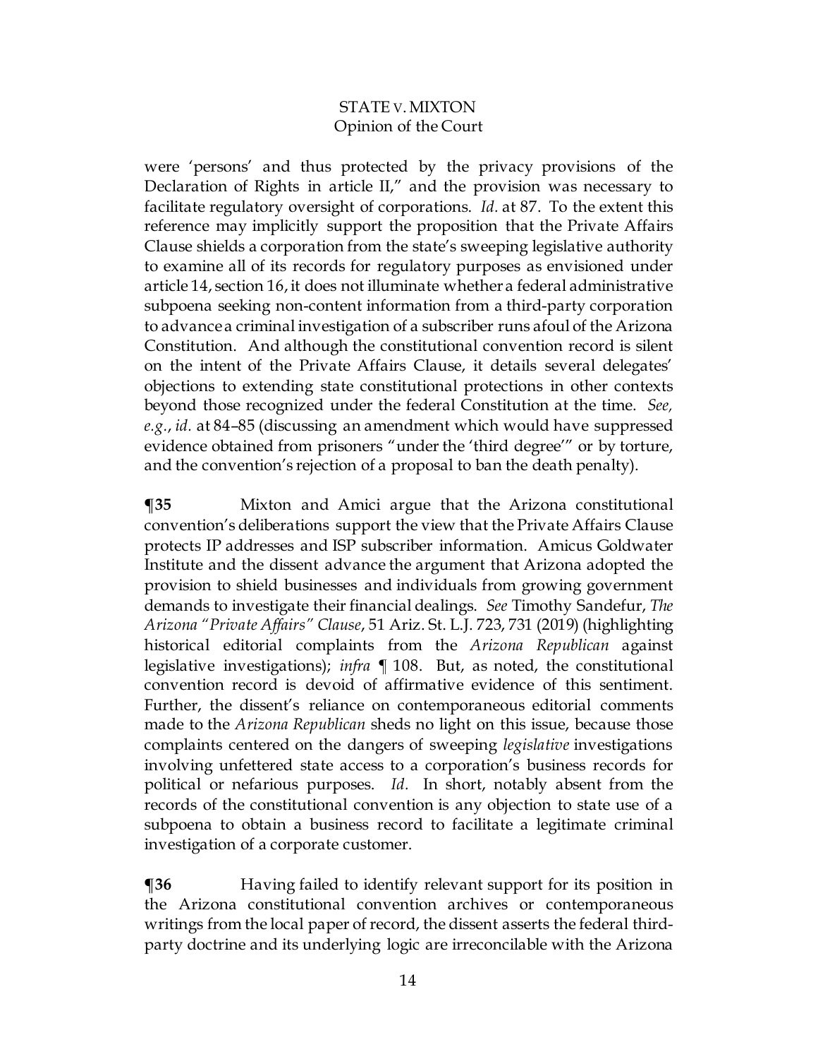were 'persons' and thus protected by the privacy provisions of the Declaration of Rights in article II," and the provision was necessary to facilitate regulatory oversight of corporations. *Id.* at 87. To the extent this reference may implicitly support the proposition that the Private Affairs Clause shields a corporation from the state's sweeping legislative authority to examine all of its records for regulatory purposes as envisioned under article 14, section 16, it does not illuminate whether a federal administrative subpoena seeking non-content information from a third-party corporation to advance a criminal investigation of a subscriber runs afoul of the Arizona Constitution. And although the constitutional convention record is silent on the intent of the Private Affairs Clause, it details several delegates' objections to extending state constitutional protections in other contexts beyond those recognized under the federal Constitution at the time. *See, e.g.*, *id.* at 84–85 (discussing an amendment which would have suppressed evidence obtained from prisoners "under the 'third degree'" or by torture, and the convention's rejection of a proposal to ban the death penalty).

**¶35** Mixton and Amici argue that the Arizona constitutional convention's deliberations support the view that the Private Affairs Clause protects IP addresses and ISP subscriber information. Amicus Goldwater Institute and the dissent advance the argument that Arizona adopted the provision to shield businesses and individuals from growing government demands to investigate their financial dealings. *See* Timothy Sandefur, *The Arizona "Private Affairs" Clause*, 51 Ariz. St. L.J. 723, 731 (2019) (highlighting historical editorial complaints from the *Arizona Republican* against legislative investigations); *infra* ¶ 108. But, as noted, the constitutional convention record is devoid of affirmative evidence of this sentiment. Further, the dissent's reliance on contemporaneous editorial comments made to the *Arizona Republican* sheds no light on this issue, because those complaints centered on the dangers of sweeping *legislative* investigations involving unfettered state access to a corporation's business records for political or nefarious purposes. *Id.* In short, notably absent from the records of the constitutional convention is any objection to state use of a subpoena to obtain a business record to facilitate a legitimate criminal investigation of a corporate customer.

**¶36** Having failed to identify relevant support for its position in the Arizona constitutional convention archives or contemporaneous writings from the local paper of record, the dissent asserts the federal third-party doctrine and its underlying logic are irreconcilable with the Arizona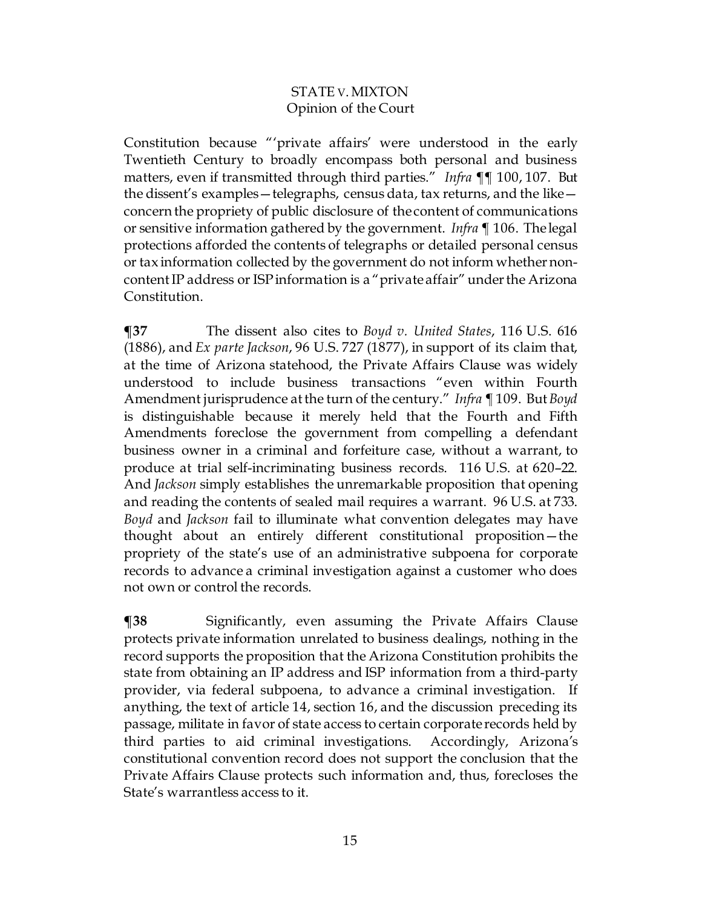Constitution because "'private affairs' were understood in the early Twentieth Century to broadly encompass both personal and business matters, even if transmitted through third parties." *Infra* ¶¶ 100, 107. But the dissent's examples—telegraphs, census data, tax returns, and the like—concern the propriety of public disclosure of the content of communications or sensitive information gathered by the government. *Infra* ¶ 106. The legal protections afforded the contents of telegraphs or detailed personal census or tax information collected by the government do not inform whether non-content IP address or ISP information is a "private affair" under the Arizona Constitution.

**¶37** The dissent also cites to *Boyd v. United States*, 116 U.S. 616 (1886), and *Ex parte Jackson*, 96 U.S. 727 (1877), in support of its claim that, at the time of Arizona statehood, the Private Affairs Clause was widely understood to include business transactions "even within Fourth Amendment jurisprudence at the turn of the century." *Infra* ¶ 109. But *Boyd* is distinguishable because it merely held that the Fourth and Fifth Amendments foreclose the government from compelling a defendant business owner in a criminal and forfeiture case, without a warrant, to produce at trial self-incriminating business records. 116 U.S. at 620–22. And *Jackson* simply establishes the unremarkable proposition that opening and reading the contents of sealed mail requires a warrant. 96 U.S. at 733. *Boyd* and *Jackson* fail to illuminate what convention delegates may have thought about an entirely different constitutional proposition—the propriety of the state's use of an administrative subpoena for corporate records to advance a criminal investigation against a customer who does not own or control the records.

**¶38** Significantly, even assuming the Private Affairs Clause protects private information unrelated to business dealings, nothing in the record supports the proposition that the Arizona Constitution prohibits the state from obtaining an IP address and ISP information from a third-party provider, via federal subpoena, to advance a criminal investigation. If anything, the text of article 14, section 16, and the discussion preceding its passage, militate in favor of state access to certain corporate records held by third parties to aid criminal investigations. Accordingly, Arizona's constitutional convention record does not support the conclusion that the Private Affairs Clause protects such information and, thus, forecloses the State's warrantless access to it.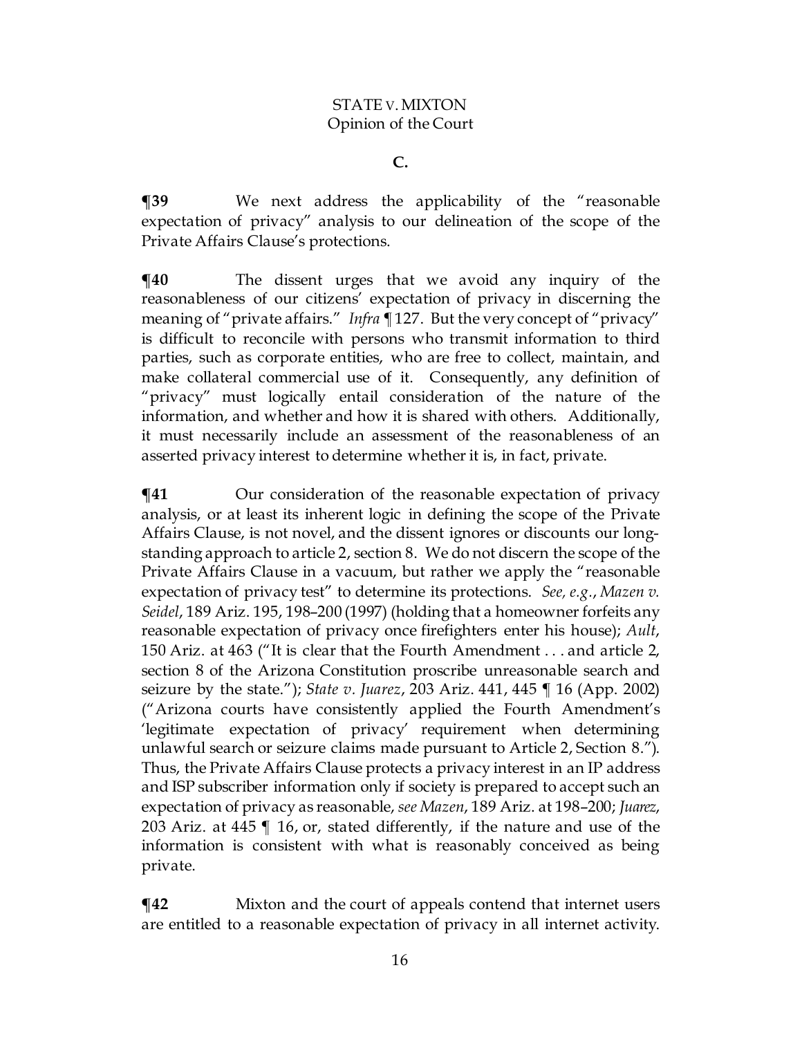## C.

**¶39** We next address the applicability of the "reasonable expectation of privacy" analysis to our delineation of the scope of the Private Affairs Clause's protections.

**¶40** The dissent urges that we avoid any inquiry of the reasonableness of our citizens' expectation of privacy in discerning the meaning of "private affairs." *Infra* ¶ 127. But the very concept of "privacy" is difficult to reconcile with persons who transmit information to third parties, such as corporate entities, who are free to collect, maintain, and make collateral commercial use of it. Consequently, any definition of "privacy" must logically entail consideration of the nature of the information, and whether and how it is shared with others. Additionally, it must necessarily include an assessment of the reasonableness of an asserted privacy interest to determine whether it is, in fact, private.

**¶41** Our consideration of the reasonable expectation of privacy analysis, or at least its inherent logic in defining the scope of the Private Affairs Clause, is not novel, and the dissent ignores or discounts our long-standing approach to article 2, section 8. We do not discern the scope of the Private Affairs Clause in a vacuum, but rather we apply the "reasonable expectation of privacy test" to determine its protections. *See, e.g.*, *Mazen v. Seidel*, 189 Ariz. 195, 198–200 (1997) (holding that a homeowner forfeits any reasonable expectation of privacy once firefighters enter his house); *Ault*, 150 Ariz. at 463 ("It is clear that the Fourth Amendment . . . and article 2, section 8 of the Arizona Constitution proscribe unreasonable search and seizure by the state."); *State v. Juarez*, 203 Ariz. 441, 445 ¶ 16 (App. 2002) ("Arizona courts have consistently applied the Fourth Amendment's 'legitimate expectation of privacy' requirement when determining unlawful search or seizure claims made pursuant to Article 2, Section 8."). Thus, the Private Affairs Clause protects a privacy interest in an IP address and ISP subscriber information only if society is prepared to accept such an expectation of privacy as reasonable, *see Mazen*, 189 Ariz. at 198–200; *Juarez*, 203 Ariz. at 445 ¶ 16, or, stated differently, if the nature and use of the information is consistent with what is reasonably conceived as being private.

**¶42** Mixton and the court of appeals contend that internet users are entitled to a reasonable expectation of privacy in all internet activity.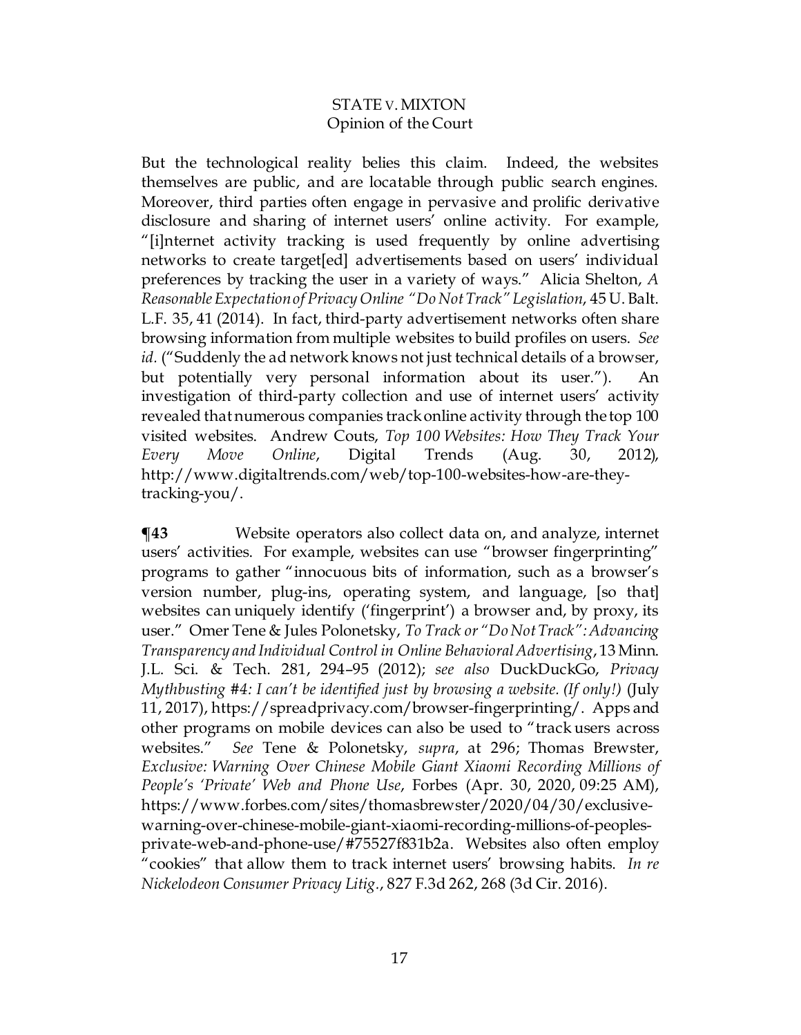But the technological reality belies this claim. Indeed, the websites themselves are public, and are locatable through public search engines. Moreover, third parties often engage in pervasive and prolific derivative disclosure and sharing of internet users' online activity. For example, "[i]nternet activity tracking is used frequently by online advertising networks to create target[ed] advertisements based on users' individual preferences by tracking the user in a variety of ways." Alicia Shelton, *A Reasonable Expectation of Privacy Online "Do Not Track" Legislation*, 45 U. Balt. L.F. 35, 41 (2014). In fact, third-party advertisement networks often share browsing information from multiple websites to build profiles on users. *See id.* ("Suddenly the ad network knows not just technical details of a browser, but potentially very personal information about its user."). An investigation of third-party collection and use of internet users' activity revealed that numerous companies track online activity through the top 100 visited websites. Andrew Couts, *Top 100 Websites: How They Track Your Every Move Online*, Digital Trends (Aug. 30, 2012), http://www.digitaltrends.com/web/top-100-websites-how-are-they-tracking-you/.

**¶43** Website operators also collect data on, and analyze, internet users' activities. For example, websites can use "browser fingerprinting" programs to gather "innocuous bits of information, such as a browser's version number, plug-ins, operating system, and language, [so that] websites can uniquely identify ('fingerprint') a browser and, by proxy, its user." Omer Tene & Jules Polonetsky, *To Track or "Do Not Track": Advancing Transparency and Individual Control in Online Behavioral Advertising*, 13 Minn. J.L. Sci. & Tech. 281, 294–95 (2012); *see also* DuckDuckGo, *Privacy Mythbusting #4: I can't be identified just by browsing a website. (If only!)* (July 11, 2017), https://spreadprivacy.com/browser-fingerprinting/. Apps and other programs on mobile devices can also be used to "track users across websites." *See* Tene & Polonetsky, *supra*, at 296; Thomas Brewster, *Exclusive: Warning Over Chinese Mobile Giant Xiaomi Recording Millions of People's 'Private' Web and Phone Use*, Forbes (Apr. 30, 2020, 09:25 AM), https://www.forbes.com/sites/thomasbrewster/2020/04/30/exclusive-warning-over-chinese-mobile-giant-xiaomi-recording-millions-of-peoples-private-web-and-phone-use/#75527f831b2a. Websites also often employ "cookies" that allow them to track internet users' browsing habits. *In re Nickelodeon Consumer Privacy Litig.*, 827 F.3d 262, 268 (3d Cir. 2016).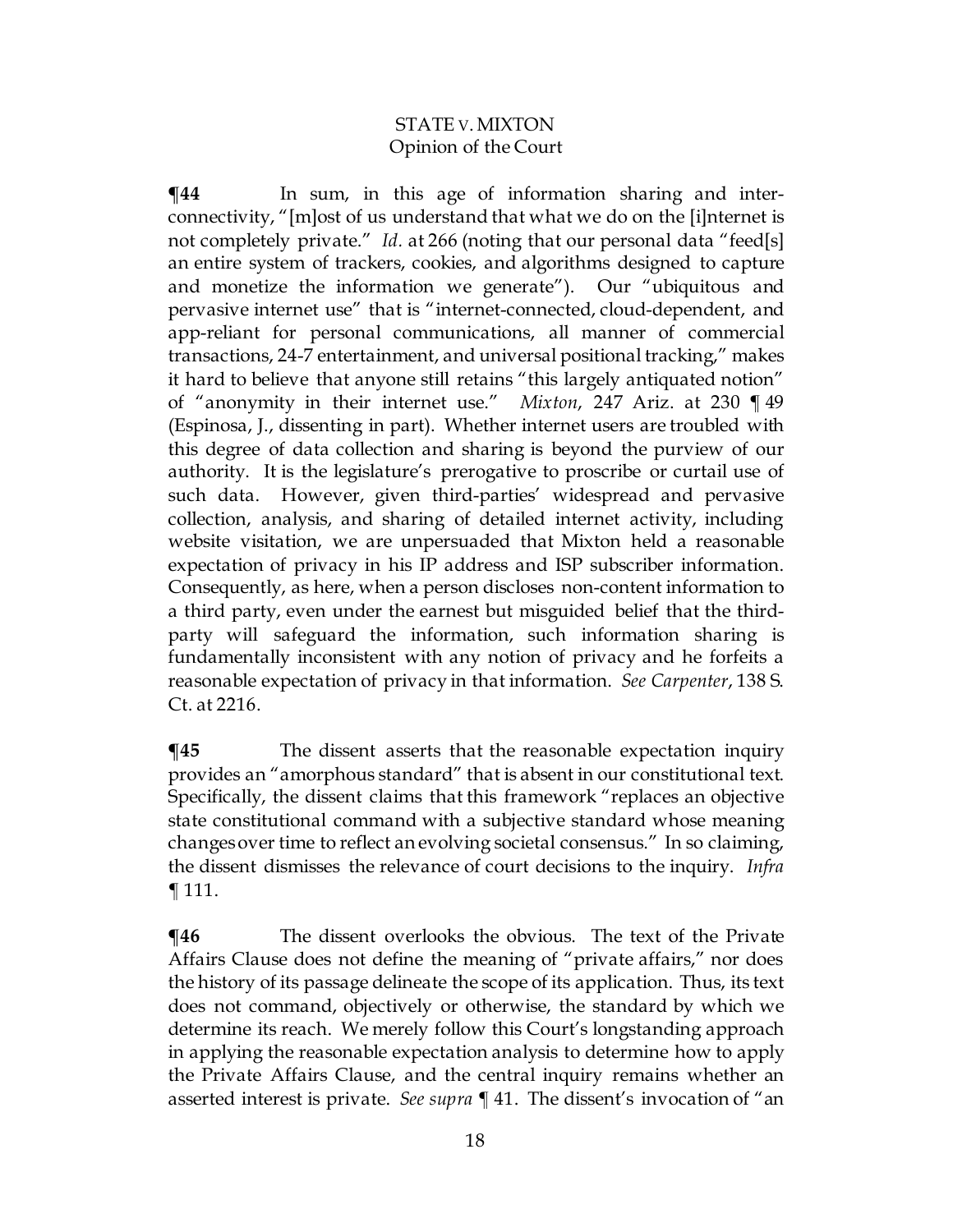**¶44** In sum, in this age of information sharing and inter-connectivity, "[m]ost of us understand that what we do on the [i]nternet is not completely private." *Id.* at 266 (noting that our personal data "feed[s] an entire system of trackers, cookies, and algorithms designed to capture and monetize the information we generate"). Our "ubiquitous and pervasive internet use" that is "internet-connected, cloud-dependent, and app-reliant for personal communications, all manner of commercial transactions, 24-7 entertainment, and universal positional tracking," makes it hard to believe that anyone still retains "this largely antiquated notion" of "anonymity in their internet use." *Mixton*, 247 Ariz. at 230 ¶ 49 (Espinosa, J., dissenting in part). Whether internet users are troubled with this degree of data collection and sharing is beyond the purview of our authority. It is the legislature's prerogative to proscribe or curtail use of such data. However, given third-parties' widespread and pervasive collection, analysis, and sharing of detailed internet activity, including website visitation, we are unpersuaded that Mixton held a reasonable expectation of privacy in his IP address and ISP subscriber information. Consequently, as here, when a person discloses non-content information to a third party, even under the earnest but misguided belief that the third-party will safeguard the information, such information sharing is fundamentally inconsistent with any notion of privacy and he forfeits a reasonable expectation of privacy in that information. *See Carpenter*, 138 S. Ct. at 2216.

**¶45** The dissent asserts that the reasonable expectation inquiry provides an "amorphous standard" that is absent in our constitutional text. Specifically, the dissent claims that this framework "replaces an objective state constitutional command with a subjective standard whose meaning changes over time to reflect an evolving societal consensus." In so claiming, the dissent dismisses the relevance of court decisions to the inquiry. *Infra* ¶ 111.

**¶46** The dissent overlooks the obvious. The text of the Private Affairs Clause does not define the meaning of "private affairs," nor does the history of its passage delineate the scope of its application. Thus, its text does not command, objectively or otherwise, the standard by which we determine its reach. We merely follow this Court's longstanding approach in applying the reasonable expectation analysis to determine how to apply the Private Affairs Clause, and the central inquiry remains whether an asserted interest is private. *See supra* ¶ 41. The dissent's invocation of "an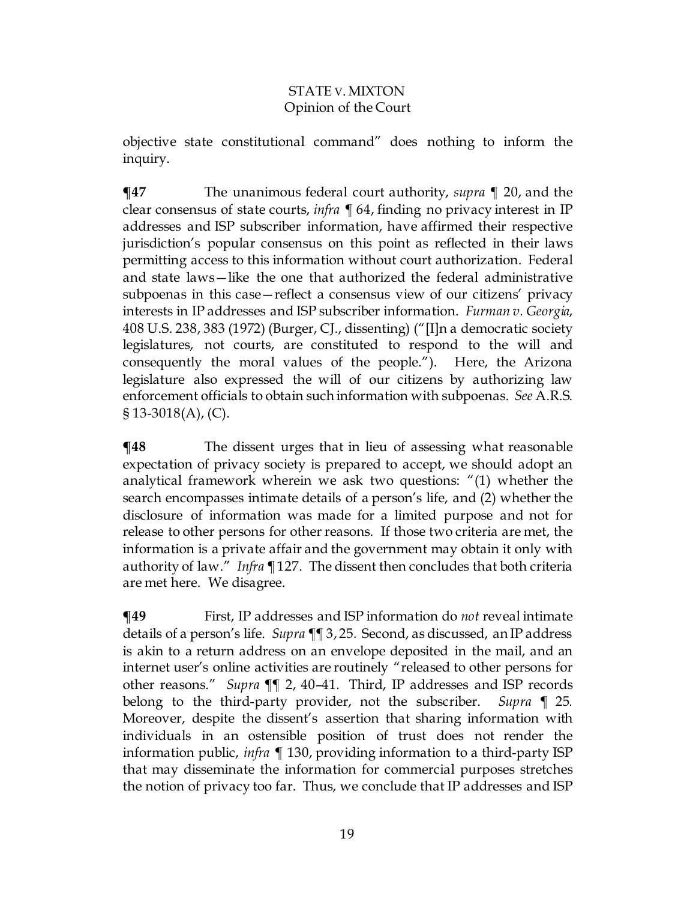objective state constitutional command" does nothing to inform the inquiry.

**¶47** The unanimous federal court authority, *supra* ¶ 20, and the clear consensus of state courts, *infra* ¶ 64, finding no privacy interest in IP addresses and ISP subscriber information, have affirmed their respective jurisdiction's popular consensus on this point as reflected in their laws permitting access to this information without court authorization. Federal and state laws—like the one that authorized the federal administrative subpoenas in this case—reflect a consensus view of our citizens' privacy interests in IP addresses and ISP subscriber information. *Furman v. Georgia*, 408 U.S. 238, 383 (1972) (Burger, CJ., dissenting) ("[I]n a democratic society legislatures, not courts, are constituted to respond to the will and consequently the moral values of the people."). Here, the Arizona legislature also expressed the will of our citizens by authorizing law enforcement officials to obtain such information with subpoenas. *See* A.R.S. § 13-3018(A), (C).

**¶48** The dissent urges that in lieu of assessing what reasonable expectation of privacy society is prepared to accept, we should adopt an analytical framework wherein we ask two questions: "(1) whether the search encompasses intimate details of a person's life, and (2) whether the disclosure of information was made for a limited purpose and not for release to other persons for other reasons. If those two criteria are met, the information is a private affair and the government may obtain it only with authority of law." *Infra* ¶ 127. The dissent then concludes that both criteria are met here. We disagree.

**¶49** First, IP addresses and ISP information do *not* reveal intimate details of a person's life. *Supra* ¶¶ 3, 25. Second, as discussed, an IP address is akin to a return address on an envelope deposited in the mail, and an internet user's online activities are routinely "released to other persons for other reasons." *Supra* ¶¶ 2, 40–41. Third, IP addresses and ISP records belong to the third-party provider, not the subscriber. *Supra* ¶ 25. Moreover, despite the dissent's assertion that sharing information with individuals in an ostensible position of trust does not render the information public, *infra* ¶ 130, providing information to a third-party ISP that may disseminate the information for commercial purposes stretches the notion of privacy too far. Thus, we conclude that IP addresses and ISP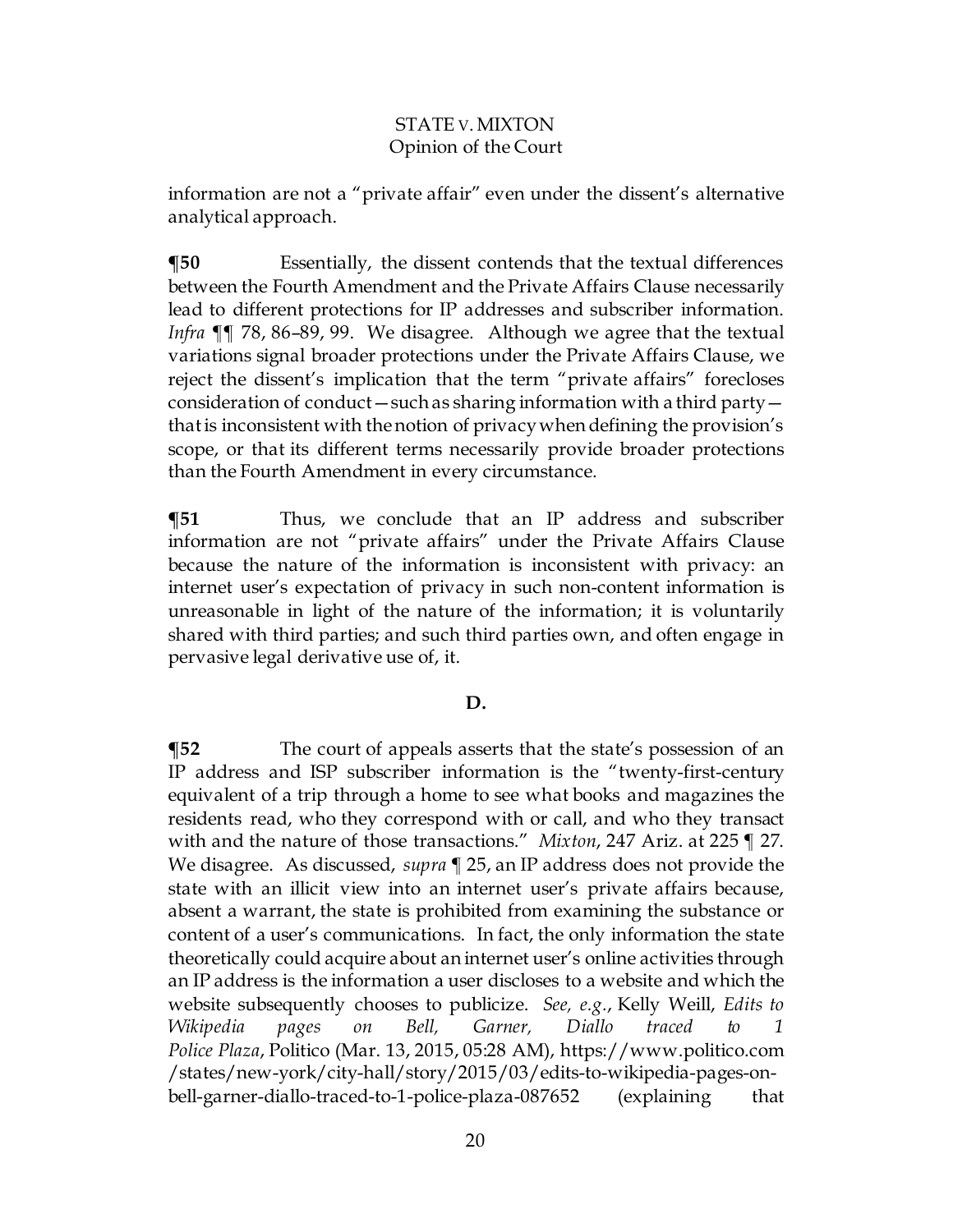information are not a "private affair" even under the dissent's alternative analytical approach.

**¶50** Essentially, the dissent contends that the textual differences between the Fourth Amendment and the Private Affairs Clause necessarily lead to different protections for IP addresses and subscriber information. *Infra* ¶¶ 78, 86–89, 99. We disagree. Although we agree that the textual variations signal broader protections under the Private Affairs Clause, we reject the dissent's implication that the term "private affairs" forecloses consideration of conduct—such as sharing information with a third party—that is inconsistent with the notion of privacy when defining the provision's scope, or that its different terms necessarily provide broader protections than the Fourth Amendment in every circumstance.

**¶51** Thus, we conclude that an IP address and subscriber information are not "private affairs" under the Private Affairs Clause because the nature of the information is inconsistent with privacy: an internet user's expectation of privacy in such non-content information is unreasonable in light of the nature of the information; it is voluntarily shared with third parties; and such third parties own, and often engage in pervasive legal derivative use of, it.

**D.**

**¶52** The court of appeals asserts that the state's possession of an IP address and ISP subscriber information is the "twenty-first-century equivalent of a trip through a home to see what books and magazines the residents read, who they correspond with or call, and who they transact with and the nature of those transactions." *Mixton*, 247 Ariz. at 225 ¶ 27. We disagree. As discussed, *supra* ¶ 25, an IP address does not provide the state with an illicit view into an internet user's private affairs because, absent a warrant, the state is prohibited from examining the substance or content of a user's communications. In fact, the only information the state theoretically could acquire about an internet user's online activities through an IP address is the information a user discloses to a website and which the website subsequently chooses to publicize. *See, e.g.*, Kelly Weill, *Edits to Wikipedia pages on Bell, Garner, Diallo traced to 1 Police Plaza*, Politico (Mar. 13, 2015, 05:28 AM), https://www.politico.com/states/new-york/city-hall/story/2015/03/edits-to-wikipedia-pages-on-bell-garner-diallo-traced-to-1-police-plaza-087652 (explaining that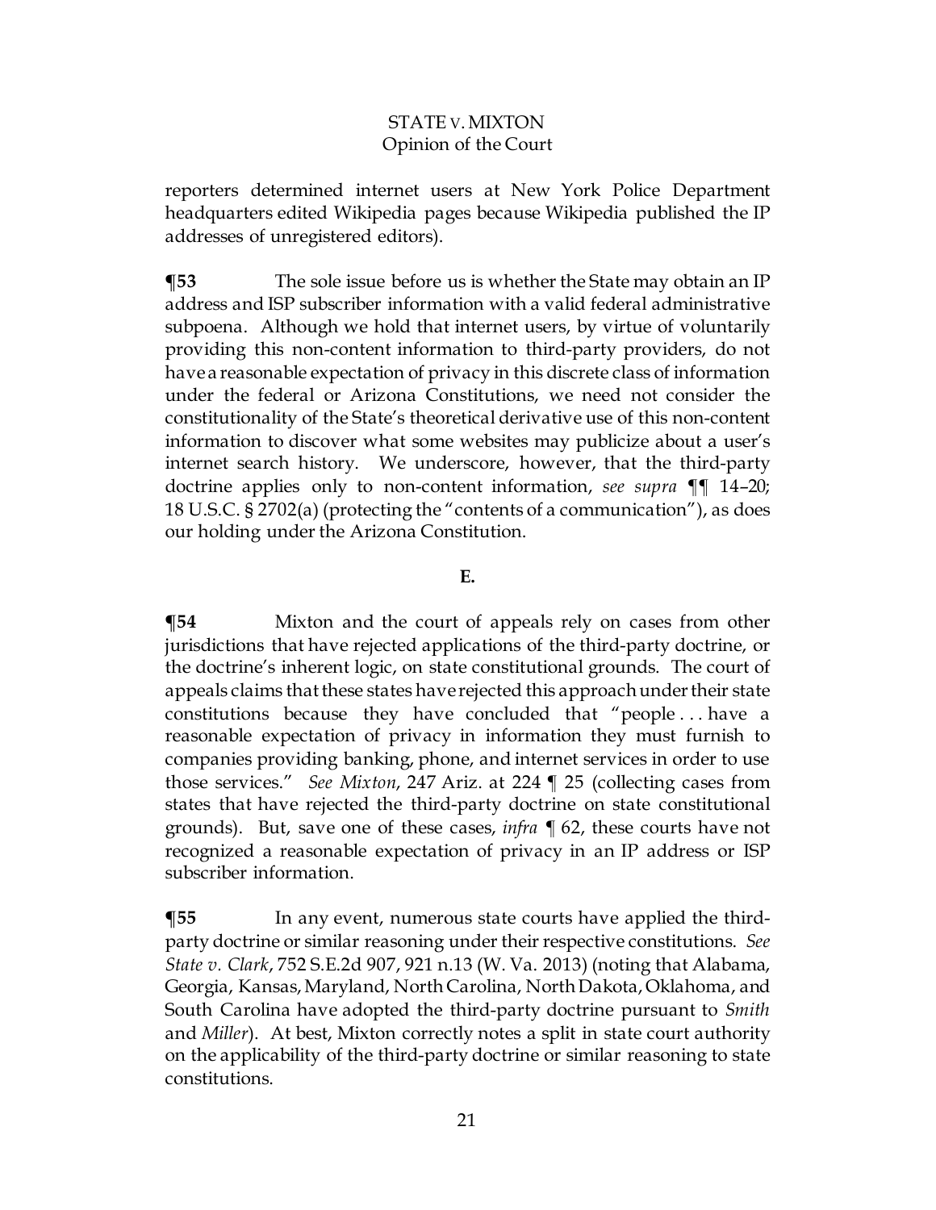reporters determined internet users at New York Police Department headquarters edited Wikipedia pages because Wikipedia published the IP addresses of unregistered editors).

**¶53** The sole issue before us is whether the State may obtain an IP address and ISP subscriber information with a valid federal administrative subpoena. Although we hold that internet users, by virtue of voluntarily providing this non-content information to third-party providers, do not have a reasonable expectation of privacy in this discrete class of information under the federal or Arizona Constitutions, we need not consider the constitutionality of the State's theoretical derivative use of this non-content information to discover what some websites may publicize about a user's internet search history. We underscore, however, that the third-party doctrine applies only to non-content information, *see supra* ¶¶ 14–20; 18 U.S.C. § 2702(a) (protecting the "contents of a communication"), as does our holding under the Arizona Constitution.

**E.**

**¶54** Mixton and the court of appeals rely on cases from other jurisdictions that have rejected applications of the third-party doctrine, or the doctrine's inherent logic, on state constitutional grounds. The court of appeals claims that these states have rejected this approach under their state constitutions because they have concluded that "people . . . have a reasonable expectation of privacy in information they must furnish to companies providing banking, phone, and internet services in order to use those services." *See Mixton*, 247 Ariz. at 224 ¶ 25 (collecting cases from states that have rejected the third-party doctrine on state constitutional grounds). But, save one of these cases, *infra* ¶ 62, these courts have not recognized a reasonable expectation of privacy in an IP address or ISP subscriber information.

**¶55** In any event, numerous state courts have applied the third-party doctrine or similar reasoning under their respective constitutions. *See State v. Clark*, 752 S.E.2d 907, 921 n.13 (W. Va. 2013) (noting that Alabama, Georgia, Kansas, Maryland, North Carolina, North Dakota, Oklahoma, and South Carolina have adopted the third-party doctrine pursuant to *Smith* and *Miller*). At best, Mixton correctly notes a split in state court authority on the applicability of the third-party doctrine or similar reasoning to state constitutions.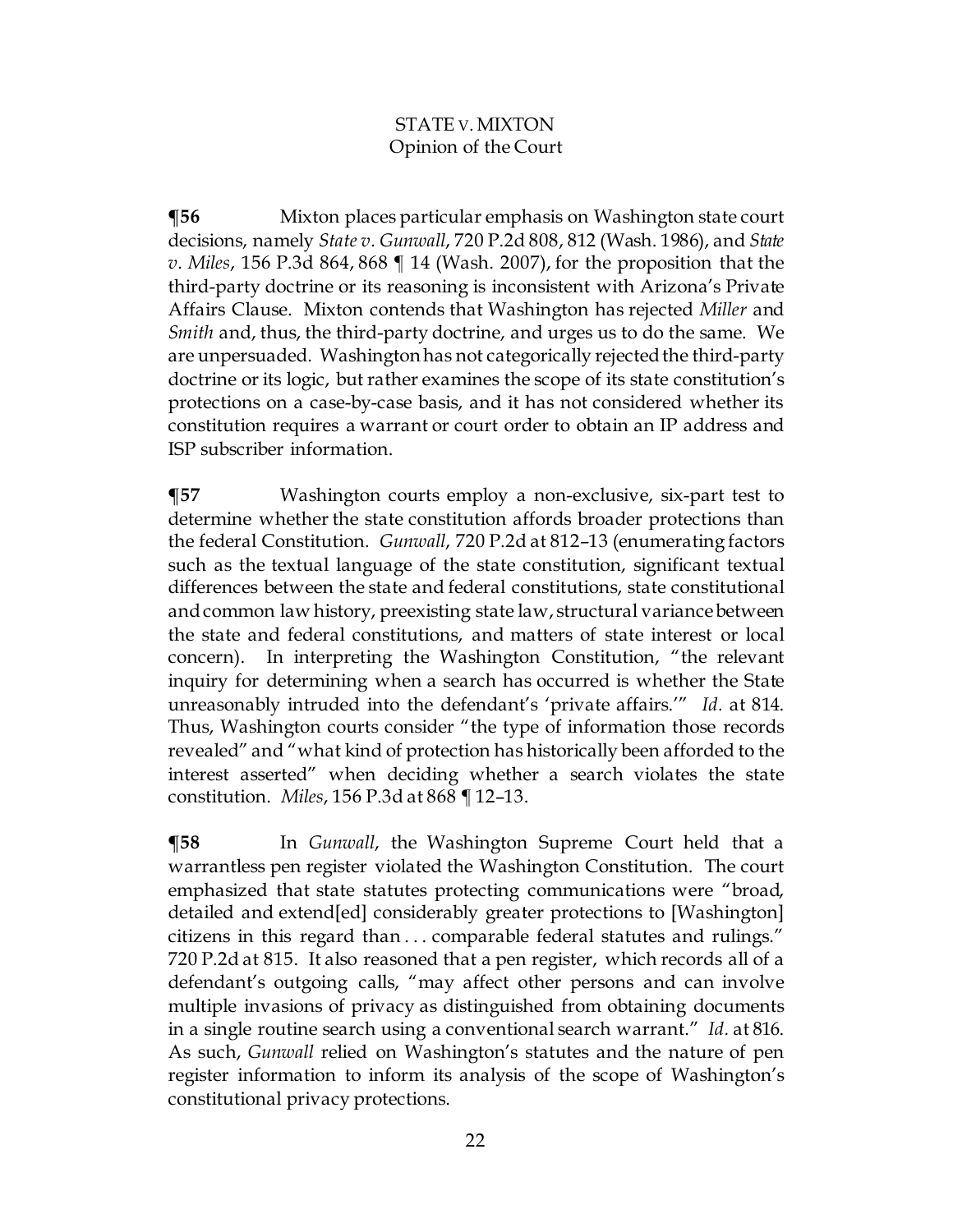**¶56** Mixton places particular emphasis on Washington state court decisions, namely *State v. Gunwall*, 720 P.2d 808, 812 (Wash. 1986), and *State v. Miles*, 156 P.3d 864, 868 ¶ 14 (Wash. 2007), for the proposition that the third-party doctrine or its reasoning is inconsistent with Arizona's Private Affairs Clause. Mixton contends that Washington has rejected *Miller* and *Smith* and, thus, the third-party doctrine, and urges us to do the same. We are unpersuaded. Washington has not categorically rejected the third-party doctrine or its logic, but rather examines the scope of its state constitution's protections on a case-by-case basis, and it has not considered whether its constitution requires a warrant or court order to obtain an IP address and ISP subscriber information.

**¶57** Washington courts employ a non-exclusive, six-part test to determine whether the state constitution affords broader protections than the federal Constitution. *Gunwall*, 720 P.2d at 812–13 (enumerating factors such as the textual language of the state constitution, significant textual differences between the state and federal constitutions, state constitutional and common law history, preexisting state law, structural variance between the state and federal constitutions, and matters of state interest or local concern). In interpreting the Washington Constitution, "the relevant inquiry for determining when a search has occurred is whether the State unreasonably intruded into the defendant's 'private affairs.'" *Id.* at 814. Thus, Washington courts consider "the type of information those records revealed" and "what kind of protection has historically been afforded to the interest asserted" when deciding whether a search violates the state constitution. *Miles*, 156 P.3d at 868 ¶ 12–13.

**¶58** In *Gunwall*, the Washington Supreme Court held that a warrantless pen register violated the Washington Constitution. The court emphasized that state statutes protecting communications were "broad, detailed and extend[ed] considerably greater protections to [Washington] citizens in this regard than . . . comparable federal statutes and rulings." 720 P.2d at 815. It also reasoned that a pen register, which records all of a defendant's outgoing calls, "may affect other persons and can involve multiple invasions of privacy as distinguished from obtaining documents in a single routine search using a conventional search warrant." *Id.* at 816. As such, *Gunwall* relied on Washington's statutes and the nature of pen register information to inform its analysis of the scope of Washington's constitutional privacy protections.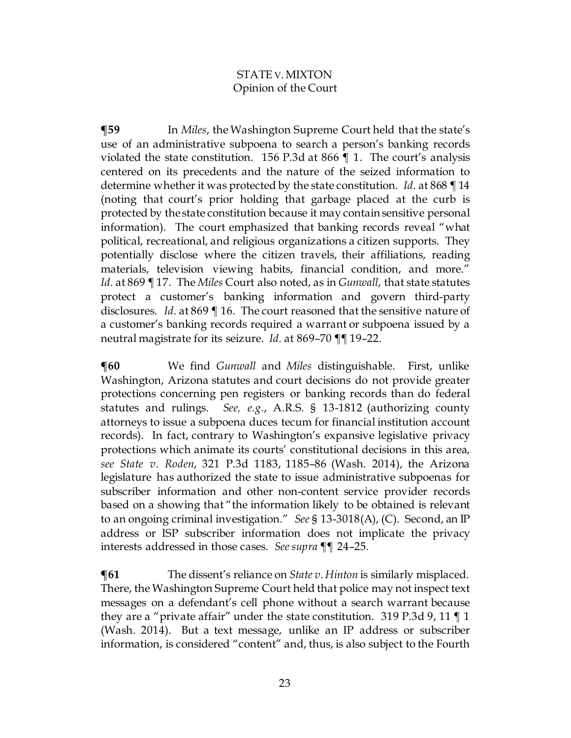**¶59** In *Miles*, the Washington Supreme Court held that the state's use of an administrative subpoena to search a person's banking records violated the state constitution. 156 P.3d at 866 ¶ 1. The court's analysis centered on its precedents and the nature of the seized information to determine whether it was protected by the state constitution. *Id.* at 868 ¶ 14 (noting that court's prior holding that garbage placed at the curb is protected by the state constitution because it may contain sensitive personal information). The court emphasized that banking records reveal "what political, recreational, and religious organizations a citizen supports. They potentially disclose where the citizen travels, their affiliations, reading materials, television viewing habits, financial condition, and more." *Id.* at 869 ¶ 17. The *Miles* Court also noted, as in *Gunwall*, that state statutes protect a customer's banking information and govern third-party disclosures. *Id.* at 869 ¶ 16. The court reasoned that the sensitive nature of a customer's banking records required a warrant or subpoena issued by a neutral magistrate for its seizure. *Id.* at 869–70 ¶¶ 19–22.

**¶60** We find *Gunwall* and *Miles* distinguishable. First, unlike Washington, Arizona statutes and court decisions do not provide greater protections concerning pen registers or banking records than do federal statutes and rulings. *See, e.g.*, A.R.S. § 13-1812 (authorizing county attorneys to issue a subpoena duces tecum for financial institution account records). In fact, contrary to Washington's expansive legislative privacy protections which animate its courts' constitutional decisions in this area, *see State v. Roden*, 321 P.3d 1183, 1185–86 (Wash. 2014), the Arizona legislature has authorized the state to issue administrative subpoenas for subscriber information and other non-content service provider records based on a showing that "the information likely to be obtained is relevant to an ongoing criminal investigation." *See* § 13-3018(A), (C). Second, an IP address or ISP subscriber information does not implicate the privacy interests addressed in those cases. *See supra* ¶¶ 24–25.

**¶61** The dissent's reliance on *State v. Hinton* is similarly misplaced. There, the Washington Supreme Court held that police may not inspect text messages on a defendant's cell phone without a search warrant because they are a "private affair" under the state constitution. 319 P.3d 9, 11 ¶ 1 (Wash. 2014). But a text message, unlike an IP address or subscriber information, is considered "content" and, thus, is also subject to the Fourth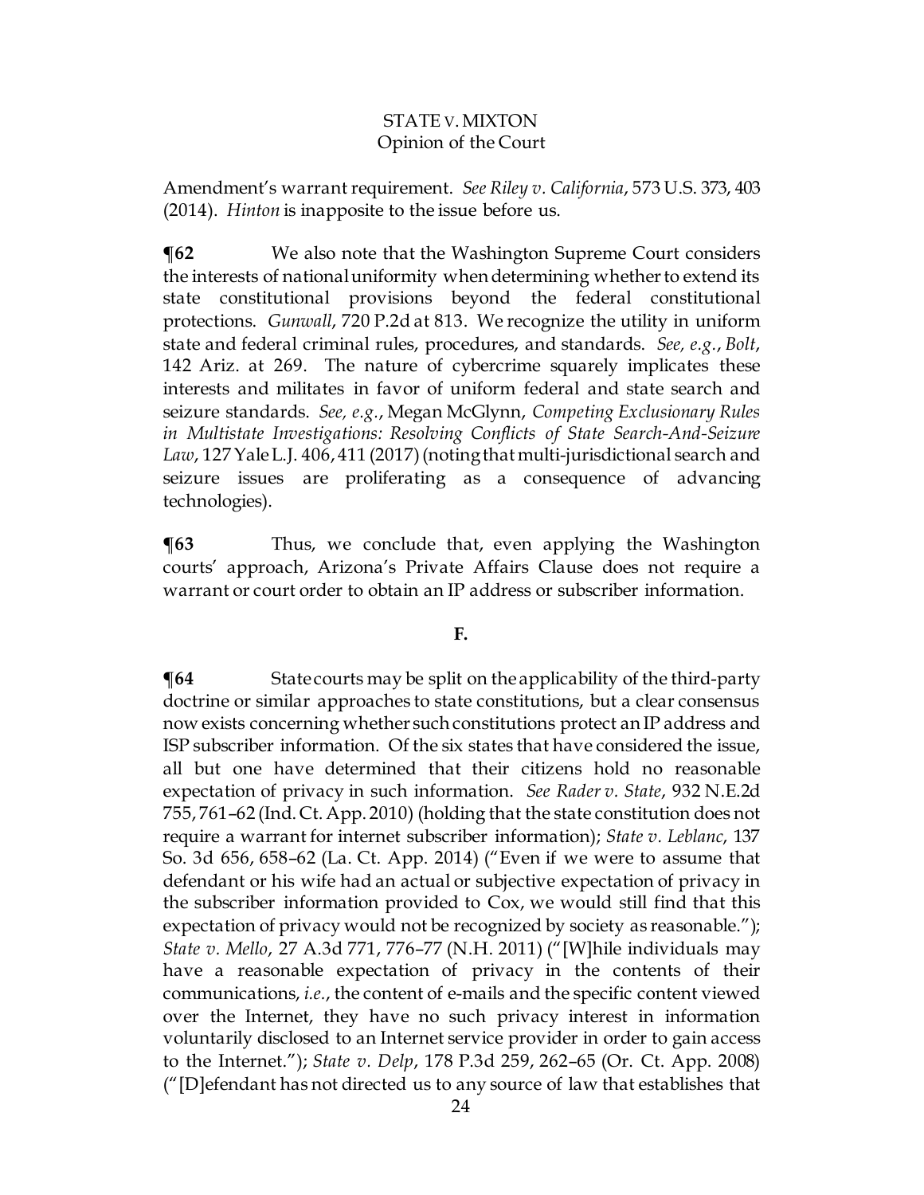Amendment's warrant requirement. *See Riley v. California*, 573 U.S. 373, 403 (2014). *Hinton* is inapposite to the issue before us.

**¶62** We also note that the Washington Supreme Court considers the interests of national uniformity when determining whether to extend its state constitutional provisions beyond the federal constitutional protections. *Gunwall*, 720 P.2d at 813. We recognize the utility in uniform state and federal criminal rules, procedures, and standards. *See, e.g.*, *Bolt*, 142 Ariz. at 269. The nature of cybercrime squarely implicates these interests and militates in favor of uniform federal and state search and seizure standards. *See, e.g.*, Megan McGlynn, *Competing Exclusionary Rules in Multistate Investigations: Resolving Conflicts of State Search-And-Seizure Law*, 127 Yale L.J. 406, 411 (2017) (noting that multi-jurisdictional search and seizure issues are proliferating as a consequence of advancing technologies).

**¶63** Thus, we conclude that, even applying the Washington courts' approach, Arizona's Private Affairs Clause does not require a warrant or court order to obtain an IP address or subscriber information.

**F.**

**¶64** State courts may be split on the applicability of the third-party doctrine or similar approaches to state constitutions, but a clear consensus now exists concerning whether such constitutions protect an IP address and ISP subscriber information. Of the six states that have considered the issue, all but one have determined that their citizens hold no reasonable expectation of privacy in such information. *See Rader v. State*, 932 N.E.2d 755, 761–62 (Ind. Ct. App. 2010) (holding that the state constitution does not require a warrant for internet subscriber information); *State v. Leblanc*, 137 So. 3d 656, 658–62 (La. Ct. App. 2014) ("Even if we were to assume that defendant or his wife had an actual or subjective expectation of privacy in the subscriber information provided to Cox, we would still find that this expectation of privacy would not be recognized by society as reasonable."); *State v. Mello*, 27 A.3d 771, 776–77 (N.H. 2011) ("[W]hile individuals may have a reasonable expectation of privacy in the contents of their communications, *i.e.*, the content of e-mails and the specific content viewed over the Internet, they have no such privacy interest in information voluntarily disclosed to an Internet service provider in order to gain access to the Internet."); *State v. Delp*, 178 P.3d 259, 262–65 (Or. Ct. App. 2008) ("[D]efendant has not directed us to any source of law that establishes that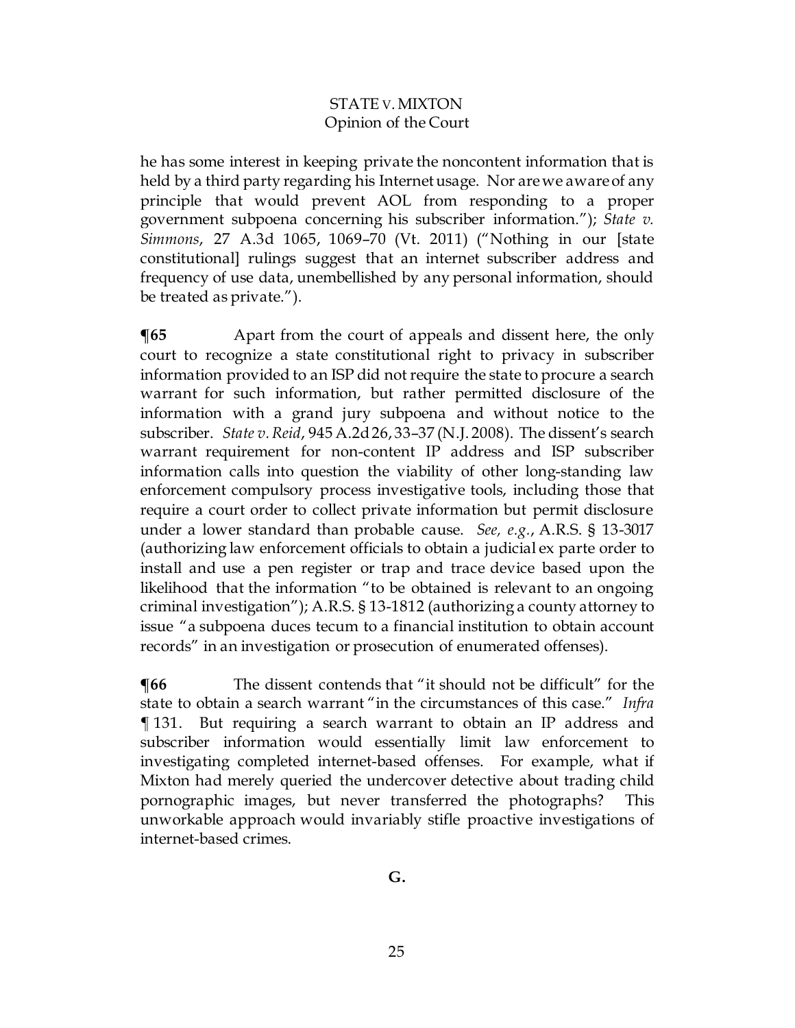he has some interest in keeping private the noncontent information that is held by a third party regarding his Internet usage. Nor are we aware of any principle that would prevent AOL from responding to a proper government subpoena concerning his subscriber information."); *State v. Simmons*, 27 A.3d 1065, 1069–70 (Vt. 2011) ("Nothing in our [state constitutional] rulings suggest that an internet subscriber address and frequency of use data, unembellished by any personal information, should be treated as private.").

**¶65** Apart from the court of appeals and dissent here, the only court to recognize a state constitutional right to privacy in subscriber information provided to an ISP did not require the state to procure a search warrant for such information, but rather permitted disclosure of the information with a grand jury subpoena and without notice to the subscriber. *State v. Reid*, 945 A.2d 26, 33–37 (N.J. 2008). The dissent's search warrant requirement for non-content IP address and ISP subscriber information calls into question the viability of other long-standing law enforcement compulsory process investigative tools, including those that require a court order to collect private information but permit disclosure under a lower standard than probable cause. *See, e.g.*, A.R.S. § 13-3017 (authorizing law enforcement officials to obtain a judicial ex parte order to install and use a pen register or trap and trace device based upon the likelihood that the information "to be obtained is relevant to an ongoing criminal investigation"); A.R.S. § 13-1812 (authorizing a county attorney to issue "a subpoena duces tecum to a financial institution to obtain account records" in an investigation or prosecution of enumerated offenses).

**¶66** The dissent contends that "it should not be difficult" for the state to obtain a search warrant "in the circumstances of this case." *Infra* ¶ 131. But requiring a search warrant to obtain an IP address and subscriber information would essentially limit law enforcement to investigating completed internet-based offenses. For example, what if Mixton had merely queried the undercover detective about trading child pornographic images, but never transferred the photographs? This unworkable approach would invariably stifle proactive investigations of internet-based crimes.

**G.**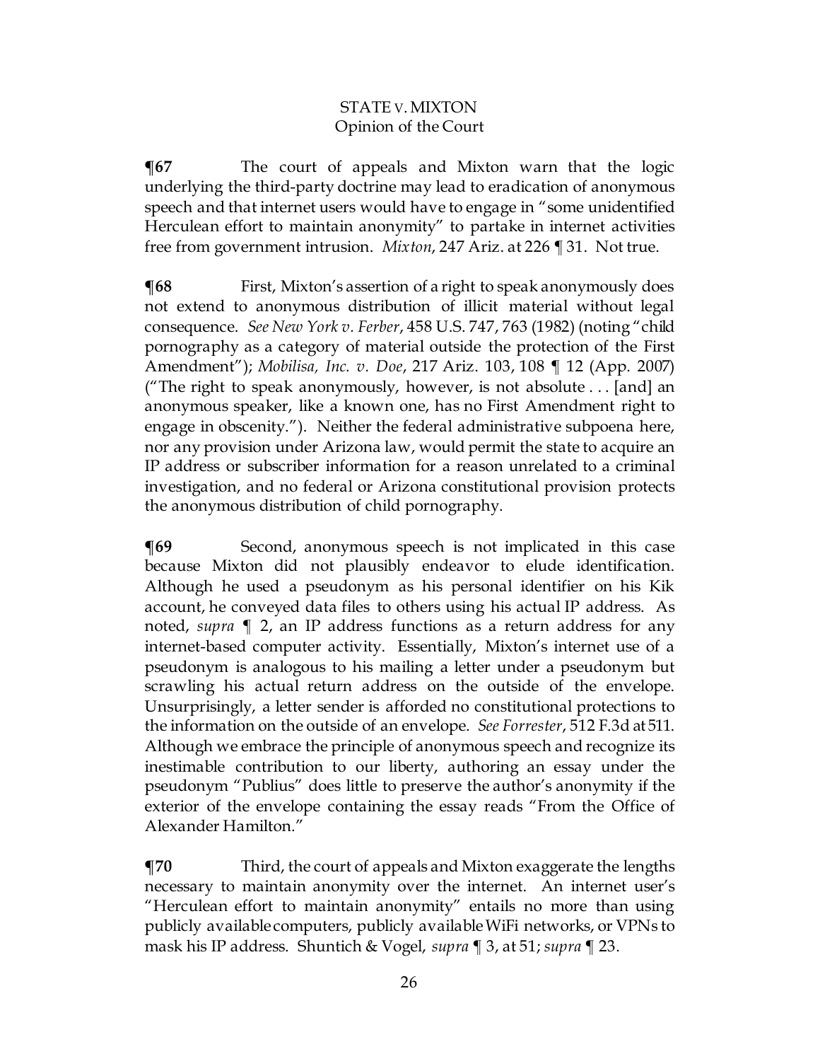**¶67** The court of appeals and Mixton warn that the logic underlying the third-party doctrine may lead to eradication of anonymous speech and that internet users would have to engage in "some unidentified Herculean effort to maintain anonymity" to partake in internet activities free from government intrusion. *Mixton*, 247 Ariz. at 226 ¶ 31. Not true.

**¶68** First, Mixton's assertion of a right to speak anonymously does not extend to anonymous distribution of illicit material without legal consequence. *See New York v. Ferber*, 458 U.S. 747, 763 (1982) (noting "child pornography as a category of material outside the protection of the First Amendment"); *Mobilisa, Inc. v. Doe*, 217 Ariz. 103, 108 ¶ 12 (App. 2007) ("The right to speak anonymously, however, is not absolute . . . [and] an anonymous speaker, like a known one, has no First Amendment right to engage in obscenity."). Neither the federal administrative subpoena here, nor any provision under Arizona law, would permit the state to acquire an IP address or subscriber information for a reason unrelated to a criminal investigation, and no federal or Arizona constitutional provision protects the anonymous distribution of child pornography.

**¶69** Second, anonymous speech is not implicated in this case because Mixton did not plausibly endeavor to elude identification. Although he used a pseudonym as his personal identifier on his Kik account, he conveyed data files to others using his actual IP address. As noted, *supra* ¶ 2, an IP address functions as a return address for any internet-based computer activity. Essentially, Mixton's internet use of a pseudonym is analogous to his mailing a letter under a pseudonym but scrawling his actual return address on the outside of the envelope. Unsurprisingly, a letter sender is afforded no constitutional protections to the information on the outside of an envelope. *See Forrester*, 512 F.3d at 511. Although we embrace the principle of anonymous speech and recognize its inestimable contribution to our liberty, authoring an essay under the pseudonym "Publius" does little to preserve the author's anonymity if the exterior of the envelope containing the essay reads "From the Office of Alexander Hamilton."

**¶70** Third, the court of appeals and Mixton exaggerate the lengths necessary to maintain anonymity over the internet. An internet user's "Herculean effort to maintain anonymity" entails no more than using publicly available computers, publicly available WiFi networks, or VPNs to mask his IP address. Shuntich & Vogel, *supra* ¶ 3, at 51; *supra* ¶ 23.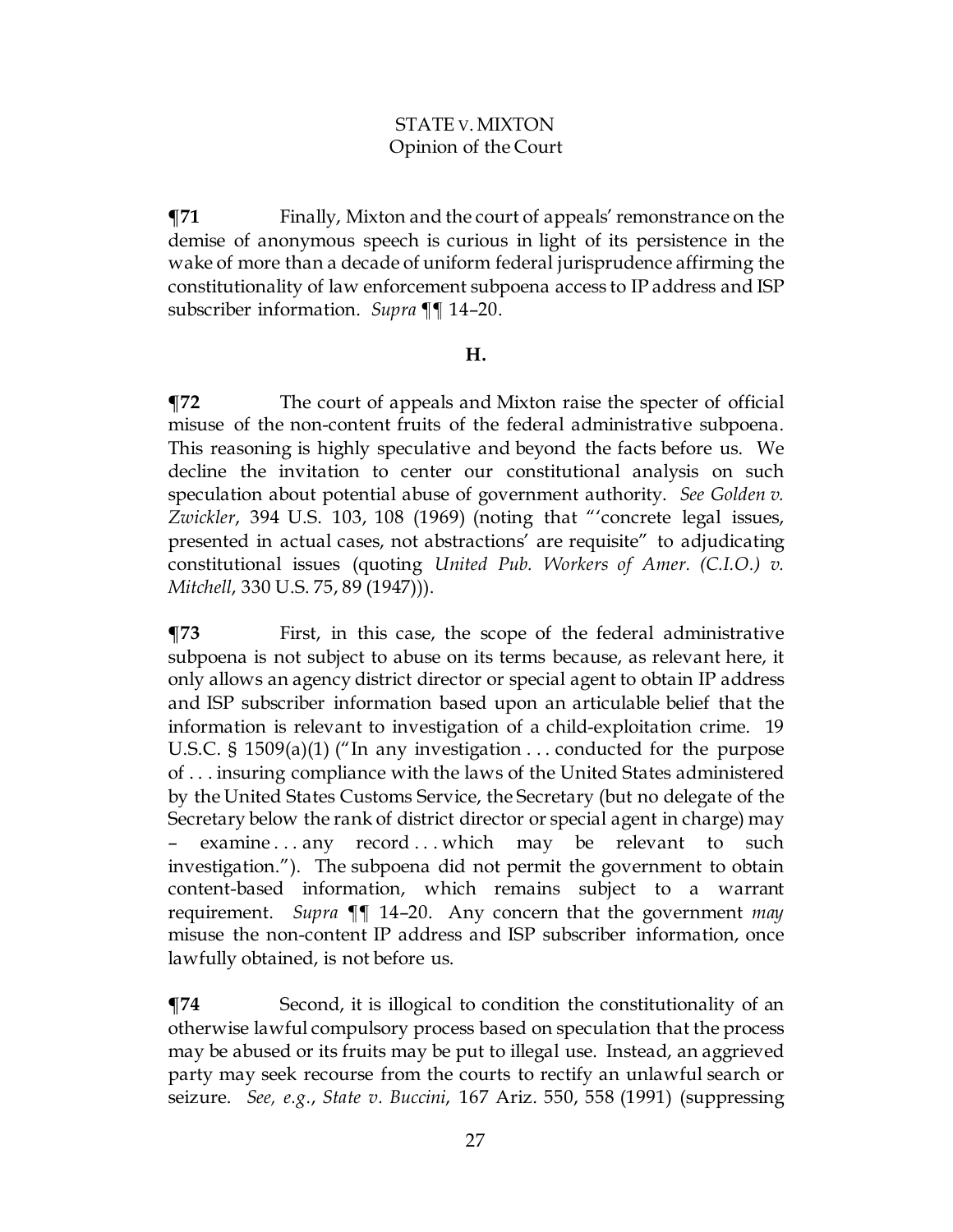**¶71** Finally, Mixton and the court of appeals' remonstrance on the demise of anonymous speech is curious in light of its persistence in the wake of more than a decade of uniform federal jurisprudence affirming the constitutionality of law enforcement subpoena access to IP address and ISP subscriber information. *Supra* ¶¶ 14–20.

**H.**

**¶72** The court of appeals and Mixton raise the specter of official misuse of the non-content fruits of the federal administrative subpoena. This reasoning is highly speculative and beyond the facts before us. We decline the invitation to center our constitutional analysis on such speculation about potential abuse of government authority. *See Golden v. Zwickler*, 394 U.S. 103, 108 (1969) (noting that "'concrete legal issues, presented in actual cases, not abstractions' are requisite" to adjudicating constitutional issues (quoting *United Pub. Workers of Amer. (C.I.O.) v. Mitchell*, 330 U.S. 75, 89 (1947))).

**¶73** First, in this case, the scope of the federal administrative subpoena is not subject to abuse on its terms because, as relevant here, it only allows an agency district director or special agent to obtain IP address and ISP subscriber information based upon an articulable belief that the information is relevant to investigation of a child-exploitation crime. 19 U.S.C. § 1509(a)(1) ("In any investigation . . . conducted for the purpose of . . . insuring compliance with the laws of the United States administered by the United States Customs Service, the Secretary (but no delegate of the Secretary below the rank of district director or special agent in charge) may – examine . . . any record . . . which may be relevant to such investigation."). The subpoena did not permit the government to obtain content-based information, which remains subject to a warrant requirement. *Supra* ¶¶ 14–20. Any concern that the government *may* misuse the non-content IP address and ISP subscriber information, once lawfully obtained, is not before us.

**¶74** Second, it is illogical to condition the constitutionality of an otherwise lawful compulsory process based on speculation that the process may be abused or its fruits may be put to illegal use. Instead, an aggrieved party may seek recourse from the courts to rectify an unlawful search or seizure. *See, e.g.*, *State v. Buccini*, 167 Ariz. 550, 558 (1991) (suppressing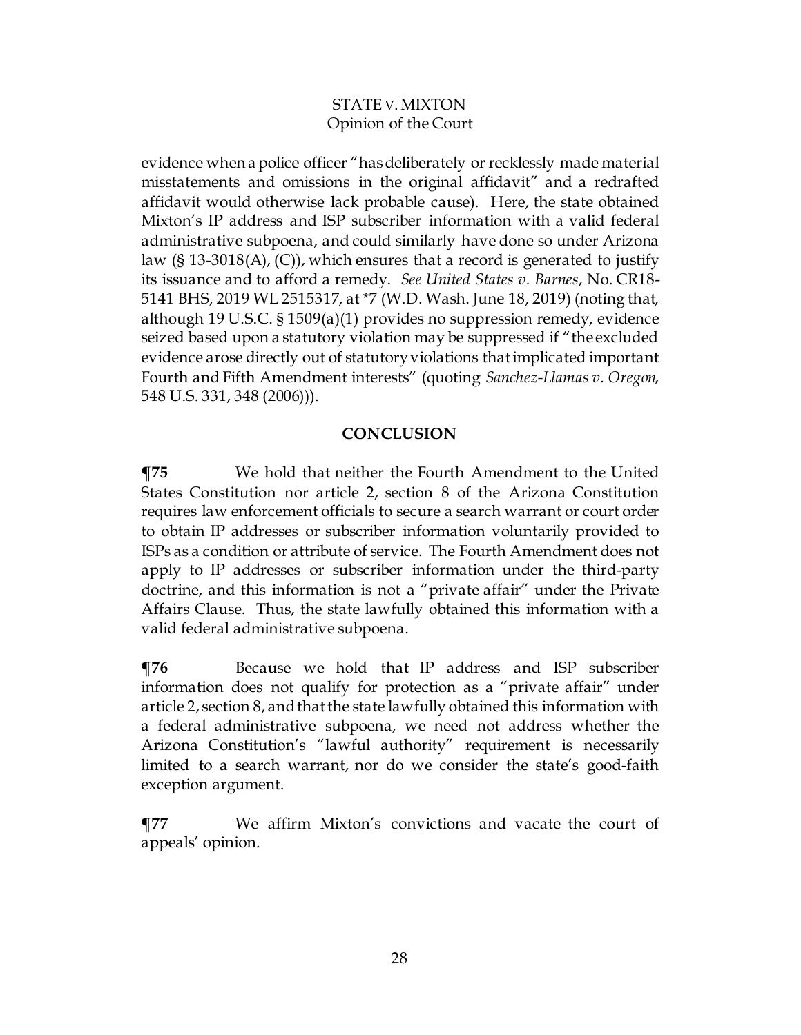evidence when a police officer "has deliberately or recklessly made material misstatements and omissions in the original affidavit" and a redrafted affidavit would otherwise lack probable cause). Here, the state obtained Mixton's IP address and ISP subscriber information with a valid federal administrative subpoena, and could similarly have done so under Arizona law (§ 13-3018(A), (C)), which ensures that a record is generated to justify its issuance and to afford a remedy. *See United States v. Barnes*, No. CR18-5141 BHS, 2019 WL 2515317, at *7 (W.D. Wash. June 18, 2019) (noting that, although 19 U.S.C. § 1509(a)(1) provides no suppression remedy, evidence seized based upon a statutory violation may be suppressed if "the excluded evidence arose directly out of statutory violations that implicated important Fourth and Fifth Amendment interests" (quoting *Sanchez-Llamas v. Oregon*, 548 U.S. 331, 348 (2006))).

## CONCLUSION

**¶75** We hold that neither the Fourth Amendment to the United States Constitution nor article 2, section 8 of the Arizona Constitution requires law enforcement officials to secure a search warrant or court order to obtain IP addresses or subscriber information voluntarily provided to ISPs as a condition or attribute of service. The Fourth Amendment does not apply to IP addresses or subscriber information under the third-party doctrine, and this information is not a "private affair" under the Private Affairs Clause. Thus, the state lawfully obtained this information with a valid federal administrative subpoena.

**¶76** Because we hold that IP address and ISP subscriber information does not qualify for protection as a "private affair" under article 2, section 8, and that the state lawfully obtained this information with a federal administrative subpoena, we need not address whether the Arizona Constitution's "lawful authority" requirement is necessarily limited to a search warrant, nor do we consider the state's good-faith exception argument.

**¶77** We affirm Mixton's convictions and vacate the court of appeals' opinion.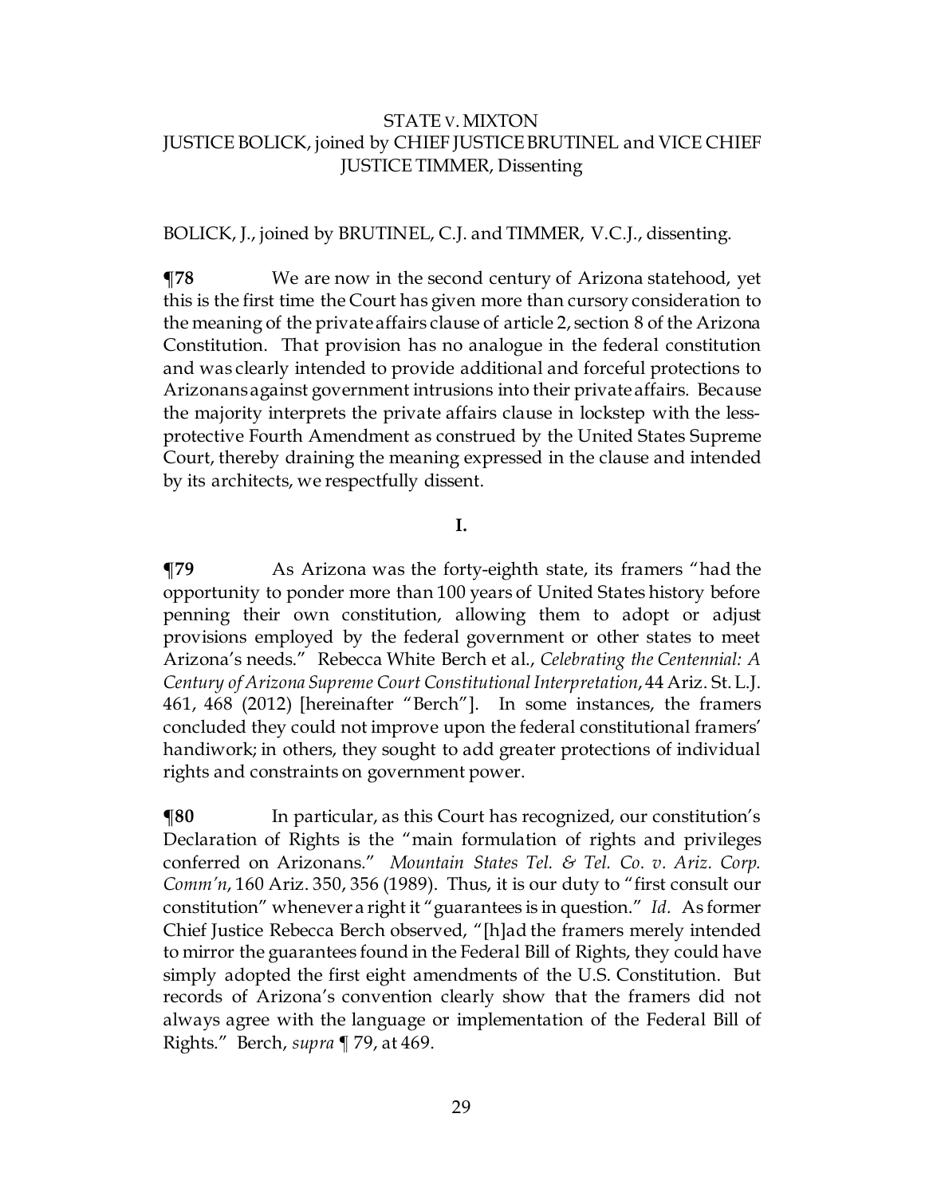BOLICK, J., joined by BRUTINEL, C.J. and TIMMER, V.C.J., dissenting.

**¶78** We are now in the second century of Arizona statehood, yet this is the first time the Court has given more than cursory consideration to the meaning of the private affairs clause of article 2, section 8 of the Arizona Constitution. That provision has no analogue in the federal constitution and was clearly intended to provide additional and forceful protections to Arizonans against government intrusions into their private affairs. Because the majority interprets the private affairs clause in lockstep with the less-protective Fourth Amendment as construed by the United States Supreme Court, thereby draining the meaning expressed in the clause and intended by its architects, we respectfully dissent.

**I.**

**¶79** As Arizona was the forty-eighth state, its framers "had the opportunity to ponder more than 100 years of United States history before penning their own constitution, allowing them to adopt or adjust provisions employed by the federal government or other states to meet Arizona's needs." Rebecca White Berch et al., *Celebrating the Centennial: A Century of Arizona Supreme Court Constitutional Interpretation*, 44 Ariz. St. L.J. 461, 468 (2012) [hereinafter "Berch"]. In some instances, the framers concluded they could not improve upon the federal constitutional framers' handiwork; in others, they sought to add greater protections of individual rights and constraints on government power.

**¶80** In particular, as this Court has recognized, our constitution's Declaration of Rights is the "main formulation of rights and privileges conferred on Arizonans." *Mountain States Tel. & Tel. Co. v. Ariz. Corp. Comm'n*, 160 Ariz. 350, 356 (1989). Thus, it is our duty to "first consult our constitution" whenever a right it "guarantees is in question." *Id.* As former Chief Justice Rebecca Berch observed, "[h]ad the framers merely intended to mirror the guarantees found in the Federal Bill of Rights, they could have simply adopted the first eight amendments of the U.S. Constitution. But records of Arizona's convention clearly show that the framers did not always agree with the language or implementation of the Federal Bill of Rights." Berch, *supra* ¶ 79, at 469.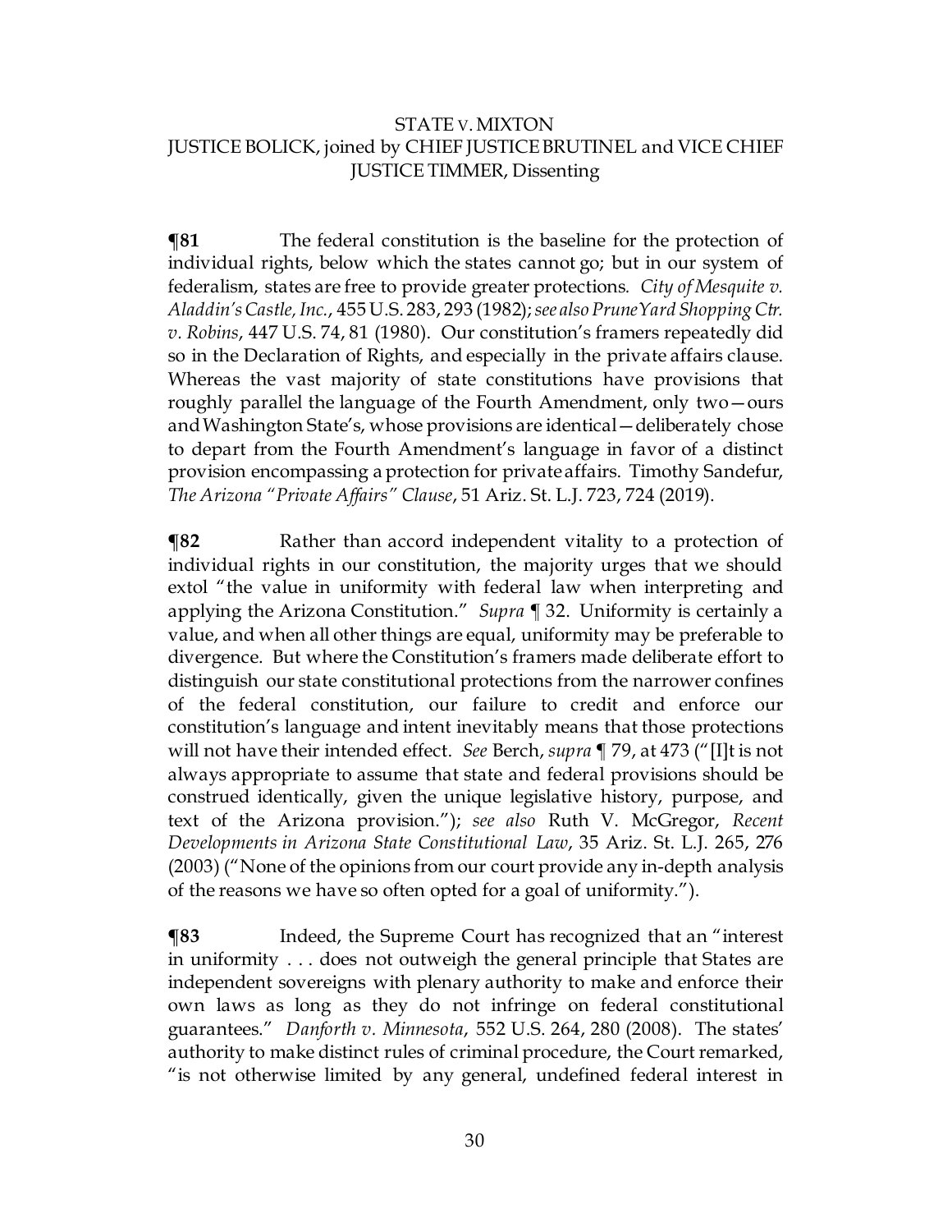STATE v. MIXTON
JUSTICE BOLICK, joined by CHIEF JUSTICE BRUTINEL and VICE CHIEF JUSTICE TIMMER, Dissenting

**¶81** The federal constitution is the baseline for the protection of individual rights, below which the states cannot go; but in our system of federalism, states are free to provide greater protections. *City of Mesquite v. Aladdin's Castle, Inc.*, 455 U.S. 283, 293 (1982); *see also PruneYard Shopping Ctr. v. Robins*, 447 U.S. 74, 81 (1980). Our constitution's framers repeatedly did so in the Declaration of Rights, and especially in the private affairs clause. Whereas the vast majority of state constitutions have provisions that roughly parallel the language of the Fourth Amendment, only two—ours and Washington State's, whose provisions are identical—deliberately chose to depart from the Fourth Amendment's language in favor of a distinct provision encompassing a protection for private affairs. Timothy Sandefur, *The Arizona "Private Affairs" Clause*, 51 Ariz. St. L.J. 723, 724 (2019).

**¶82** Rather than accord independent vitality to a protection of individual rights in our constitution, the majority urges that we should extol "the value in uniformity with federal law when interpreting and applying the Arizona Constitution." *Supra* ¶ 32. Uniformity is certainly a value, and when all other things are equal, uniformity may be preferable to divergence. But where the Constitution's framers made deliberate effort to distinguish our state constitutional protections from the narrower confines of the federal constitution, our failure to credit and enforce our constitution's language and intent inevitably means that those protections will not have their intended effect. *See* Berch, *supra* ¶ 79, at 473 ("[I]t is not always appropriate to assume that state and federal provisions should be construed identically, given the unique legislative history, purpose, and text of the Arizona provision."); *see also* Ruth V. McGregor, *Recent Developments in Arizona State Constitutional Law*, 35 Ariz. St. L.J. 265, 276 (2003) ("None of the opinions from our court provide any in-depth analysis of the reasons we have so often opted for a goal of uniformity.").

**¶83** Indeed, the Supreme Court has recognized that an "interest in uniformity . . . does not outweigh the general principle that States are independent sovereigns with plenary authority to make and enforce their own laws as long as they do not infringe on federal constitutional guarantees." *Danforth v. Minnesota*, 552 U.S. 264, 280 (2008). The states' authority to make distinct rules of criminal procedure, the Court remarked, "is not otherwise limited by any general, undefined federal interest in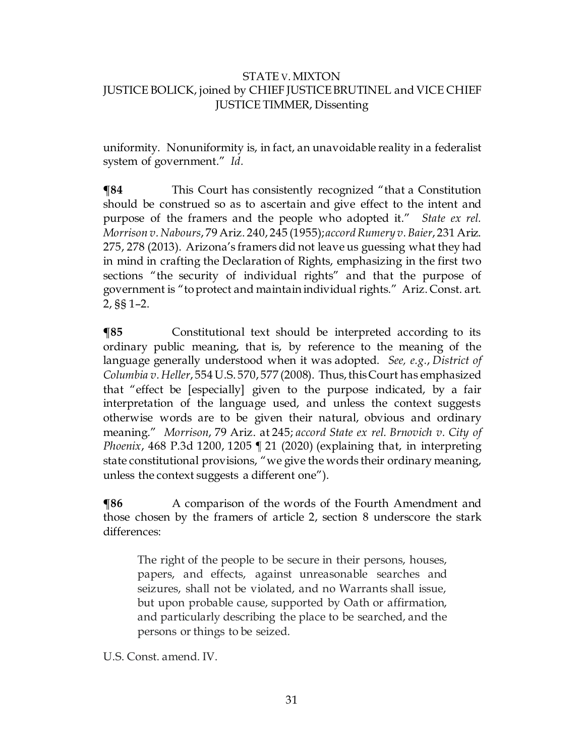uniformity. Nonuniformity is, in fact, an unavoidable reality in a federalist system of government." *Id.*

**¶84** This Court has consistently recognized "that a Constitution should be construed so as to ascertain and give effect to the intent and purpose of the framers and the people who adopted it." *State ex rel. Morrison v. Nabours*, 79 Ariz. 240, 245 (1955); *accord Rumery v. Baier*, 231 Ariz. 275, 278 (2013). Arizona's framers did not leave us guessing what they had in mind in crafting the Declaration of Rights, emphasizing in the first two sections "the security of individual rights" and that the purpose of government is "to protect and maintain individual rights." Ariz. Const. art. 2, §§ 1–2.

**¶85** Constitutional text should be interpreted according to its ordinary public meaning, that is, by reference to the meaning of the language generally understood when it was adopted. *See, e.g.*, *District of Columbia v. Heller*, 554 U.S. 570, 577 (2008). Thus, this Court has emphasized that "effect be [especially] given to the purpose indicated, by a fair interpretation of the language used, and unless the context suggests otherwise words are to be given their natural, obvious and ordinary meaning." *Morrison*, 79 Ariz. at 245; *accord State ex rel. Brnovich v. City of Phoenix*, 468 P.3d 1200, 1205 ¶ 21 (2020) (explaining that, in interpreting state constitutional provisions, "we give the words their ordinary meaning, unless the context suggests a different one").

**¶86** A comparison of the words of the Fourth Amendment and those chosen by the framers of article 2, section 8 underscore the stark differences:

> The right of the people to be secure in their persons, houses, papers, and effects, against unreasonable searches and seizures, shall not be violated, and no Warrants shall issue, but upon probable cause, supported by Oath or affirmation, and particularly describing the place to be searched, and the persons or things to be seized.

U.S. Const. amend. IV.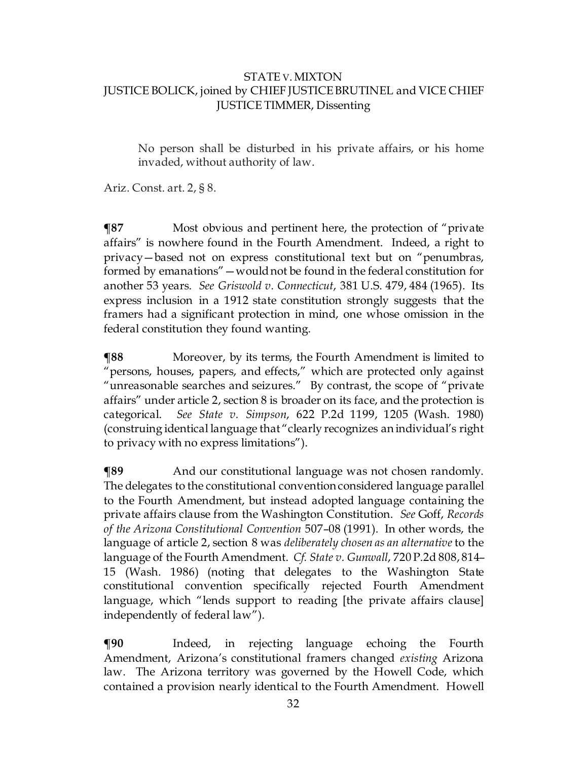STATE v. MIXTON
JUSTICE BOLICK, joined by CHIEF JUSTICE BRUTINEL and VICE CHIEF JUSTICE TIMMER, Dissenting

> No person shall be disturbed in his private affairs, or his home invaded, without authority of law.

Ariz. Const. art. 2, § 8.

**¶87** Most obvious and pertinent here, the protection of "private affairs" is nowhere found in the Fourth Amendment. Indeed, a right to privacy—based not on express constitutional text but on "penumbras, formed by emanations"—would not be found in the federal constitution for another 53 years. *See Griswold v. Connecticut*, 381 U.S. 479, 484 (1965). Its express inclusion in a 1912 state constitution strongly suggests that the framers had a significant protection in mind, one whose omission in the federal constitution they found wanting.

**¶88** Moreover, by its terms, the Fourth Amendment is limited to "persons, houses, papers, and effects," which are protected only against "unreasonable searches and seizures." By contrast, the scope of "private affairs" under article 2, section 8 is broader on its face, and the protection is categorical. *See State v. Simpson*, 622 P.2d 1199, 1205 (Wash. 1980) (construing identical language that "clearly recognizes an individual's right to privacy with no express limitations").

**¶89** And our constitutional language was not chosen randomly. The delegates to the constitutional convention considered language parallel to the Fourth Amendment, but instead adopted language containing the private affairs clause from the Washington Constitution. *See* Goff, *Records of the Arizona Constitutional Convention* 507–08 (1991). In other words, the language of article 2, section 8 was *deliberately chosen as an alternative* to the language of the Fourth Amendment. *Cf. State v. Gunwall*, 720 P.2d 808, 814–15 (Wash. 1986) (noting that delegates to the Washington State constitutional convention specifically rejected Fourth Amendment language, which "lends support to reading [the private affairs clause] independently of federal law").

**¶90** Indeed, in rejecting language echoing the Fourth Amendment, Arizona's constitutional framers changed *existing* Arizona law. The Arizona territory was governed by the Howell Code, which contained a provision nearly identical to the Fourth Amendment. Howell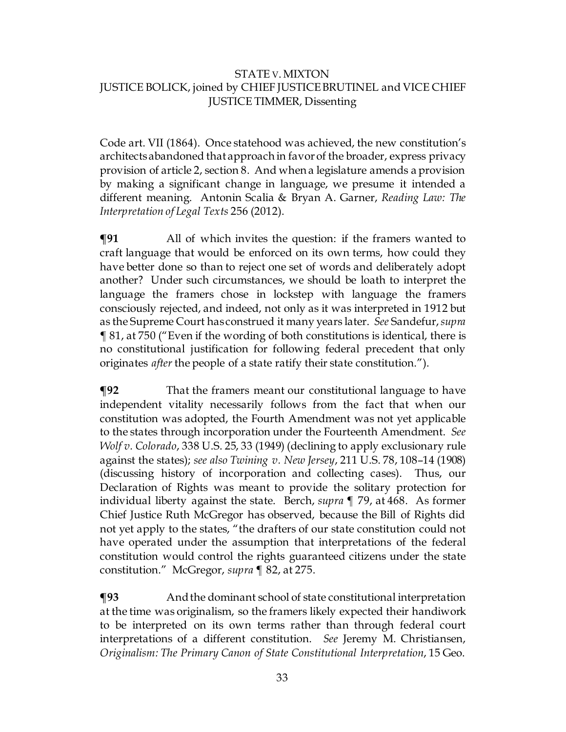Code art. VII (1864). Once statehood was achieved, the new constitution's architects abandoned that approach in favor of the broader, express privacy provision of article 2, section 8. And when a legislature amends a provision by making a significant change in language, we presume it intended a different meaning. Antonin Scalia & Bryan A. Garner, *Reading Law: The Interpretation of Legal Texts* 256 (2012).

**¶91** All of which invites the question: if the framers wanted to craft language that would be enforced on its own terms, how could they have better done so than to reject one set of words and deliberately adopt another? Under such circumstances, we should be loath to interpret the language the framers chose in lockstep with language the framers consciously rejected, and indeed, not only as it was interpreted in 1912 but as the Supreme Court has construed it many years later. *See* Sandefur, *supra* ¶ 81, at 750 ("Even if the wording of both constitutions is identical, there is no constitutional justification for following federal precedent that only originates *after* the people of a state ratify their state constitution.").

**¶92** That the framers meant our constitutional language to have independent vitality necessarily follows from the fact that when our constitution was adopted, the Fourth Amendment was not yet applicable to the states through incorporation under the Fourteenth Amendment. *See Wolf v. Colorado*, 338 U.S. 25, 33 (1949) (declining to apply exclusionary rule against the states); *see also Twining v. New Jersey*, 211 U.S. 78, 108–14 (1908) (discussing history of incorporation and collecting cases). Thus, our Declaration of Rights was meant to provide the solitary protection for individual liberty against the state. Berch, *supra* ¶ 79, at 468. As former Chief Justice Ruth McGregor has observed, because the Bill of Rights did not yet apply to the states, "the drafters of our state constitution could not have operated under the assumption that interpretations of the federal constitution would control the rights guaranteed citizens under the state constitution." McGregor, *supra* ¶ 82, at 275.

**¶93** And the dominant school of state constitutional interpretation at the time was originalism, so the framers likely expected their handiwork to be interpreted on its own terms rather than through federal court interpretations of a different constitution. *See* Jeremy M. Christiansen, *Originalism: The Primary Canon of State Constitutional Interpretation*, 15 Geo.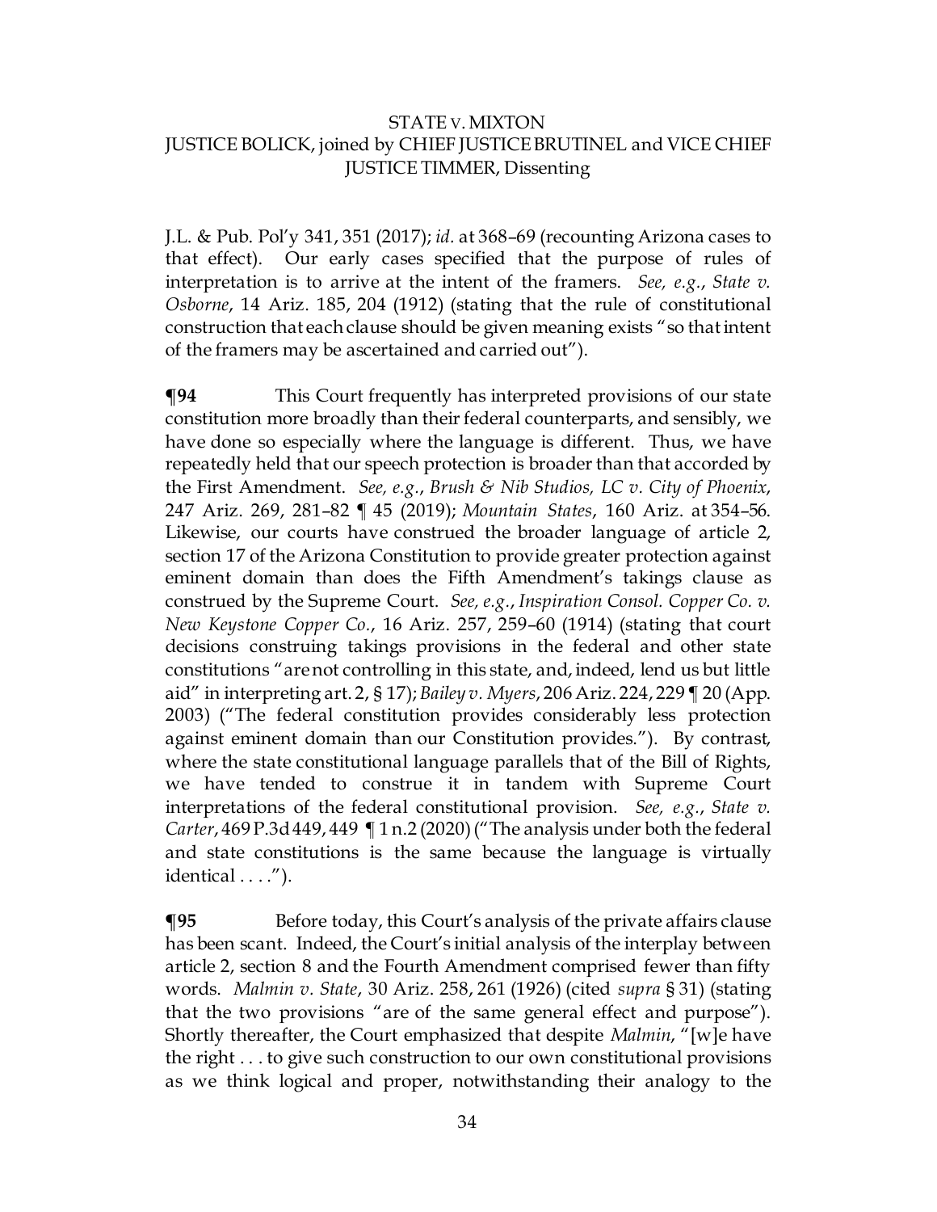J.L. & Pub. Pol'y 341, 351 (2017); *id.* at 368–69 (recounting Arizona cases to that effect). Our early cases specified that the purpose of rules of interpretation is to arrive at the intent of the framers. *See, e.g.*, *State v. Osborne*, 14 Ariz. 185, 204 (1912) (stating that the rule of constitutional construction that each clause should be given meaning exists "so that intent of the framers may be ascertained and carried out").

**¶94** This Court frequently has interpreted provisions of our state constitution more broadly than their federal counterparts, and sensibly, we have done so especially where the language is different. Thus, we have repeatedly held that our speech protection is broader than that accorded by the First Amendment. *See, e.g.*, *Brush & Nib Studios, LC v. City of Phoenix*, 247 Ariz. 269, 281–82 ¶ 45 (2019); *Mountain States*, 160 Ariz. at 354–56. Likewise, our courts have construed the broader language of article 2, section 17 of the Arizona Constitution to provide greater protection against eminent domain than does the Fifth Amendment's takings clause as construed by the Supreme Court. *See, e.g.*, *Inspiration Consol. Copper Co. v. New Keystone Copper Co.*, 16 Ariz. 257, 259–60 (1914) (stating that court decisions construing takings provisions in the federal and other state constitutions "are not controlling in this state, and, indeed, lend us but little aid" in interpreting art. 2, § 17); *Bailey v. Myers*, 206 Ariz. 224, 229 ¶ 20 (App. 2003) ("The federal constitution provides considerably less protection against eminent domain than our Constitution provides."). By contrast, where the state constitutional language parallels that of the Bill of Rights, we have tended to construe it in tandem with Supreme Court interpretations of the federal constitutional provision. *See, e.g.*, *State v. Carter*, 469 P.3d 449, 449 ¶ 1 n.2 (2020) ("The analysis under both the federal and state constitutions is the same because the language is virtually identical . . . .").

**¶95** Before today, this Court's analysis of the private affairs clause has been scant. Indeed, the Court's initial analysis of the interplay between article 2, section 8 and the Fourth Amendment comprised fewer than fifty words. *Malmin v. State*, 30 Ariz. 258, 261 (1926) (cited *supra* § 31) (stating that the two provisions "are of the same general effect and purpose"). Shortly thereafter, the Court emphasized that despite *Malmin*, "[w]e have the right . . . to give such construction to our own constitutional provisions as we think logical and proper, notwithstanding their analogy to the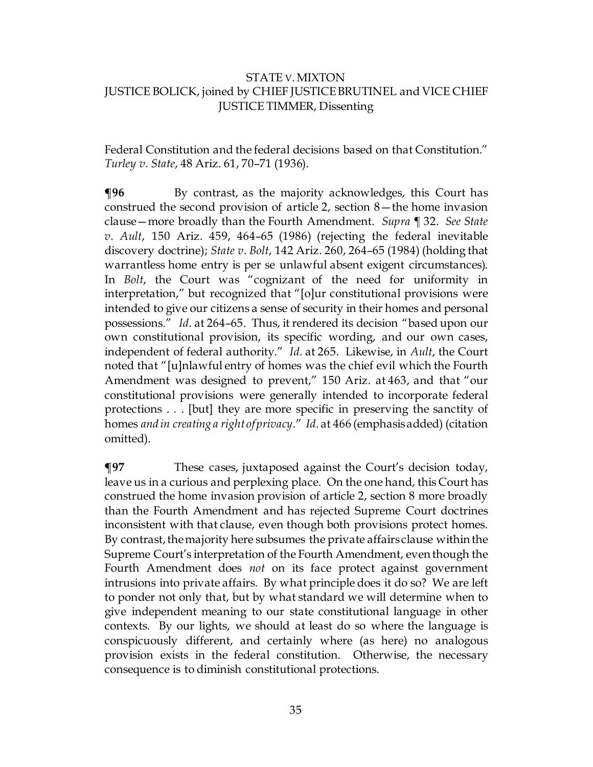Federal Constitution and the federal decisions based on that Constitution." *Turley v. State*, 48 Ariz. 61, 70–71 (1936).

**¶96** By contrast, as the majority acknowledges, this Court has construed the second provision of article 2, section 8—the home invasion clause—more broadly than the Fourth Amendment. *Supra* ¶ 32. *See State v. Ault*, 150 Ariz. 459, 464–65 (1986) (rejecting the federal inevitable discovery doctrine); *State v. Bolt*, 142 Ariz. 260, 264–65 (1984) (holding that warrantless home entry is per se unlawful absent exigent circumstances). In *Bolt*, the Court was "cognizant of the need for uniformity in interpretation," but recognized that "[o]ur constitutional provisions were intended to give our citizens a sense of security in their homes and personal possessions." *Id.* at 264–65. Thus, it rendered its decision "based upon our own constitutional provision, its specific wording, and our own cases, independent of federal authority." *Id.* at 265. Likewise, in *Ault*, the Court noted that "[u]nlawful entry of homes was the chief evil which the Fourth Amendment was designed to prevent," 150 Ariz. at 463, and that "our constitutional provisions were generally intended to incorporate federal protections . . . [but] they are more specific in preserving the sanctity of homes *and in creating a right of privacy*." *Id.* at 466 (emphasis added) (citation omitted).

**¶97** These cases, juxtaposed against the Court's decision today, leave us in a curious and perplexing place. On the one hand, this Court has construed the home invasion provision of article 2, section 8 more broadly than the Fourth Amendment and has rejected Supreme Court doctrines inconsistent with that clause, even though both provisions protect homes. By contrast, the majority here subsumes the private affairs clause within the Supreme Court's interpretation of the Fourth Amendment, even though the Fourth Amendment does *not* on its face protect against government intrusions into private affairs. By what principle does it do so? We are left to ponder not only that, but by what standard we will determine when to give independent meaning to our state constitutional language in other contexts. By our lights, we should at least do so where the language is conspicuously different, and certainly where (as here) no analogous provision exists in the federal constitution. Otherwise, the necessary consequence is to diminish constitutional protections.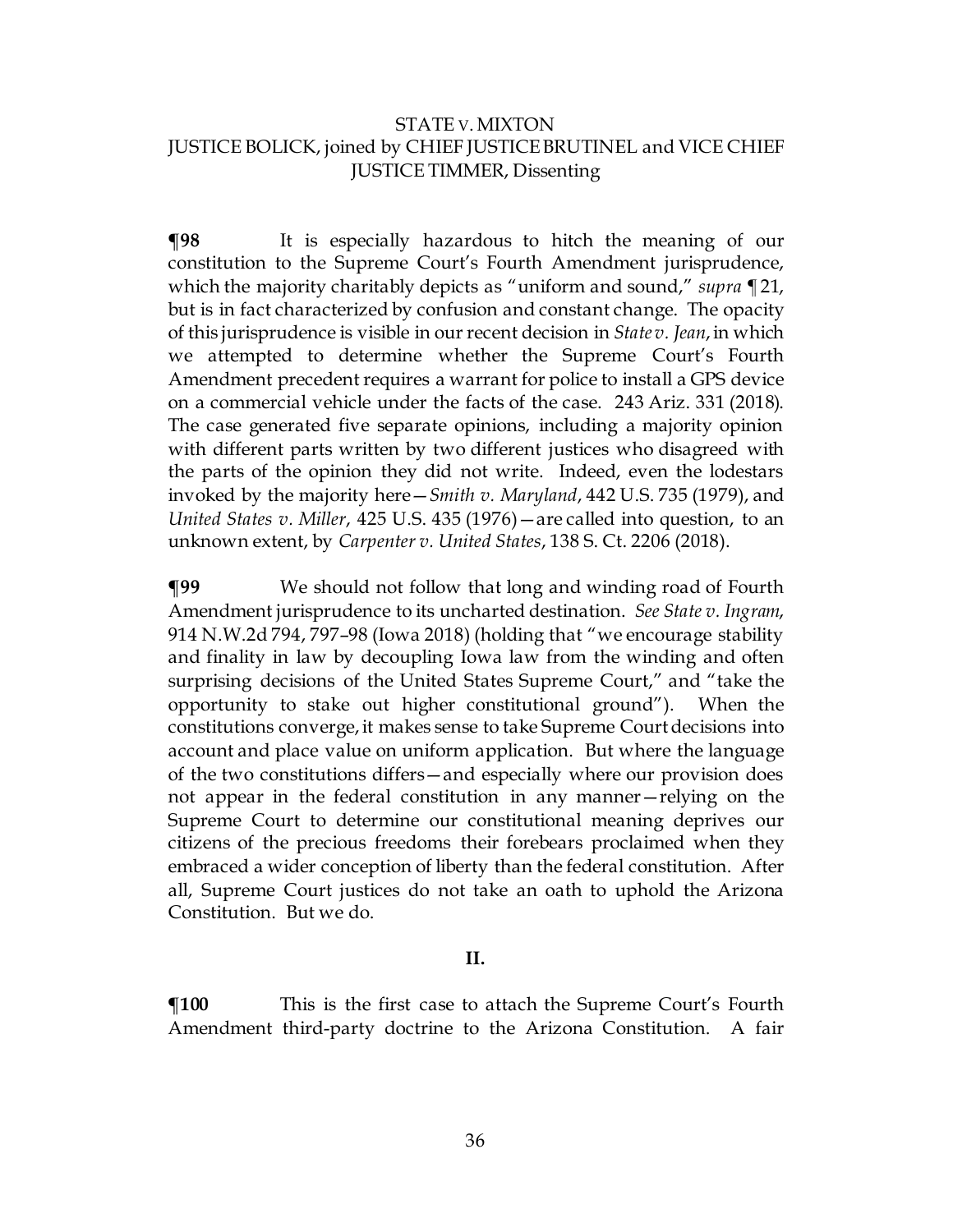**¶98** It is especially hazardous to hitch the meaning of our constitution to the Supreme Court's Fourth Amendment jurisprudence, which the majority charitably depicts as "uniform and sound," *supra* ¶ 21, but is in fact characterized by confusion and constant change. The opacity of this jurisprudence is visible in our recent decision in *State v. Jean*, in which we attempted to determine whether the Supreme Court's Fourth Amendment precedent requires a warrant for police to install a GPS device on a commercial vehicle under the facts of the case. 243 Ariz. 331 (2018). The case generated five separate opinions, including a majority opinion with different parts written by two different justices who disagreed with the parts of the opinion they did not write. Indeed, even the lodestars invoked by the majority here—*Smith v. Maryland*, 442 U.S. 735 (1979), and *United States v. Miller*, 425 U.S. 435 (1976)—are called into question, to an unknown extent, by *Carpenter v. United States*, 138 S. Ct. 2206 (2018).

**¶99** We should not follow that long and winding road of Fourth Amendment jurisprudence to its uncharted destination. *See State v. Ingram*, 914 N.W.2d 794, 797–98 (Iowa 2018) (holding that "we encourage stability and finality in law by decoupling Iowa law from the winding and often surprising decisions of the United States Supreme Court," and "take the opportunity to stake out higher constitutional ground"). When the constitutions converge, it makes sense to take Supreme Court decisions into account and place value on uniform application. But where the language of the two constitutions differs—and especially where our provision does not appear in the federal constitution in any manner—relying on the Supreme Court to determine our constitutional meaning deprives our citizens of the precious freedoms their forebears proclaimed when they embraced a wider conception of liberty than the federal constitution. After all, Supreme Court justices do not take an oath to uphold the Arizona Constitution. But we do.

## II.

**¶100** This is the first case to attach the Supreme Court's Fourth Amendment third-party doctrine to the Arizona Constitution. A fair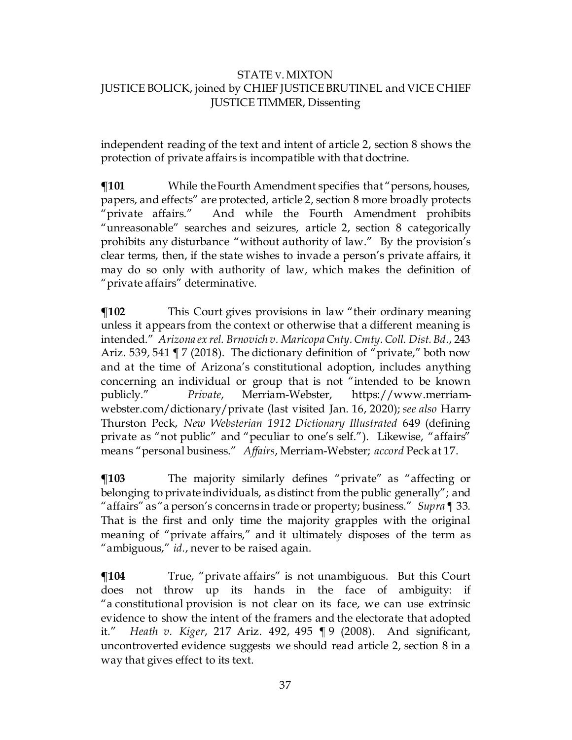independent reading of the text and intent of article 2, section 8 shows the protection of private affairs is incompatible with that doctrine.

**¶101** While the Fourth Amendment specifies that "persons, houses, papers, and effects" are protected, article 2, section 8 more broadly protects "private affairs." And while the Fourth Amendment prohibits "unreasonable" searches and seizures, article 2, section 8 categorically prohibits any disturbance "without authority of law." By the provision's clear terms, then, if the state wishes to invade a person's private affairs, it may do so only with authority of law, which makes the definition of "private affairs" determinative.

**¶102** This Court gives provisions in law "their ordinary meaning unless it appears from the context or otherwise that a different meaning is intended." *Arizona ex rel. Brnovich v. Maricopa Cnty. Cmty. Coll. Dist. Bd.*, 243 Ariz. 539, 541 ¶ 7 (2018). The dictionary definition of "private," both now and at the time of Arizona's constitutional adoption, includes anything concerning an individual or group that is not "intended to be known publicly." *Private*, Merriam-Webster, https://www.merriam-webster.com/dictionary/private (last visited Jan. 16, 2020); *see also* Harry Thurston Peck, *New Websterian 1912 Dictionary Illustrated* 649 (defining private as "not public" and "peculiar to one's self."). Likewise, "affairs" means "personal business." *Affairs*, Merriam-Webster; *accord* Peck at 17.

**¶103** The majority similarly defines "private" as "affecting or belonging to private individuals, as distinct from the public generally"; and "affairs" as "a person's concerns in trade or property; business." *Supra* ¶ 33. That is the first and only time the majority grapples with the original meaning of "private affairs," and it ultimately disposes of the term as "ambiguous," *id.*, never to be raised again.

**¶104** True, "private affairs" is not unambiguous. But this Court does not throw up its hands in the face of ambiguity: if "a constitutional provision is not clear on its face, we can use extrinsic evidence to show the intent of the framers and the electorate that adopted it." *Heath v. Kiger*, 217 Ariz. 492, 495 ¶ 9 (2008). And significant, uncontroverted evidence suggests we should read article 2, section 8 in a way that gives effect to its text.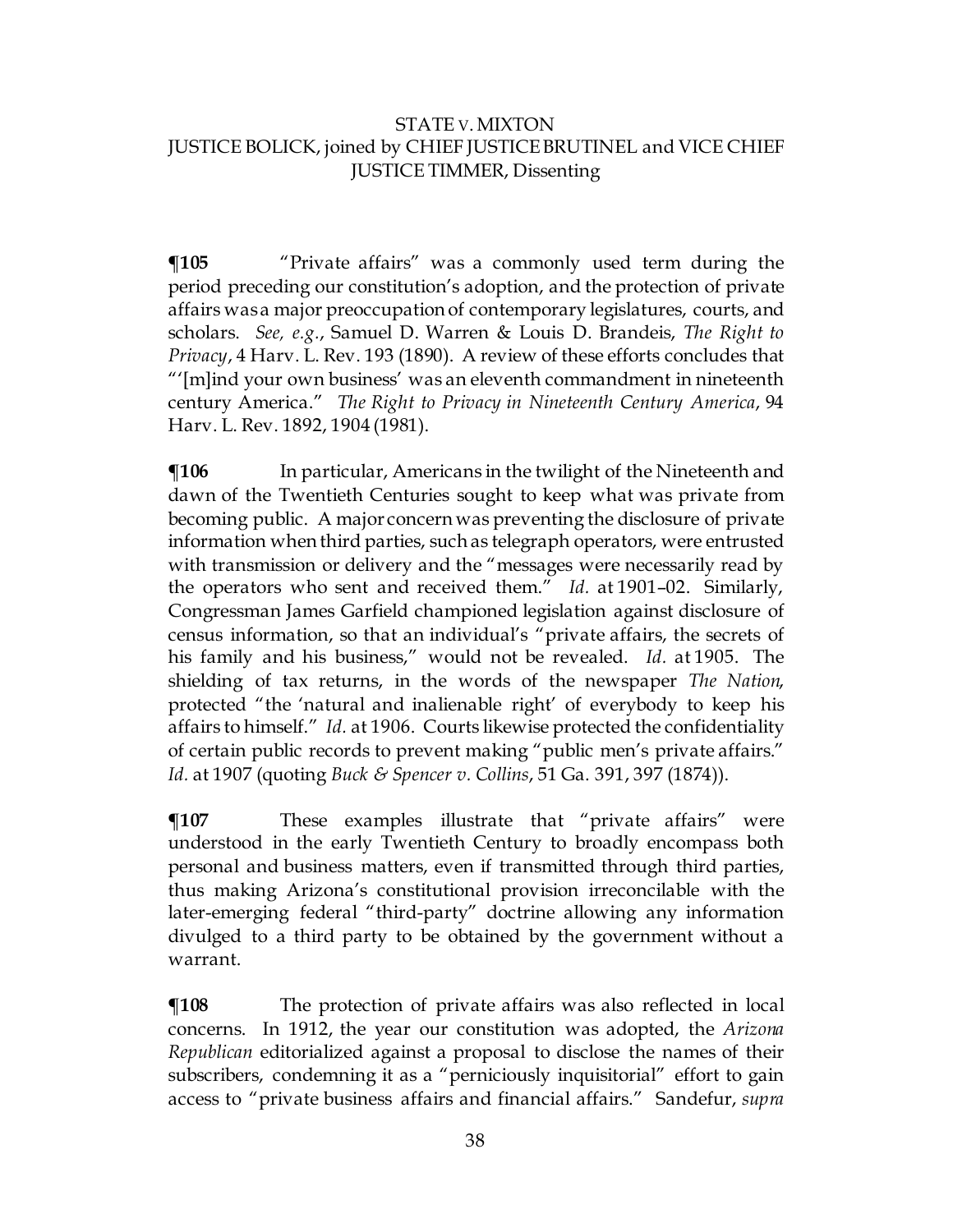**¶105** "Private affairs" was a commonly used term during the period preceding our constitution's adoption, and the protection of private affairs was a major preoccupation of contemporary legislatures, courts, and scholars. *See, e.g.*, Samuel D. Warren & Louis D. Brandeis, *The Right to Privacy*, 4 Harv. L. Rev. 193 (1890). A review of these efforts concludes that "'[m]ind your own business' was an eleventh commandment in nineteenth century America." *The Right to Privacy in Nineteenth Century America*, 94 Harv. L. Rev. 1892, 1904 (1981).

**¶106** In particular, Americans in the twilight of the Nineteenth and dawn of the Twentieth Centuries sought to keep what was private from becoming public. A major concern was preventing the disclosure of private information when third parties, such as telegraph operators, were entrusted with transmission or delivery and the "messages were necessarily read by the operators who sent and received them." *Id.* at 1901–02. Similarly, Congressman James Garfield championed legislation against disclosure of census information, so that an individual's "private affairs, the secrets of his family and his business," would not be revealed. *Id.* at 1905. The shielding of tax returns, in the words of the newspaper *The Nation*, protected "the 'natural and inalienable right' of everybody to keep his affairs to himself." *Id.* at 1906. Courts likewise protected the confidentiality of certain public records to prevent making "public men's private affairs." *Id.* at 1907 (quoting *Buck & Spencer v. Collins*, 51 Ga. 391, 397 (1874)).

**¶107** These examples illustrate that "private affairs" were understood in the early Twentieth Century to broadly encompass both personal and business matters, even if transmitted through third parties, thus making Arizona's constitutional provision irreconcilable with the later-emerging federal "third-party" doctrine allowing any information divulged to a third party to be obtained by the government without a warrant.

**¶108** The protection of private affairs was also reflected in local concerns. In 1912, the year our constitution was adopted, the *Arizona Republican* editorialized against a proposal to disclose the names of their subscribers, condemning it as a "perniciously inquisitorial" effort to gain access to "private business affairs and financial affairs." Sandefur, *supra*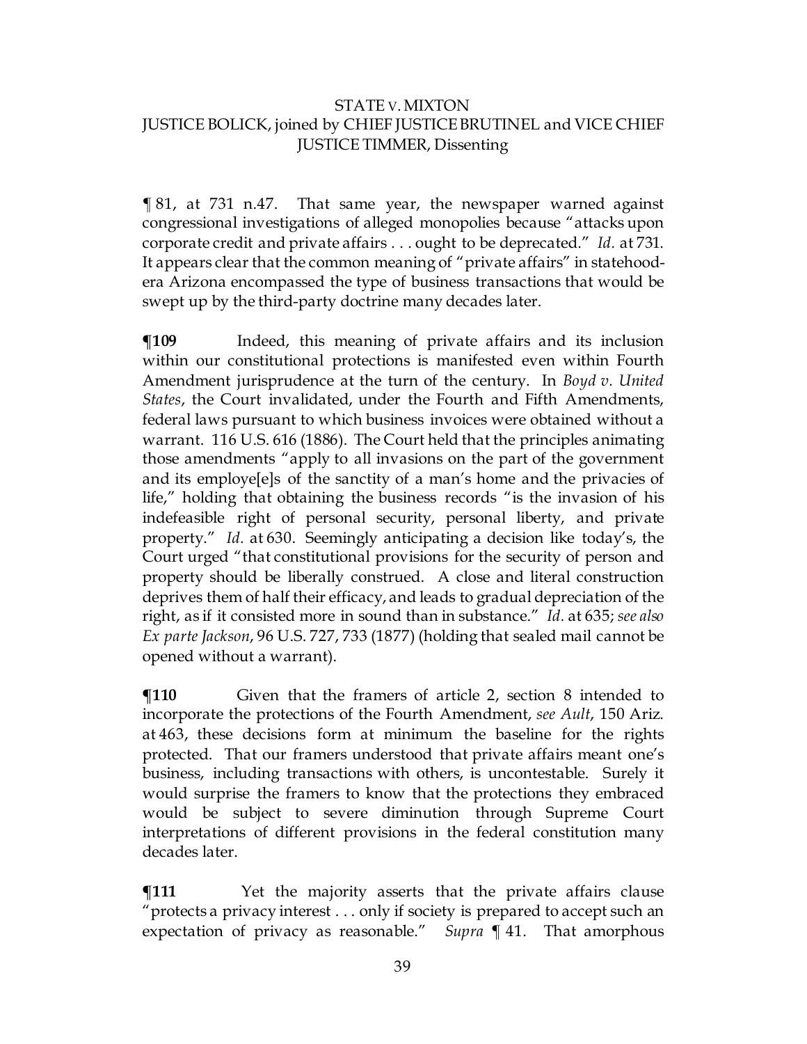¶ 81, at 731 n.47. That same year, the newspaper warned against congressional investigations of alleged monopolies because "attacks upon corporate credit and private affairs . . . ought to be deprecated." *Id.* at 731. It appears clear that the common meaning of "private affairs" in statehood-era Arizona encompassed the type of business transactions that would be swept up by the third-party doctrine many decades later.

**¶109** Indeed, this meaning of private affairs and its inclusion within our constitutional protections is manifested even within Fourth Amendment jurisprudence at the turn of the century. In *Boyd v. United States*, the Court invalidated, under the Fourth and Fifth Amendments, federal laws pursuant to which business invoices were obtained without a warrant. 116 U.S. 616 (1886). The Court held that the principles animating those amendments "apply to all invasions on the part of the government and its employe[e]s of the sanctity of a man's home and the privacies of life," holding that obtaining the business records "is the invasion of his indefeasible right of personal security, personal liberty, and private property." *Id.* at 630. Seemingly anticipating a decision like today's, the Court urged "that constitutional provisions for the security of person and property should be liberally construed. A close and literal construction deprives them of half their efficacy, and leads to gradual depreciation of the right, as if it consisted more in sound than in substance." *Id.* at 635; *see also Ex parte Jackson*, 96 U.S. 727, 733 (1877) (holding that sealed mail cannot be opened without a warrant).

**¶110** Given that the framers of article 2, section 8 intended to incorporate the protections of the Fourth Amendment, *see Ault*, 150 Ariz. at 463, these decisions form at minimum the baseline for the rights protected. That our framers understood that private affairs meant one's business, including transactions with others, is uncontestable. Surely it would surprise the framers to know that the protections they embraced would be subject to severe diminution through Supreme Court interpretations of different provisions in the federal constitution many decades later.

**¶111** Yet the majority asserts that the private affairs clause "protects a privacy interest . . . only if society is prepared to accept such an expectation of privacy as reasonable." *Supra* ¶ 41. That amorphous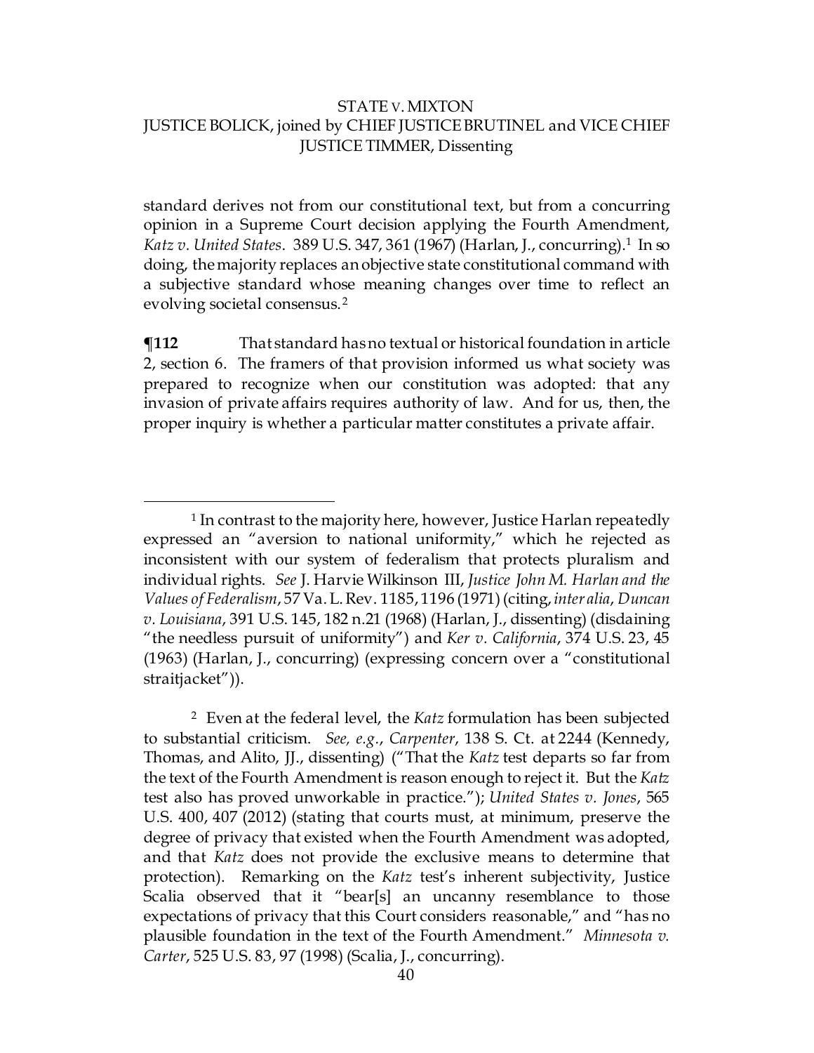standard derives not from our constitutional text, but from a concurring opinion in a Supreme Court decision applying the Fourth Amendment, *Katz v. United States*. 389 U.S. 347, 361 (1967) (Harlan, J., concurring).[1] In so doing, the majority replaces an objective state constitutional command with a subjective standard whose meaning changes over time to reflect an evolving societal consensus.[2]

**¶112** That standard has no textual or historical foundation in article 2, section 6. The framers of that provision informed us what society was prepared to recognize when our constitution was adopted: that any invasion of private affairs requires authority of law. And for us, then, the proper inquiry is whether a particular matter constitutes a private affair.

---

[1] In contrast to the majority here, however, Justice Harlan repeatedly expressed an "aversion to national uniformity," which he rejected as inconsistent with our system of federalism that protects pluralism and individual rights. *See* J. Harvie Wilkinson III, *Justice John M. Harlan and the Values of Federalism*, 57 Va. L. Rev. 1185, 1196 (1971) (citing, *inter alia*, *Duncan v. Louisiana*, 391 U.S. 145, 182 n.21 (1968) (Harlan, J., dissenting) (disdaining "the needless pursuit of uniformity") and *Ker v. California*, 374 U.S. 23, 45 (1963) (Harlan, J., concurring) (expressing concern over a "constitutional straitjacket")).

[2] Even at the federal level, the *Katz* formulation has been subjected to substantial criticism. *See, e.g.*, *Carpenter*, 138 S. Ct. at 2244 (Kennedy, Thomas, and Alito, JJ., dissenting) ("That the *Katz* test departs so far from the text of the Fourth Amendment is reason enough to reject it. But the *Katz* test also has proved unworkable in practice."); *United States v. Jones*, 565 U.S. 400, 407 (2012) (stating that courts must, at minimum, preserve the degree of privacy that existed when the Fourth Amendment was adopted, and that *Katz* does not provide the exclusive means to determine that protection). Remarking on the *Katz* test's inherent subjectivity, Justice Scalia observed that it "bear[s] an uncanny resemblance to those expectations of privacy that this Court considers reasonable," and "has no plausible foundation in the text of the Fourth Amendment." *Minnesota v. Carter*, 525 U.S. 83, 97 (1998) (Scalia, J., concurring).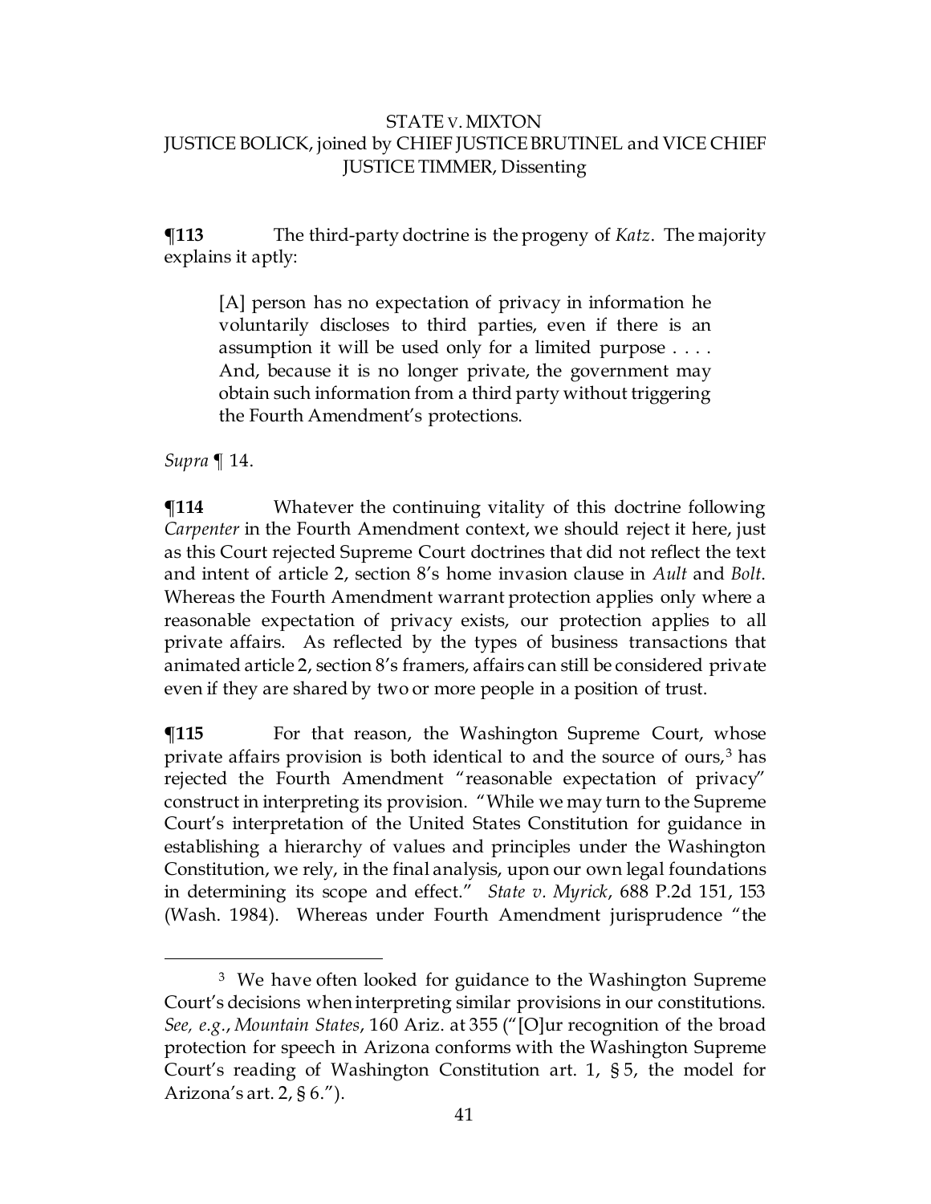**¶113** The third-party doctrine is the progeny of *Katz*. The majority explains it aptly:

> [A] person has no expectation of privacy in information he voluntarily discloses to third parties, even if there is an assumption it will be used only for a limited purpose . . . . And, because it is no longer private, the government may obtain such information from a third party without triggering the Fourth Amendment's protections.

*Supra* ¶ 14.

**¶114** Whatever the continuing vitality of this doctrine following *Carpenter* in the Fourth Amendment context, we should reject it here, just as this Court rejected Supreme Court doctrines that did not reflect the text and intent of article 2, section 8's home invasion clause in *Ault* and *Bolt*. Whereas the Fourth Amendment warrant protection applies only where a reasonable expectation of privacy exists, our protection applies to all private affairs. As reflected by the types of business transactions that animated article 2, section 8's framers, affairs can still be considered private even if they are shared by two or more people in a position of trust.

**¶115** For that reason, the Washington Supreme Court, whose private affairs provision is both identical to and the source of ours,[3] has rejected the Fourth Amendment "reasonable expectation of privacy" construct in interpreting its provision. "While we may turn to the Supreme Court's interpretation of the United States Constitution for guidance in establishing a hierarchy of values and principles under the Washington Constitution, we rely, in the final analysis, upon our own legal foundations in determining its scope and effect." *State v. Myrick*, 688 P.2d 151, 153 (Wash. 1984). Whereas under Fourth Amendment jurisprudence "the

[3] We have often looked for guidance to the Washington Supreme Court's decisions when interpreting similar provisions in our constitutions. *See, e.g.*, *Mountain States*, 160 Ariz. at 355 ("[O]ur recognition of the broad protection for speech in Arizona conforms with the Washington Supreme Court's reading of Washington Constitution art. 1, § 5, the model for Arizona's art. 2, § 6.").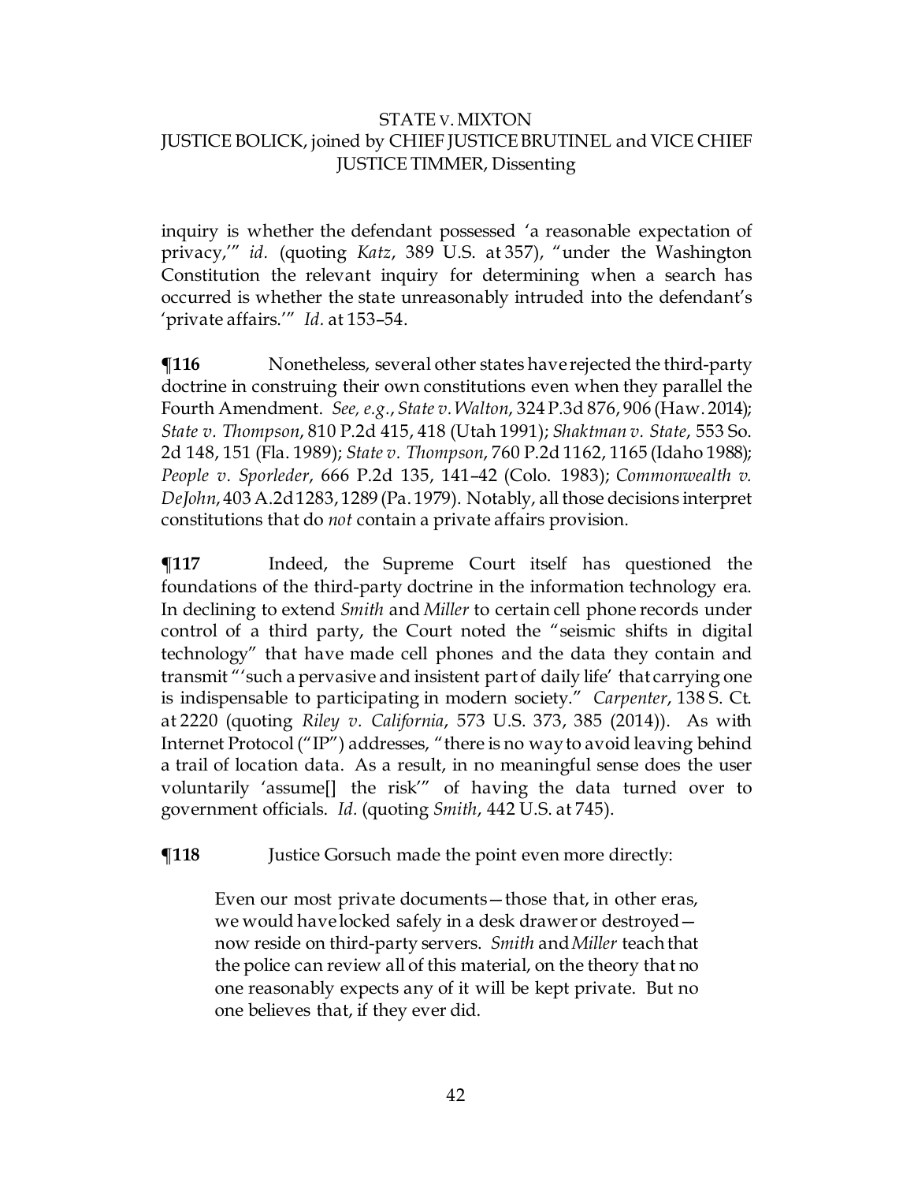inquiry is whether the defendant possessed 'a reasonable expectation of privacy,'" *id.* (quoting *Katz*, 389 U.S. at 357), "under the Washington Constitution the relevant inquiry for determining when a search has occurred is whether the state unreasonably intruded into the defendant's 'private affairs.'" *Id.* at 153–54.

**¶116** Nonetheless, several other states have rejected the third-party doctrine in construing their own constitutions even when they parallel the Fourth Amendment. *See, e.g.*, *State v. Walton*, 324 P.3d 876, 906 (Haw. 2014); *State v. Thompson*, 810 P.2d 415, 418 (Utah 1991); *Shaktman v. State*, 553 So. 2d 148, 151 (Fla. 1989); *State v. Thompson*, 760 P.2d 1162, 1165 (Idaho 1988); *People v. Sporleder*, 666 P.2d 135, 141–42 (Colo. 1983); *Commonwealth v. DeJohn*, 403 A.2d 1283, 1289 (Pa. 1979). Notably, all those decisions interpret constitutions that do *not* contain a private affairs provision.

**¶117** Indeed, the Supreme Court itself has questioned the foundations of the third-party doctrine in the information technology era. In declining to extend *Smith* and *Miller* to certain cell phone records under control of a third party, the Court noted the "seismic shifts in digital technology" that have made cell phones and the data they contain and transmit "'such a pervasive and insistent part of daily life' that carrying one is indispensable to participating in modern society." *Carpenter*, 138 S. Ct. at 2220 (quoting *Riley v. California*, 573 U.S. 373, 385 (2014)). As with Internet Protocol ("IP") addresses, "there is no way to avoid leaving behind a trail of location data. As a result, in no meaningful sense does the user voluntarily 'assume[] the risk'" of having the data turned over to government officials. *Id.* (quoting *Smith*, 442 U.S. at 745).

**¶118** Justice Gorsuch made the point even more directly:

> Even our most private documents—those that, in other eras, we would have locked safely in a desk drawer or destroyed—now reside on third-party servers. *Smith* and *Miller* teach that the police can review all of this material, on the theory that no one reasonably expects any of it will be kept private. But no one believes that, if they ever did.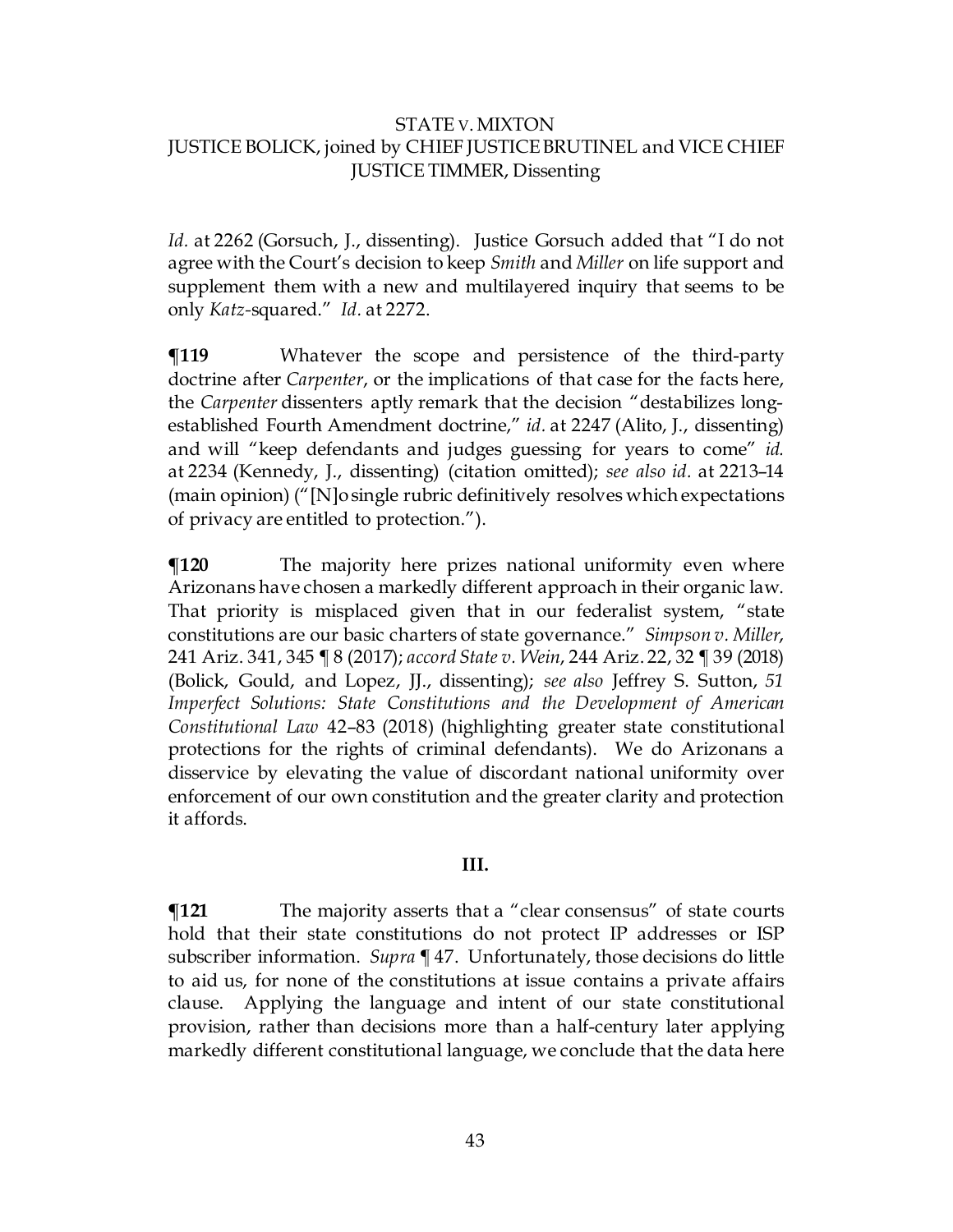*Id.* at 2262 (Gorsuch, J., dissenting). Justice Gorsuch added that "I do not agree with the Court's decision to keep *Smith* and *Miller* on life support and supplement them with a new and multilayered inquiry that seems to be only *Katz*-squared." *Id.* at 2272.

**¶119** Whatever the scope and persistence of the third-party doctrine after *Carpenter*, or the implications of that case for the facts here, the *Carpenter* dissenters aptly remark that the decision "destabilizes long-established Fourth Amendment doctrine," *id.* at 2247 (Alito, J., dissenting) and will "keep defendants and judges guessing for years to come" *id.* at 2234 (Kennedy, J., dissenting) (citation omitted); *see also id.* at 2213–14 (main opinion) ("[N]o single rubric definitively resolves which expectations of privacy are entitled to protection.").

**¶120** The majority here prizes national uniformity even where Arizonans have chosen a markedly different approach in their organic law. That priority is misplaced given that in our federalist system, "state constitutions are our basic charters of state governance." *Simpson v. Miller*, 241 Ariz. 341, 345 ¶ 8 (2017); *accord State v. Wein*, 244 Ariz. 22, 32 ¶ 39 (2018) (Bolick, Gould, and Lopez, JJ., dissenting); *see also* Jeffrey S. Sutton, *51 Imperfect Solutions: State Constitutions and the Development of American Constitutional Law* 42–83 (2018) (highlighting greater state constitutional protections for the rights of criminal defendants). We do Arizonans a disservice by elevating the value of discordant national uniformity over enforcement of our own constitution and the greater clarity and protection it affords.

### III.

**¶121** The majority asserts that a "clear consensus" of state courts hold that their state constitutions do not protect IP addresses or ISP subscriber information. *Supra* ¶ 47. Unfortunately, those decisions do little to aid us, for none of the constitutions at issue contains a private affairs clause. Applying the language and intent of our state constitutional provision, rather than decisions more than a half-century later applying markedly different constitutional language, we conclude that the data here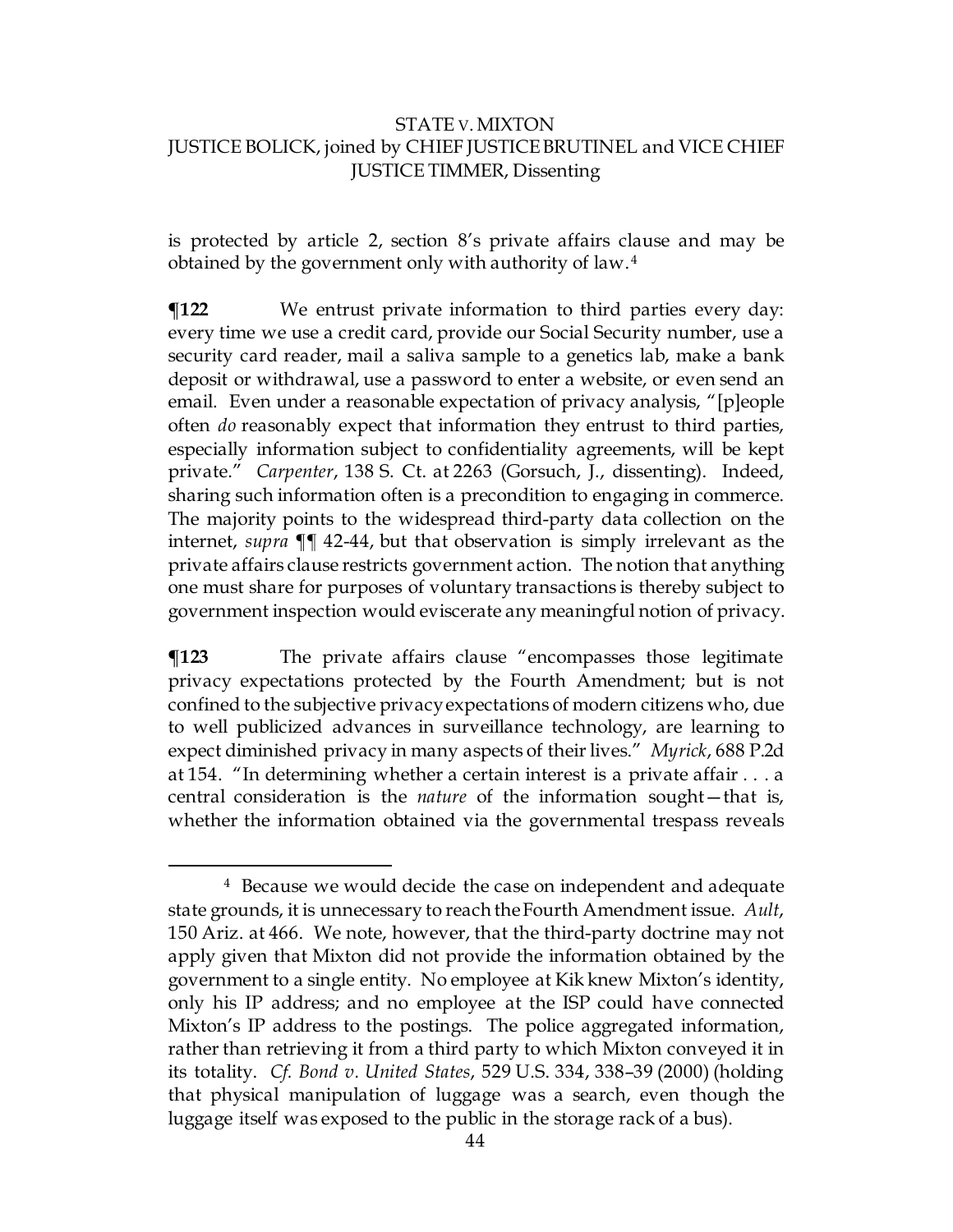is protected by article 2, section 8's private affairs clause and may be obtained by the government only with authority of law.[4]

**¶122** We entrust private information to third parties every day: every time we use a credit card, provide our Social Security number, use a security card reader, mail a saliva sample to a genetics lab, make a bank deposit or withdrawal, use a password to enter a website, or even send an email. Even under a reasonable expectation of privacy analysis, "[p]eople often *do* reasonably expect that information they entrust to third parties, especially information subject to confidentiality agreements, will be kept private." *Carpenter*, 138 S. Ct. at 2263 (Gorsuch, J., dissenting). Indeed, sharing such information often is a precondition to engaging in commerce. The majority points to the widespread third-party data collection on the internet, *supra* ¶¶ 42-44, but that observation is simply irrelevant as the private affairs clause restricts government action. The notion that anything one must share for purposes of voluntary transactions is thereby subject to government inspection would eviscerate any meaningful notion of privacy.

**¶123** The private affairs clause "encompasses those legitimate privacy expectations protected by the Fourth Amendment; but is not confined to the subjective privacy expectations of modern citizens who, due to well publicized advances in surveillance technology, are learning to expect diminished privacy in many aspects of their lives." *Myrick*, 688 P.2d at 154. "In determining whether a certain interest is a private affair . . . a central consideration is the *nature* of the information sought—that is, whether the information obtained via the governmental trespass reveals

---

[4] Because we would decide the case on independent and adequate state grounds, it is unnecessary to reach the Fourth Amendment issue. *Ault*, 150 Ariz. at 466. We note, however, that the third-party doctrine may not apply given that Mixton did not provide the information obtained by the government to a single entity. No employee at Kik knew Mixton's identity, only his IP address; and no employee at the ISP could have connected Mixton's IP address to the postings. The police aggregated information, rather than retrieving it from a third party to which Mixton conveyed it in its totality. *Cf. Bond v. United States*, 529 U.S. 334, 338–39 (2000) (holding that physical manipulation of luggage was a search, even though the luggage itself was exposed to the public in the storage rack of a bus).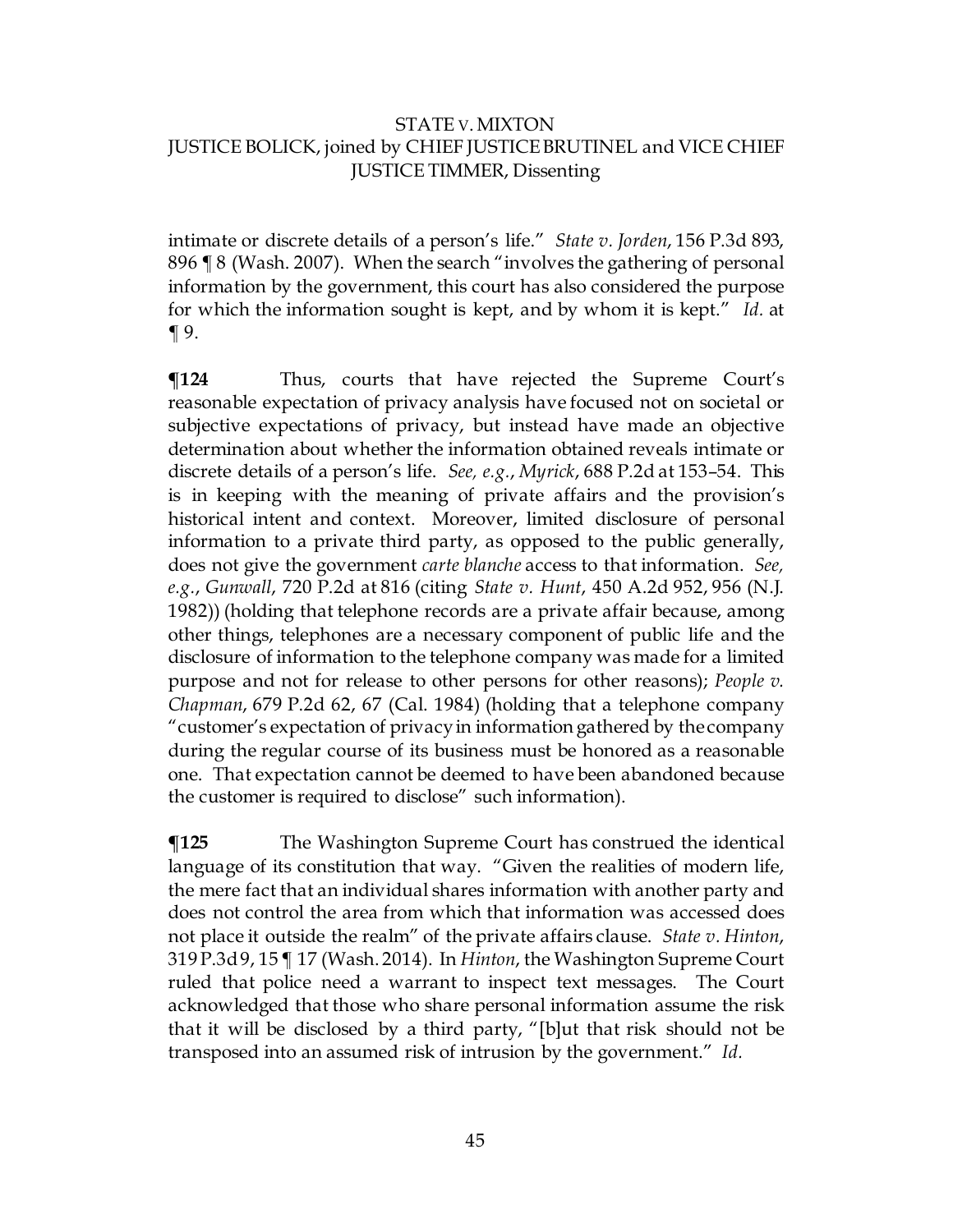intimate or discrete details of a person's life." *State v. Jorden*, 156 P.3d 893, 896 ¶ 8 (Wash. 2007). When the search "involves the gathering of personal information by the government, this court has also considered the purpose for which the information sought is kept, and by whom it is kept." *Id.* at ¶ 9.

**¶124** Thus, courts that have rejected the Supreme Court's reasonable expectation of privacy analysis have focused not on societal or subjective expectations of privacy, but instead have made an objective determination about whether the information obtained reveals intimate or discrete details of a person's life. *See, e.g.*, *Myrick*, 688 P.2d at 153–54. This is in keeping with the meaning of private affairs and the provision's historical intent and context. Moreover, limited disclosure of personal information to a private third party, as opposed to the public generally, does not give the government *carte blanche* access to that information. *See, e.g.*, *Gunwall*, 720 P.2d at 816 (citing *State v. Hunt*, 450 A.2d 952, 956 (N.J. 1982)) (holding that telephone records are a private affair because, among other things, telephones are a necessary component of public life and the disclosure of information to the telephone company was made for a limited purpose and not for release to other persons for other reasons); *People v. Chapman*, 679 P.2d 62, 67 (Cal. 1984) (holding that a telephone company "customer's expectation of privacy in information gathered by the company during the regular course of its business must be honored as a reasonable one. That expectation cannot be deemed to have been abandoned because the customer is required to disclose" such information).

**¶125** The Washington Supreme Court has construed the identical language of its constitution that way. "Given the realities of modern life, the mere fact that an individual shares information with another party and does not control the area from which that information was accessed does not place it outside the realm" of the private affairs clause. *State v. Hinton*, 319 P.3d 9, 15 ¶ 17 (Wash. 2014). In *Hinton*, the Washington Supreme Court ruled that police need a warrant to inspect text messages. The Court acknowledged that those who share personal information assume the risk that it will be disclosed by a third party, "[b]ut that risk should not be transposed into an assumed risk of intrusion by the government." *Id.*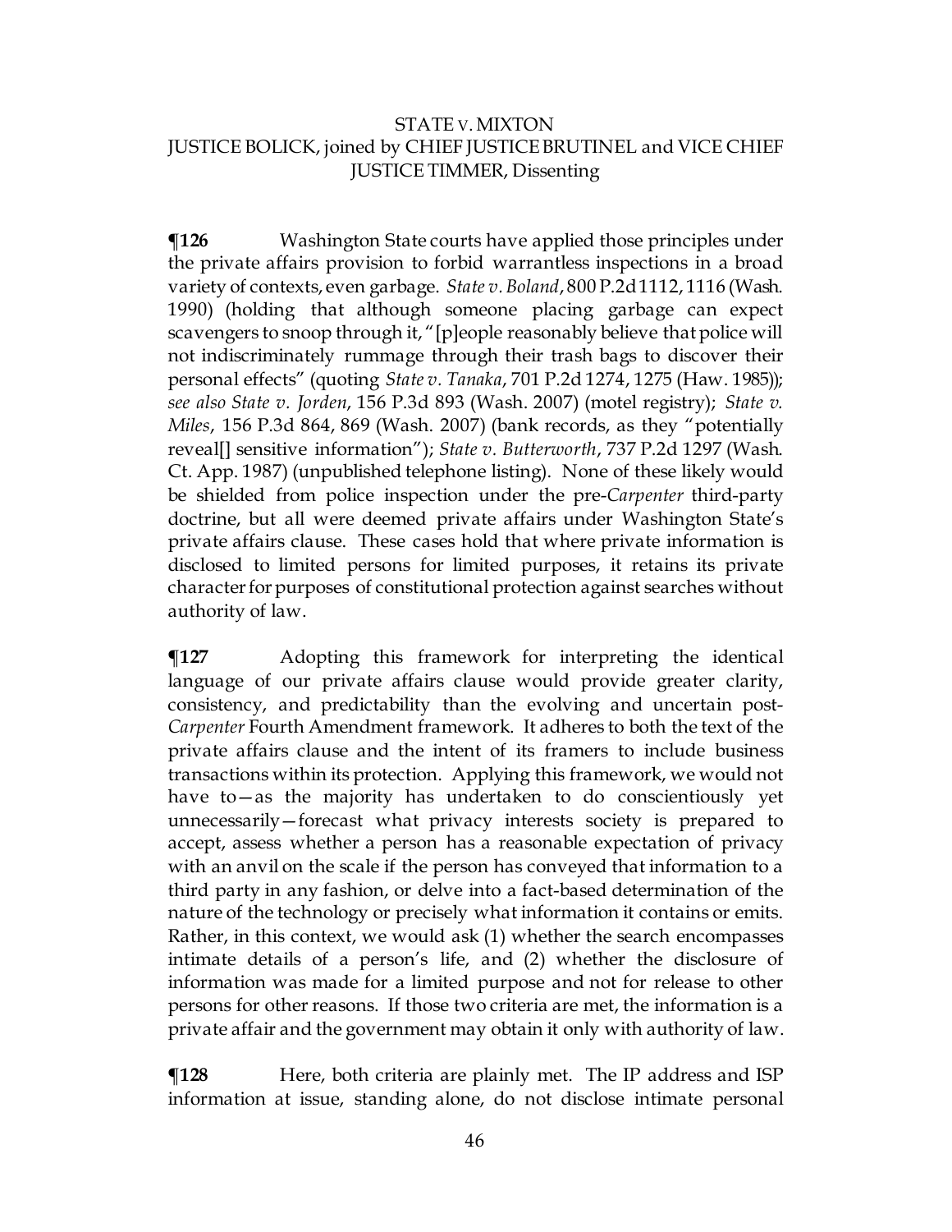**¶126** Washington State courts have applied those principles under the private affairs provision to forbid warrantless inspections in a broad variety of contexts, even garbage. *State v. Boland*, 800 P.2d 1112, 1116 (Wash. 1990) (holding that although someone placing garbage can expect scavengers to snoop through it, "[p]eople reasonably believe that police will not indiscriminately rummage through their trash bags to discover their personal effects" (quoting *State v. Tanaka*, 701 P.2d 1274, 1275 (Haw. 1985)); *see also State v. Jorden*, 156 P.3d 893 (Wash. 2007) (motel registry); *State v. Miles*, 156 P.3d 864, 869 (Wash. 2007) (bank records, as they "potentially reveal[] sensitive information"); *State v. Butterworth*, 737 P.2d 1297 (Wash. Ct. App. 1987) (unpublished telephone listing). None of these likely would be shielded from police inspection under the pre-*Carpenter* third-party doctrine, but all were deemed private affairs under Washington State's private affairs clause. These cases hold that where private information is disclosed to limited persons for limited purposes, it retains its private character for purposes of constitutional protection against searches without authority of law.

**¶127** Adopting this framework for interpreting the identical language of our private affairs clause would provide greater clarity, consistency, and predictability than the evolving and uncertain post-*Carpenter* Fourth Amendment framework. It adheres to both the text of the private affairs clause and the intent of its framers to include business transactions within its protection. Applying this framework, we would not have to—as the majority has undertaken to do conscientiously yet unnecessarily—forecast what privacy interests society is prepared to accept, assess whether a person has a reasonable expectation of privacy with an anvil on the scale if the person has conveyed that information to a third party in any fashion, or delve into a fact-based determination of the nature of the technology or precisely what information it contains or emits. Rather, in this context, we would ask (1) whether the search encompasses intimate details of a person's life, and (2) whether the disclosure of information was made for a limited purpose and not for release to other persons for other reasons. If those two criteria are met, the information is a private affair and the government may obtain it only with authority of law.

**¶128** Here, both criteria are plainly met. The IP address and ISP information at issue, standing alone, do not disclose intimate personal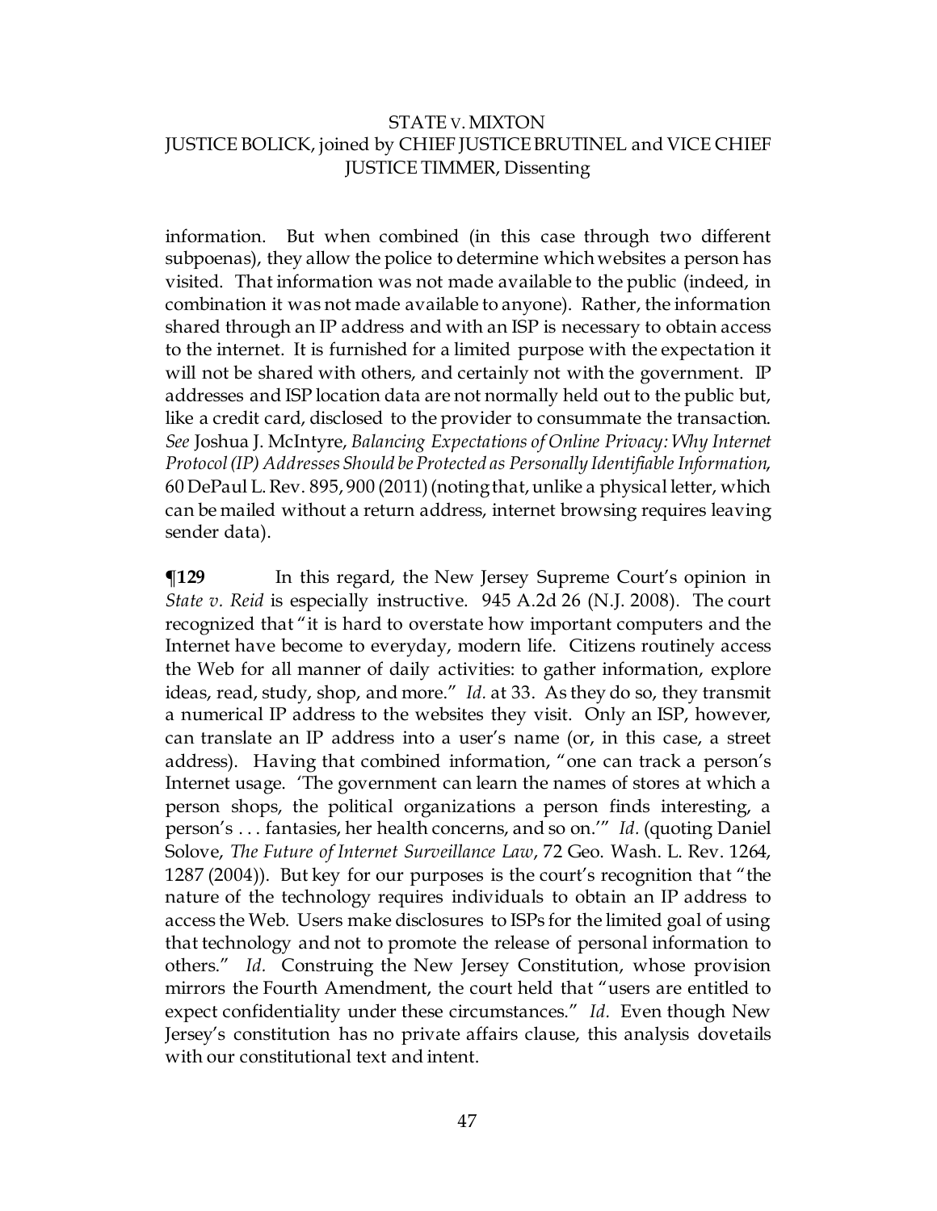information. But when combined (in this case through two different subpoenas), they allow the police to determine which websites a person has visited. That information was not made available to the public (indeed, in combination it was not made available to anyone). Rather, the information shared through an IP address and with an ISP is necessary to obtain access to the internet. It is furnished for a limited purpose with the expectation it will not be shared with others, and certainly not with the government. IP addresses and ISP location data are not normally held out to the public but, like a credit card, disclosed to the provider to consummate the transaction. *See* Joshua J. McIntyre, *Balancing Expectations of Online Privacy: Why Internet Protocol (IP) Addresses Should be Protected as Personally Identifiable Information*, 60 DePaul L. Rev. 895, 900 (2011) (noting that, unlike a physical letter, which can be mailed without a return address, internet browsing requires leaving sender data).

**¶129** In this regard, the New Jersey Supreme Court's opinion in *State v. Reid* is especially instructive. 945 A.2d 26 (N.J. 2008). The court recognized that "it is hard to overstate how important computers and the Internet have become to everyday, modern life. Citizens routinely access the Web for all manner of daily activities: to gather information, explore ideas, read, study, shop, and more." *Id.* at 33. As they do so, they transmit a numerical IP address to the websites they visit. Only an ISP, however, can translate an IP address into a user's name (or, in this case, a street address). Having that combined information, "one can track a person's Internet usage. 'The government can learn the names of stores at which a person shops, the political organizations a person finds interesting, a person's . . . fantasies, her health concerns, and so on.'" *Id.* (quoting Daniel Solove, *The Future of Internet Surveillance Law*, 72 Geo. Wash. L. Rev. 1264, 1287 (2004)). But key for our purposes is the court's recognition that "the nature of the technology requires individuals to obtain an IP address to access the Web. Users make disclosures to ISPs for the limited goal of using that technology and not to promote the release of personal information to others." *Id.* Construing the New Jersey Constitution, whose provision mirrors the Fourth Amendment, the court held that "users are entitled to expect confidentiality under these circumstances." *Id.* Even though New Jersey's constitution has no private affairs clause, this analysis dovetails with our constitutional text and intent.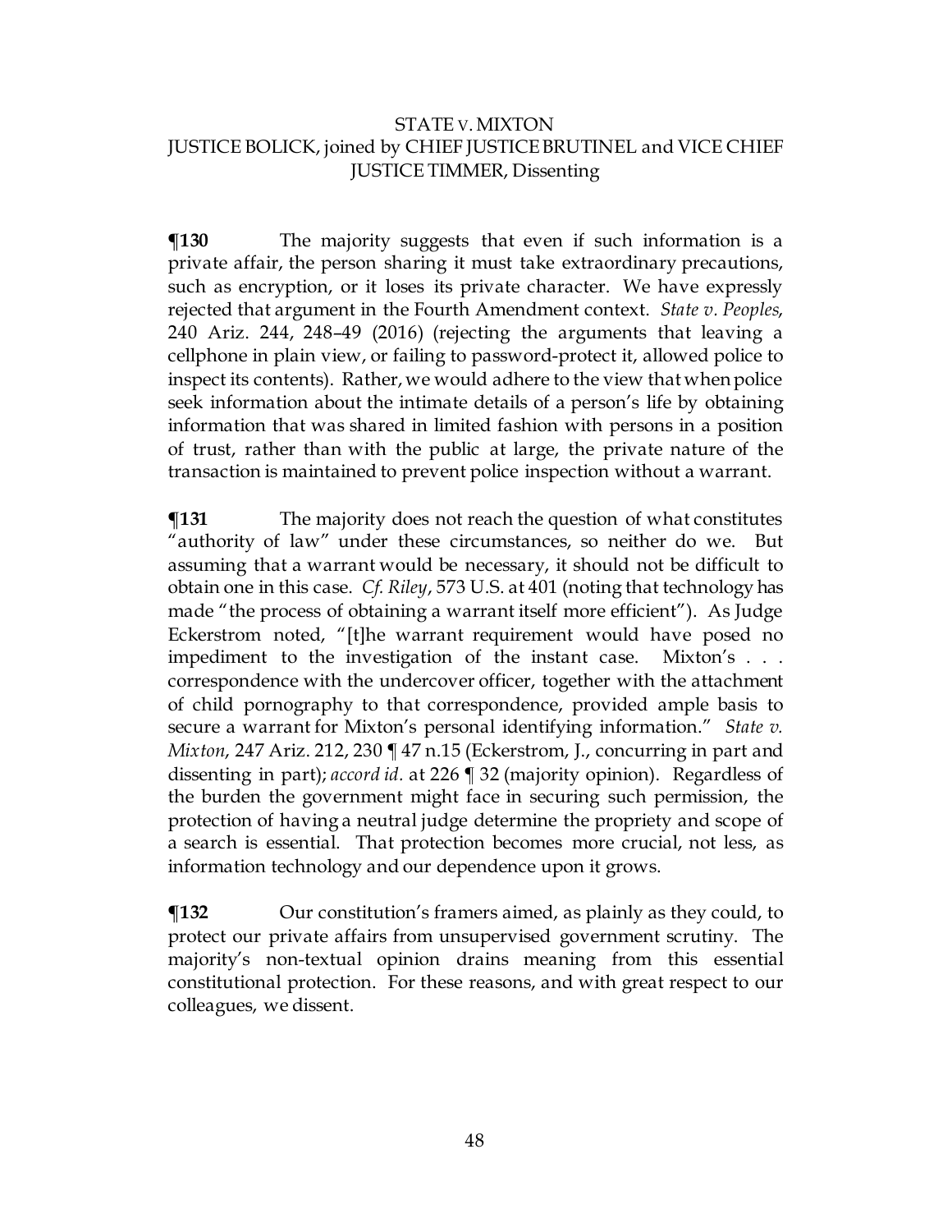STATE v. MIXTON

JUSTICE BOLICK, joined by CHIEF JUSTICE BRUTINEL and VICE CHIEF JUSTICE TIMMER, Dissenting

**¶130** The majority suggests that even if such information is a private affair, the person sharing it must take extraordinary precautions, such as encryption, or it loses its private character. We have expressly rejected that argument in the Fourth Amendment context. *State v. Peoples*, 240 Ariz. 244, 248–49 (2016) (rejecting the arguments that leaving a cellphone in plain view, or failing to password-protect it, allowed police to inspect its contents). Rather, we would adhere to the view that when police seek information about the intimate details of a person's life by obtaining information that was shared in limited fashion with persons in a position of trust, rather than with the public at large, the private nature of the transaction is maintained to prevent police inspection without a warrant.

**¶131** The majority does not reach the question of what constitutes "authority of law" under these circumstances, so neither do we. But assuming that a warrant would be necessary, it should not be difficult to obtain one in this case. *Cf. Riley*, 573 U.S. at 401 (noting that technology has made "the process of obtaining a warrant itself more efficient"). As Judge Eckerstrom noted, "[t]he warrant requirement would have posed no impediment to the investigation of the instant case. Mixton's . . . correspondence with the undercover officer, together with the attachment of child pornography to that correspondence, provided ample basis to secure a warrant for Mixton's personal identifying information." *State v. Mixton*, 247 Ariz. 212, 230 ¶ 47 n.15 (Eckerstrom, J., concurring in part and dissenting in part); *accord id.* at 226 ¶ 32 (majority opinion). Regardless of the burden the government might face in securing such permission, the protection of having a neutral judge determine the propriety and scope of a search is essential. That protection becomes more crucial, not less, as information technology and our dependence upon it grows.

**¶132** Our constitution's framers aimed, as plainly as they could, to protect our private affairs from unsupervised government scrutiny. The majority's non-textual opinion drains meaning from this essential constitutional protection. For these reasons, and with great respect to our colleagues, we dissent.